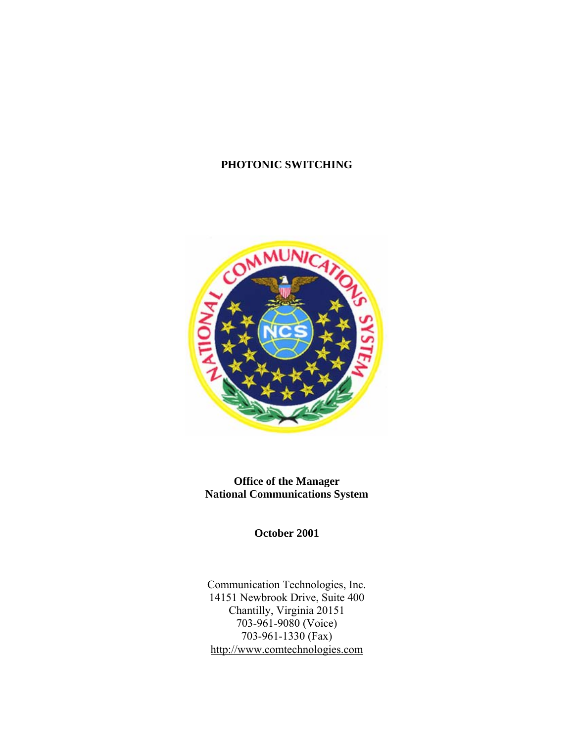# PHOTONIC SWITCHING

**Office of the Manager**
**National Communications System**

**October 2001**

Communication Technologies, Inc.
14151 Newbrook Drive, Suite 400
Chantilly, Virginia 20151
703-961-9080 (Voice)
703-961-1330 (Fax)
http://www.comtechnologies.com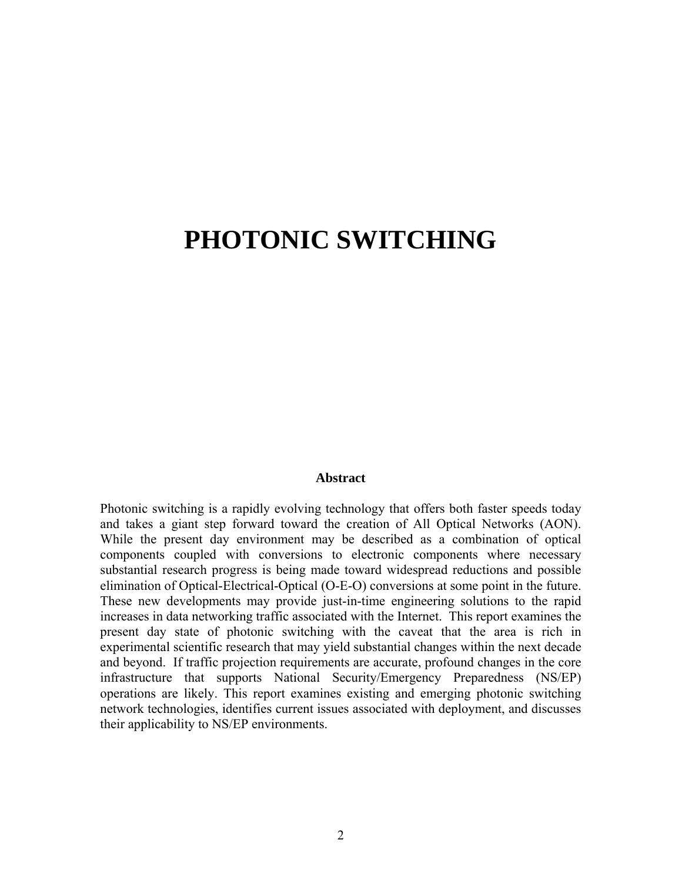# PHOTONIC SWITCHING

## Abstract

Photonic switching is a rapidly evolving technology that offers both faster speeds today and takes a giant step forward toward the creation of All Optical Networks (AON). While the present day environment may be described as a combination of optical components coupled with conversions to electronic components where necessary substantial research progress is being made toward widespread reductions and possible elimination of Optical-Electrical-Optical (O-E-O) conversions at some point in the future. These new developments may provide just-in-time engineering solutions to the rapid increases in data networking traffic associated with the Internet. This report examines the present day state of photonic switching with the caveat that the area is rich in experimental scientific research that may yield substantial changes within the next decade and beyond. If traffic projection requirements are accurate, profound changes in the core infrastructure that supports National Security/Emergency Preparedness (NS/EP) operations are likely. This report examines existing and emerging photonic switching network technologies, identifies current issues associated with deployment, and discusses their applicability to NS/EP environments.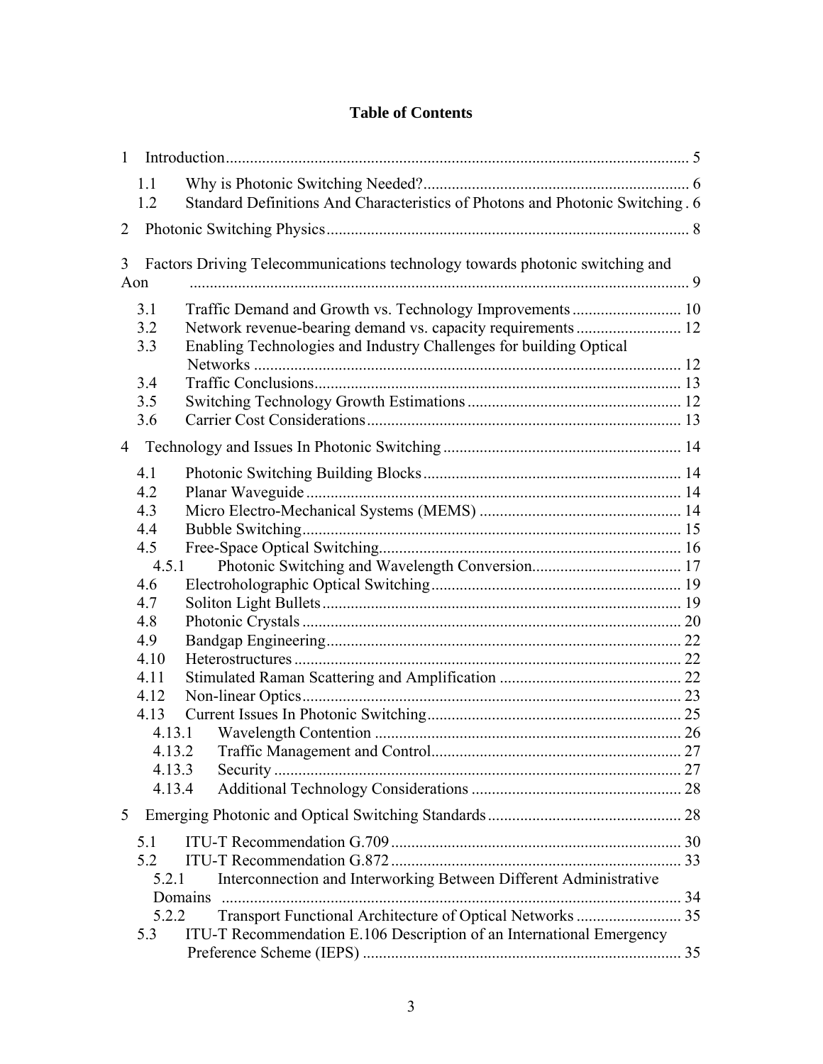# Table of Contents

1 Introduction .................................................. 5

- 1.1 Why is Photonic Switching Needed? .................................................. 6
- 1.2 Standard Definitions And Characteristics of Photons and Photonic Switching . 6

2 Photonic Switching Physics .................................................. 8

3 Factors Driving Telecommunications technology towards photonic switching and Aon .................................................. 9

- 3.1 Traffic Demand and Growth vs. Technology Improvements .................................................. 10
- 3.2 Network revenue-bearing demand vs. capacity requirements .................................................. 12
- 3.3 Enabling Technologies and Industry Challenges for building Optical Networks .................................................. 12
- 3.4 Traffic Conclusions .................................................. 13
- 3.5 Switching Technology Growth Estimations .................................................. 12
- 3.6 Carrier Cost Considerations .................................................. 13

4 Technology and Issues In Photonic Switching .................................................. 14

- 4.1 Photonic Switching Building Blocks .................................................. 14
- 4.2 Planar Waveguide .................................................. 14
- 4.3 Micro Electro-Mechanical Systems (MEMS) .................................................. 14
- 4.4 Bubble Switching .................................................. 15
- 4.5 Free-Space Optical Switching .................................................. 16
  - 4.5.1 Photonic Switching and Wavelength Conversion .................................................. 17
- 4.6 Electroholographic Optical Switching .................................................. 19
- 4.7 Soliton Light Bullets .................................................. 19
- 4.8 Photonic Crystals .................................................. 20
- 4.9 Bandgap Engineering .................................................. 22
- 4.10 Heterostructures .................................................. 22
- 4.11 Stimulated Raman Scattering and Amplification .................................................. 22
- 4.12 Non-linear Optics .................................................. 23
- 4.13 Current Issues In Photonic Switching .................................................. 25
  - 4.13.1 Wavelength Contention .................................................. 26
  - 4.13.2 Traffic Management and Control .................................................. 27
  - 4.13.3 Security .................................................. 27
  - 4.13.4 Additional Technology Considerations .................................................. 28

5 Emerging Photonic and Optical Switching Standards .................................................. 28

- 5.1 ITU-T Recommendation G.709 .................................................. 30
- 5.2 ITU-T Recommendation G.872 .................................................. 33
  - 5.2.1 Interconnection and Interworking Between Different Administrative Domains .................................................. 34
  - 5.2.2 Transport Functional Architecture of Optical Networks .................................................. 35
- 5.3 ITU-T Recommendation E.106 Description of an International Emergency Preference Scheme (IEPS) .................................................. 35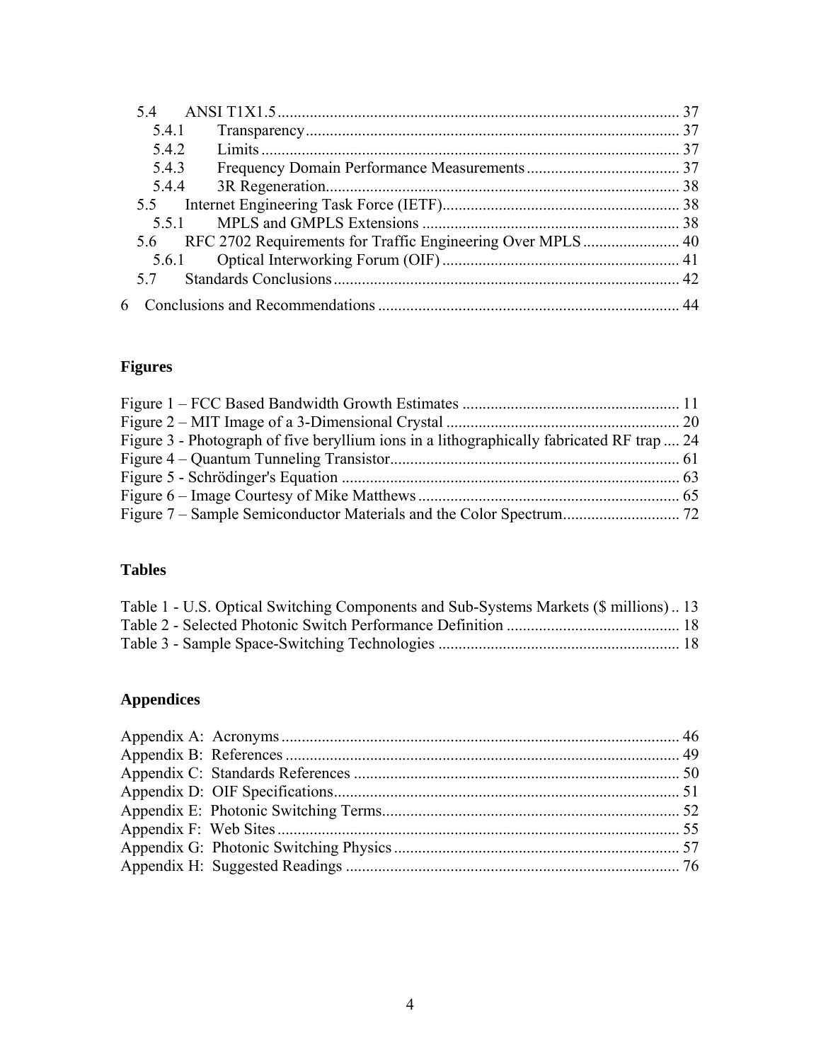5.4 ANSI T1X1.5 .......... 37
 5.4.1 Transparency .......... 37
 5.4.2 Limits .......... 37
 5.4.3 Frequency Domain Performance Measurements .......... 37
 5.4.4 3R Regeneration .......... 38
5.5 Internet Engineering Task Force (IETF) .......... 38
 5.5.1 MPLS and GMPLS Extensions .......... 38
5.6 RFC 2702 Requirements for Traffic Engineering Over MPLS .......... 40
 5.6.1 Optical Interworking Forum (OIF) .......... 41
5.7 Standards Conclusions .......... 42

6 Conclusions and Recommendations .......... 44

## Figures

Figure 1 – FCC Based Bandwidth Growth Estimates .......... 11
Figure 2 – MIT Image of a 3-Dimensional Crystal .......... 20
Figure 3 - Photograph of five beryllium ions in a lithographically fabricated RF trap .......... 24
Figure 4 – Quantum Tunneling Transistor .......... 61
Figure 5 - Schrödinger's Equation .......... 63
Figure 6 – Image Courtesy of Mike Matthews .......... 65
Figure 7 – Sample Semiconductor Materials and the Color Spectrum .......... 72

## Tables

Table 1 - U.S. Optical Switching Components and Sub-Systems Markets ($ millions) .......... 13
Table 2 - Selected Photonic Switch Performance Definition .......... 18
Table 3 - Sample Space-Switching Technologies .......... 18

## Appendices

Appendix A: Acronyms .......... 46
Appendix B: References .......... 49
Appendix C: Standards References .......... 50
Appendix D: OIF Specifications .......... 51
Appendix E: Photonic Switching Terms .......... 52
Appendix F: Web Sites .......... 55
Appendix G: Photonic Switching Physics .......... 57
Appendix H: Suggested Readings .......... 76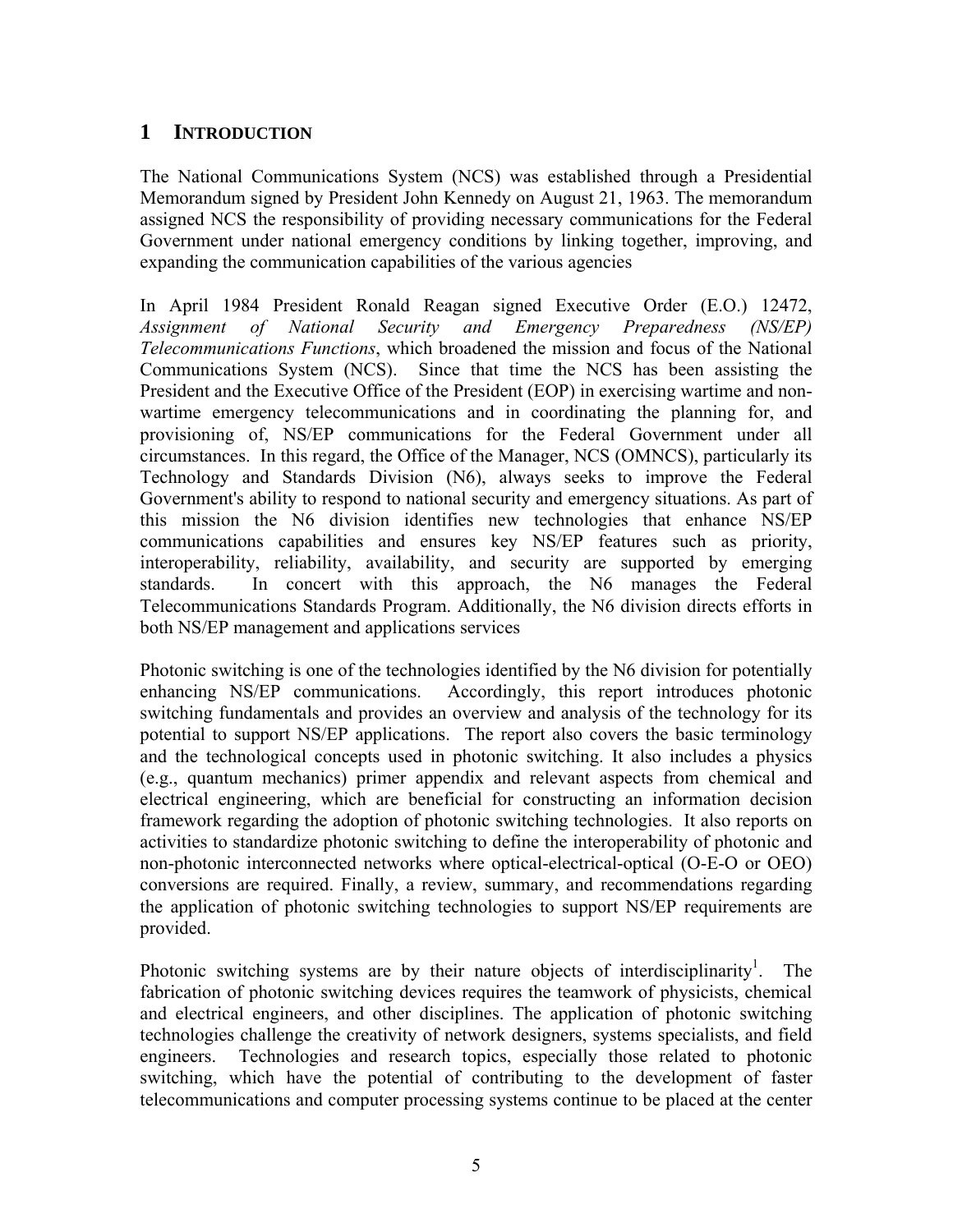# 1 INTRODUCTION

The National Communications System (NCS) was established through a Presidential Memorandum signed by President John Kennedy on August 21, 1963. The memorandum assigned NCS the responsibility of providing necessary communications for the Federal Government under national emergency conditions by linking together, improving, and expanding the communication capabilities of the various agencies

In April 1984 President Ronald Reagan signed Executive Order (E.O.) 12472, *Assignment of National Security and Emergency Preparedness (NS/EP) Telecommunications Functions*, which broadened the mission and focus of the National Communications System (NCS). Since that time the NCS has been assisting the President and the Executive Office of the President (EOP) in exercising wartime and non-wartime emergency telecommunications and in coordinating the planning for, and provisioning of, NS/EP communications for the Federal Government under all circumstances. In this regard, the Office of the Manager, NCS (OMNCS), particularly its Technology and Standards Division (N6), always seeks to improve the Federal Government's ability to respond to national security and emergency situations. As part of this mission the N6 division identifies new technologies that enhance NS/EP communications capabilities and ensures key NS/EP features such as priority, interoperability, reliability, availability, and security are supported by emerging standards. In concert with this approach, the N6 manages the Federal Telecommunications Standards Program. Additionally, the N6 division directs efforts in both NS/EP management and applications services

Photonic switching is one of the technologies identified by the N6 division for potentially enhancing NS/EP communications. Accordingly, this report introduces photonic switching fundamentals and provides an overview and analysis of the technology for its potential to support NS/EP applications. The report also covers the basic terminology and the technological concepts used in photonic switching. It also includes a physics (e.g., quantum mechanics) primer appendix and relevant aspects from chemical and electrical engineering, which are beneficial for constructing an information decision framework regarding the adoption of photonic switching technologies. It also reports on activities to standardize photonic switching to define the interoperability of photonic and non-photonic interconnected networks where optical-electrical-optical (O-E-O or OEO) conversions are required. Finally, a review, summary, and recommendations regarding the application of photonic switching technologies to support NS/EP requirements are provided.

Photonic switching systems are by their nature objects of interdisciplinarity[1]. The fabrication of photonic switching devices requires the teamwork of physicists, chemical and electrical engineers, and other disciplines. The application of photonic switching technologies challenge the creativity of network designers, systems specialists, and field engineers. Technologies and research topics, especially those related to photonic switching, which have the potential of contributing to the development of faster telecommunications and computer processing systems continue to be placed at the center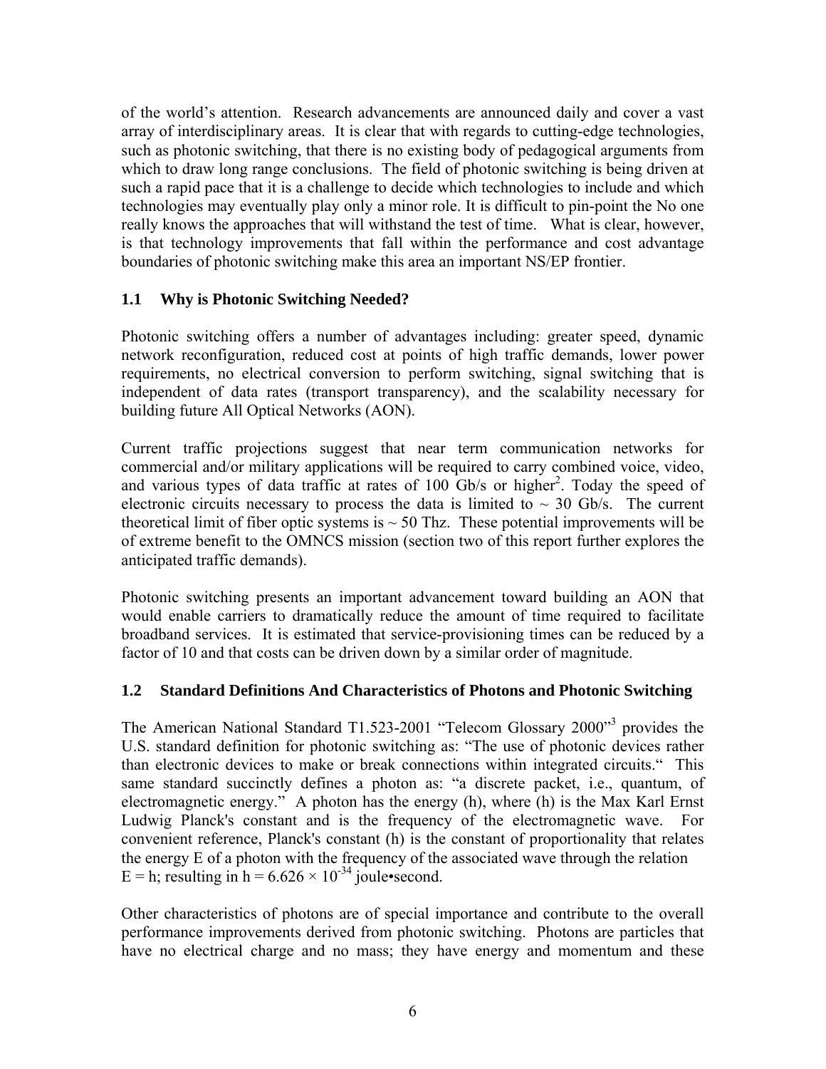of the world's attention. Research advancements are announced daily and cover a vast array of interdisciplinary areas. It is clear that with regards to cutting-edge technologies, such as photonic switching, that there is no existing body of pedagogical arguments from which to draw long range conclusions. The field of photonic switching is being driven at such a rapid pace that it is a challenge to decide which technologies to include and which technologies may eventually play only a minor role. It is difficult to pin-point the No one really knows the approaches that will withstand the test of time. What is clear, however, is that technology improvements that fall within the performance and cost advantage boundaries of photonic switching make this area an important NS/EP frontier.

### 1.1 Why is Photonic Switching Needed?

Photonic switching offers a number of advantages including: greater speed, dynamic network reconfiguration, reduced cost at points of high traffic demands, lower power requirements, no electrical conversion to perform switching, signal switching that is independent of data rates (transport transparency), and the scalability necessary for building future All Optical Networks (AON).

Current traffic projections suggest that near term communication networks for commercial and/or military applications will be required to carry combined voice, video, and various types of data traffic at rates of 100 Gb/s or higher[2]. Today the speed of electronic circuits necessary to process the data is limited to ~ 30 Gb/s. The current theoretical limit of fiber optic systems is ~ 50 Thz. These potential improvements will be of extreme benefit to the OMNCS mission (section two of this report further explores the anticipated traffic demands).

Photonic switching presents an important advancement toward building an AON that would enable carriers to dramatically reduce the amount of time required to facilitate broadband services. It is estimated that service-provisioning times can be reduced by a factor of 10 and that costs can be driven down by a similar order of magnitude.

### 1.2 Standard Definitions And Characteristics of Photons and Photonic Switching

The American National Standard T1.523-2001 "Telecom Glossary 2000"[3] provides the U.S. standard definition for photonic switching as: "The use of photonic devices rather than electronic devices to make or break connections within integrated circuits." This same standard succinctly defines a photon as: "a discrete packet, i.e., quantum, of electromagnetic energy." A photon has the energy (h), where (h) is the Max Karl Ernst Ludwig Planck's constant and is the frequency of the electromagnetic wave. For convenient reference, Planck's constant (h) is the constant of proportionality that relates the energy E of a photon with the frequency of the associated wave through the relation E = h; resulting in h = $6.626 \times 10^{-34}$ joule•second.

Other characteristics of photons are of special importance and contribute to the overall performance improvements derived from photonic switching. Photons are particles that have no electrical charge and no mass; they have energy and momentum and these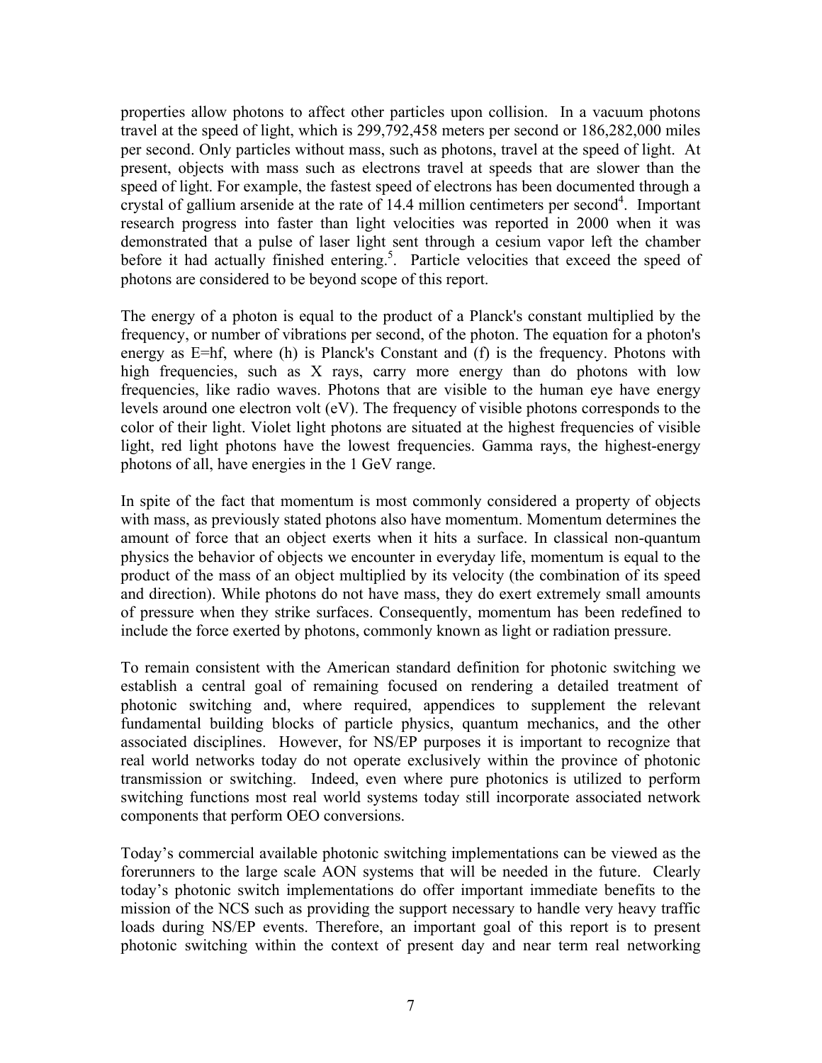properties allow photons to affect other particles upon collision. In a vacuum photons travel at the speed of light, which is 299,792,458 meters per second or 186,282,000 miles per second. Only particles without mass, such as photons, travel at the speed of light. At present, objects with mass such as electrons travel at speeds that are slower than the speed of light. For example, the fastest speed of electrons has been documented through a crystal of gallium arsenide at the rate of 14.4 million centimeters per second[4]. Important research progress into faster than light velocities was reported in 2000 when it was demonstrated that a pulse of laser light sent through a cesium vapor left the chamber before it had actually finished entering.[5]. Particle velocities that exceed the speed of photons are considered to be beyond scope of this report.

The energy of a photon is equal to the product of a Planck's constant multiplied by the frequency, or number of vibrations per second, of the photon. The equation for a photon's energy as $E=hf$, where (h) is Planck's Constant and (f) is the frequency. Photons with high frequencies, such as X rays, carry more energy than do photons with low frequencies, like radio waves. Photons that are visible to the human eye have energy levels around one electron volt (eV). The frequency of visible photons corresponds to the color of their light. Violet light photons are situated at the highest frequencies of visible light, red light photons have the lowest frequencies. Gamma rays, the highest-energy photons of all, have energies in the 1 GeV range.

In spite of the fact that momentum is most commonly considered a property of objects with mass, as previously stated photons also have momentum. Momentum determines the amount of force that an object exerts when it hits a surface. In classical non-quantum physics the behavior of objects we encounter in everyday life, momentum is equal to the product of the mass of an object multiplied by its velocity (the combination of its speed and direction). While photons do not have mass, they do exert extremely small amounts of pressure when they strike surfaces. Consequently, momentum has been redefined to include the force exerted by photons, commonly known as light or radiation pressure.

To remain consistent with the American standard definition for photonic switching we establish a central goal of remaining focused on rendering a detailed treatment of photonic switching and, where required, appendices to supplement the relevant fundamental building blocks of particle physics, quantum mechanics, and the other associated disciplines. However, for NS/EP purposes it is important to recognize that real world networks today do not operate exclusively within the province of photonic transmission or switching. Indeed, even where pure photonics is utilized to perform switching functions most real world systems today still incorporate associated network components that perform OEO conversions.

Today's commercial available photonic switching implementations can be viewed as the forerunners to the large scale AON systems that will be needed in the future. Clearly today's photonic switch implementations do offer important immediate benefits to the mission of the NCS such as providing the support necessary to handle very heavy traffic loads during NS/EP events. Therefore, an important goal of this report is to present photonic switching within the context of present day and near term real networking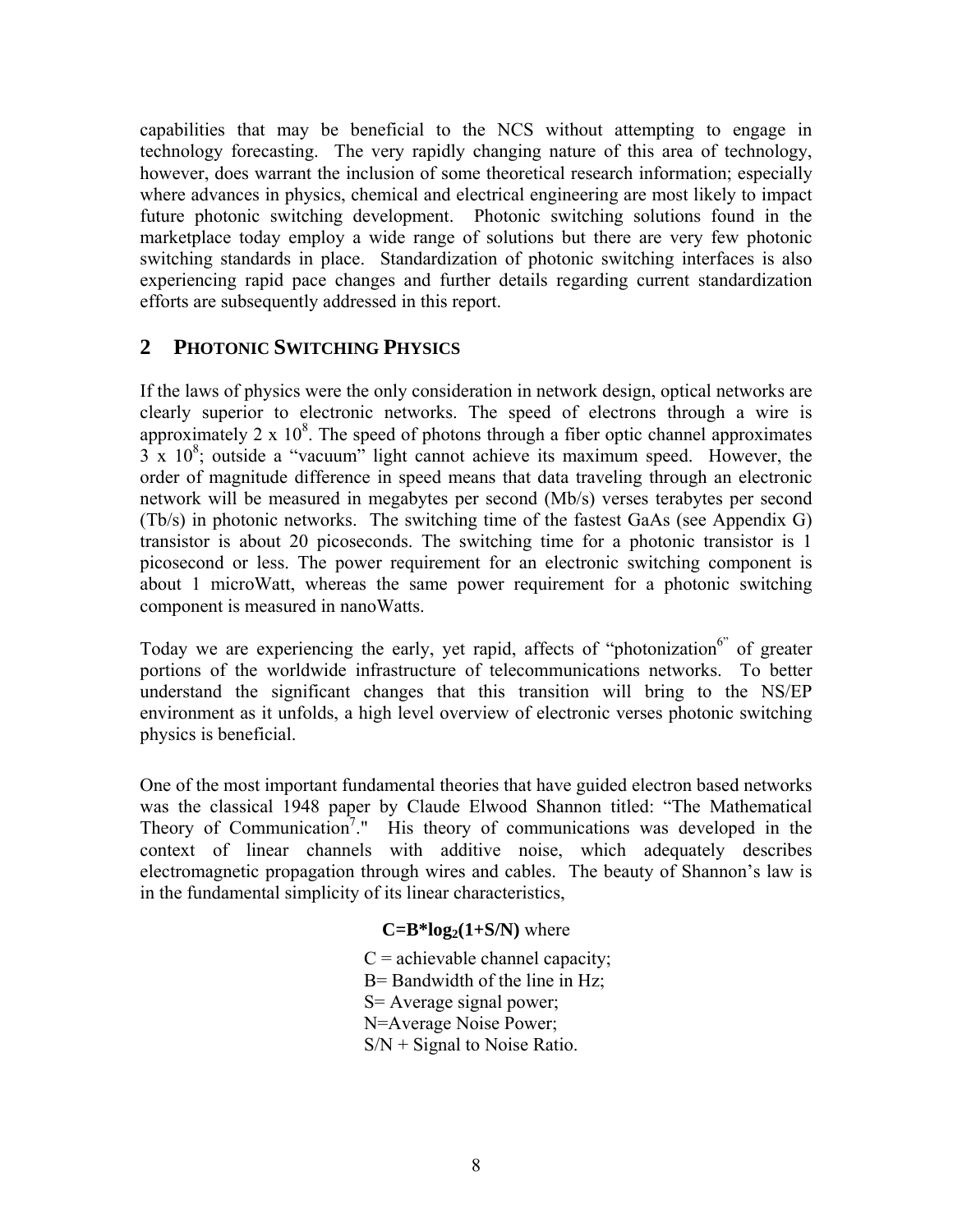capabilities that may be beneficial to the NCS without attempting to engage in technology forecasting. The very rapidly changing nature of this area of technology, however, does warrant the inclusion of some theoretical research information; especially where advances in physics, chemical and electrical engineering are most likely to impact future photonic switching development. Photonic switching solutions found in the marketplace today employ a wide range of solutions but there are very few photonic switching standards in place. Standardization of photonic switching interfaces is also experiencing rapid pace changes and further details regarding current standardization efforts are subsequently addressed in this report.

## 2 PHOTONIC SWITCHING PHYSICS

If the laws of physics were the only consideration in network design, optical networks are clearly superior to electronic networks. The speed of electrons through a wire is approximately $2 \times 10^8$. The speed of photons through a fiber optic channel approximates $3 \times 10^8$; outside a "vacuum" light cannot achieve its maximum speed. However, the order of magnitude difference in speed means that data traveling through an electronic network will be measured in megabytes per second (Mb/s) verses terabytes per second (Tb/s) in photonic networks. The switching time of the fastest GaAs (see Appendix G) transistor is about 20 picoseconds. The switching time for a photonic transistor is 1 picosecond or less. The power requirement for an electronic switching component is about 1 microWatt, whereas the same power requirement for a photonic switching component is measured in nanoWatts.

Today we are experiencing the early, yet rapid, affects of "photonization[6]" of greater portions of the worldwide infrastructure of telecommunications networks. To better understand the significant changes that this transition will bring to the NS/EP environment as it unfolds, a high level overview of electronic verses photonic switching physics is beneficial.

One of the most important fundamental theories that have guided electron based networks was the classical 1948 paper by Claude Elwood Shannon titled: "The Mathematical Theory of Communication[7]." His theory of communications was developed in the context of linear channels with additive noise, which adequately describes electromagnetic propagation through wires and cables. The beauty of Shannon's law is in the fundamental simplicity of its linear characteristics,

$$C = B * \log_2(1 + S/N)$$ where

C = achievable channel capacity;
B= Bandwidth of the line in Hz;
S= Average signal power;
N=Average Noise Power;
S/N + Signal to Noise Ratio.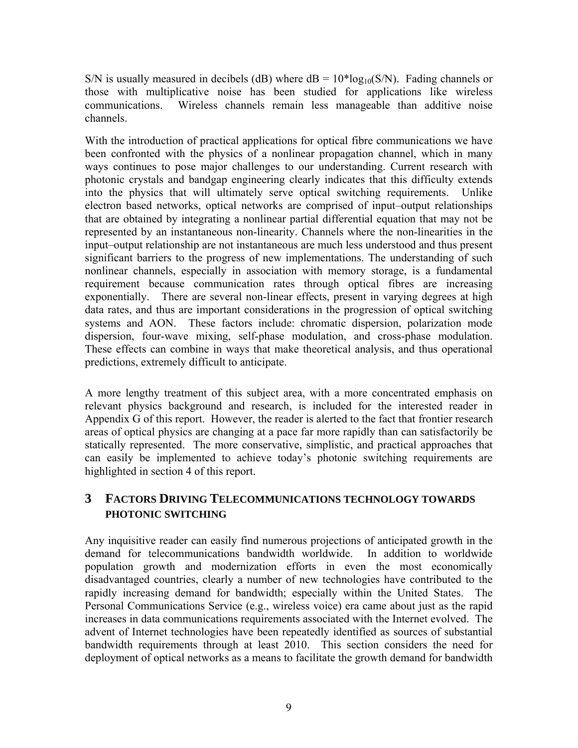S/N is usually measured in decibels (dB) where dB = $10*\log_{10}(S/N)$. Fading channels or those with multiplicative noise has been studied for applications like wireless communications. Wireless channels remain less manageable than additive noise channels.

With the introduction of practical applications for optical fibre communications we have been confronted with the physics of a nonlinear propagation channel, which in many ways continues to pose major challenges to our understanding. Current research with photonic crystals and bandgap engineering clearly indicates that this difficulty extends into the physics that will ultimately serve optical switching requirements. Unlike electron based networks, optical networks are comprised of input–output relationships that are obtained by integrating a nonlinear partial differential equation that may not be represented by an instantaneous non-linearity. Channels where the non-linearities in the input–output relationship are not instantaneous are much less understood and thus present significant barriers to the progress of new implementations. The understanding of such nonlinear channels, especially in association with memory storage, is a fundamental requirement because communication rates through optical fibres are increasing exponentially. There are several non-linear effects, present in varying degrees at high data rates, and thus are important considerations in the progression of optical switching systems and AON. These factors include: chromatic dispersion, polarization mode dispersion, four-wave mixing, self-phase modulation, and cross-phase modulation. These effects can combine in ways that make theoretical analysis, and thus operational predictions, extremely difficult to anticipate.

A more lengthy treatment of this subject area, with a more concentrated emphasis on relevant physics background and research, is included for the interested reader in Appendix G of this report. However, the reader is alerted to the fact that frontier research areas of optical physics are changing at a pace far more rapidly than can satisfactorily be statically represented. The more conservative, simplistic, and practical approaches that can easily be implemented to achieve today's photonic switching requirements are highlighted in section 4 of this report.

# 3 FACTORS DRIVING TELECOMMUNICATIONS TECHNOLOGY TOWARDS PHOTONIC SWITCHING

Any inquisitive reader can easily find numerous projections of anticipated growth in the demand for telecommunications bandwidth worldwide. In addition to worldwide population growth and modernization efforts in even the most economically disadvantaged countries, clearly a number of new technologies have contributed to the rapidly increasing demand for bandwidth; especially within the United States. The Personal Communications Service (e.g., wireless voice) era came about just as the rapid increases in data communications requirements associated with the Internet evolved. The advent of Internet technologies have been repeatedly identified as sources of substantial bandwidth requirements through at least 2010. This section considers the need for deployment of optical networks as a means to facilitate the growth demand for bandwidth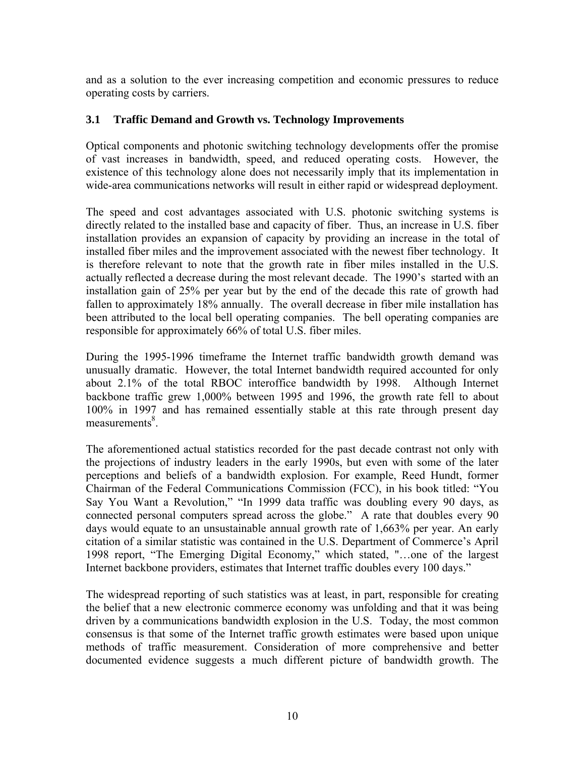and as a solution to the ever increasing competition and economic pressures to reduce operating costs by carriers.

### 3.1 Traffic Demand and Growth vs. Technology Improvements

Optical components and photonic switching technology developments offer the promise of vast increases in bandwidth, speed, and reduced operating costs. However, the existence of this technology alone does not necessarily imply that its implementation in wide-area communications networks will result in either rapid or widespread deployment.

The speed and cost advantages associated with U.S. photonic switching systems is directly related to the installed base and capacity of fiber. Thus, an increase in U.S. fiber installation provides an expansion of capacity by providing an increase in the total of installed fiber miles and the improvement associated with the newest fiber technology. It is therefore relevant to note that the growth rate in fiber miles installed in the U.S. actually reflected a decrease during the most relevant decade. The 1990's started with an installation gain of 25% per year but by the end of the decade this rate of growth had fallen to approximately 18% annually. The overall decrease in fiber mile installation has been attributed to the local bell operating companies. The bell operating companies are responsible for approximately 66% of total U.S. fiber miles.

During the 1995-1996 timeframe the Internet traffic bandwidth growth demand was unusually dramatic. However, the total Internet bandwidth required accounted for only about 2.1% of the total RBOC interoffice bandwidth by 1998. Although Internet backbone traffic grew 1,000% between 1995 and 1996, the growth rate fell to about 100% in 1997 and has remained essentially stable at this rate through present day measurements[8].

The aforementioned actual statistics recorded for the past decade contrast not only with the projections of industry leaders in the early 1990s, but even with some of the later perceptions and beliefs of a bandwidth explosion. For example, Reed Hundt, former Chairman of the Federal Communications Commission (FCC), in his book titled: "You Say You Want a Revolution," "In 1999 data traffic was doubling every 90 days, as connected personal computers spread across the globe." A rate that doubles every 90 days would equate to an unsustainable annual growth rate of 1,663% per year. An early citation of a similar statistic was contained in the U.S. Department of Commerce's April 1998 report, "The Emerging Digital Economy," which stated, "…one of the largest Internet backbone providers, estimates that Internet traffic doubles every 100 days."

The widespread reporting of such statistics was at least, in part, responsible for creating the belief that a new electronic commerce economy was unfolding and that it was being driven by a communications bandwidth explosion in the U.S. Today, the most common consensus is that some of the Internet traffic growth estimates were based upon unique methods of traffic measurement. Consideration of more comprehensive and better documented evidence suggests a much different picture of bandwidth growth. The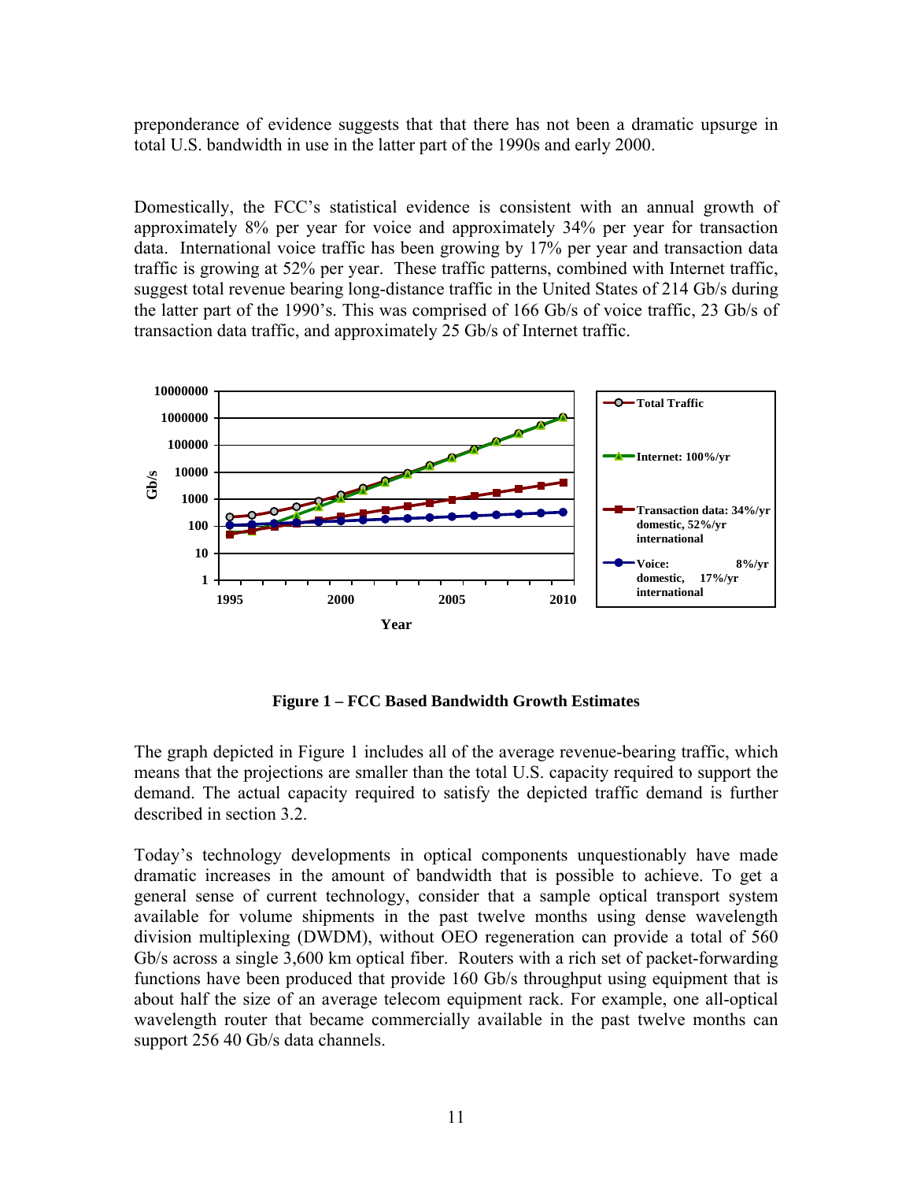preponderance of evidence suggests that that there has not been a dramatic upsurge in total U.S. bandwidth in use in the latter part of the 1990s and early 2000.

Domestically, the FCC's statistical evidence is consistent with an annual growth of approximately 8% per year for voice and approximately 34% per year for transaction data. International voice traffic has been growing by 17% per year and transaction data traffic is growing at 52% per year. These traffic patterns, combined with Internet traffic, suggest total revenue bearing long-distance traffic in the United States of 214 Gb/s during the latter part of the 1990's. This was comprised of 166 Gb/s of voice traffic, 23 Gb/s of transaction data traffic, and approximately 25 Gb/s of Internet traffic.

**Figure 1 – FCC Based Bandwidth Growth Estimates**

The graph depicted in Figure 1 includes all of the average revenue-bearing traffic, which means that the projections are smaller than the total U.S. capacity required to support the demand. The actual capacity required to satisfy the depicted traffic demand is further described in section 3.2.

Today's technology developments in optical components unquestionably have made dramatic increases in the amount of bandwidth that is possible to achieve. To get a general sense of current technology, consider that a sample optical transport system available for volume shipments in the past twelve months using dense wavelength division multiplexing (DWDM), without OEO regeneration can provide a total of 560 Gb/s across a single 3,600 km optical fiber. Routers with a rich set of packet-forwarding functions have been produced that provide 160 Gb/s throughput using equipment that is about half the size of an average telecom equipment rack. For example, one all-optical wavelength router that became commercially available in the past twelve months can support 256 40 Gb/s data channels.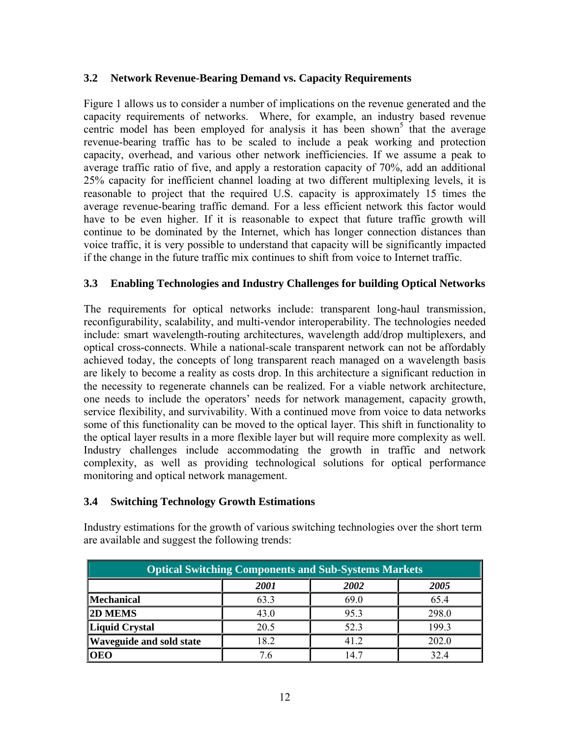### 3.2 Network Revenue-Bearing Demand vs. Capacity Requirements

Figure 1 allows us to consider a number of implications on the revenue generated and the capacity requirements of networks. Where, for example, an industry based revenue centric model has been employed for analysis it has been shown[5] that the average revenue-bearing traffic has to be scaled to include a peak working and protection capacity, overhead, and various other network inefficiencies. If we assume a peak to average traffic ratio of five, and apply a restoration capacity of 70%, add an additional 25% capacity for inefficient channel loading at two different multiplexing levels, it is reasonable to project that the required U.S. capacity is approximately 15 times the average revenue-bearing traffic demand. For a less efficient network this factor would have to be even higher. If it is reasonable to expect that future traffic growth will continue to be dominated by the Internet, which has longer connection distances than voice traffic, it is very possible to understand that capacity will be significantly impacted if the change in the future traffic mix continues to shift from voice to Internet traffic.

### 3.3 Enabling Technologies and Industry Challenges for building Optical Networks

The requirements for optical networks include: transparent long-haul transmission, reconfigurability, scalability, and multi-vendor interoperability. The technologies needed include: smart wavelength-routing architectures, wavelength add/drop multiplexers, and optical cross-connects. While a national-scale transparent network can not be affordably achieved today, the concepts of long transparent reach managed on a wavelength basis are likely to become a reality as costs drop. In this architecture a significant reduction in the necessity to regenerate channels can be realized. For a viable network architecture, one needs to include the operators' needs for network management, capacity growth, service flexibility, and survivability. With a continued move from voice to data networks some of this functionality can be moved to the optical layer. This shift in functionality to the optical layer results in a more flexible layer but will require more complexity as well. Industry challenges include accommodating the growth in traffic and network complexity, as well as providing technological solutions for optical performance monitoring and optical network management.

### 3.4 Switching Technology Growth Estimations

Industry estimations for the growth of various switching technologies over the short term are available and suggest the following trends:

| Optical Switching Components and Sub-Systems Markets | | | |
|---|---|---|---|
| | *2001* | *2002* | *2005* |
| **Mechanical** | 63.3 | 69.0 | 65.4 |
| **2D MEMS** | 43.0 | 95.3 | 298.0 |
| **Liquid Crystal** | 20.5 | 52.3 | 199.3 |
| **Waveguide and sold state** | 18.2 | 41.2 | 202.0 |
| **OEO** | 7.6 | 14.7 | 32.4 |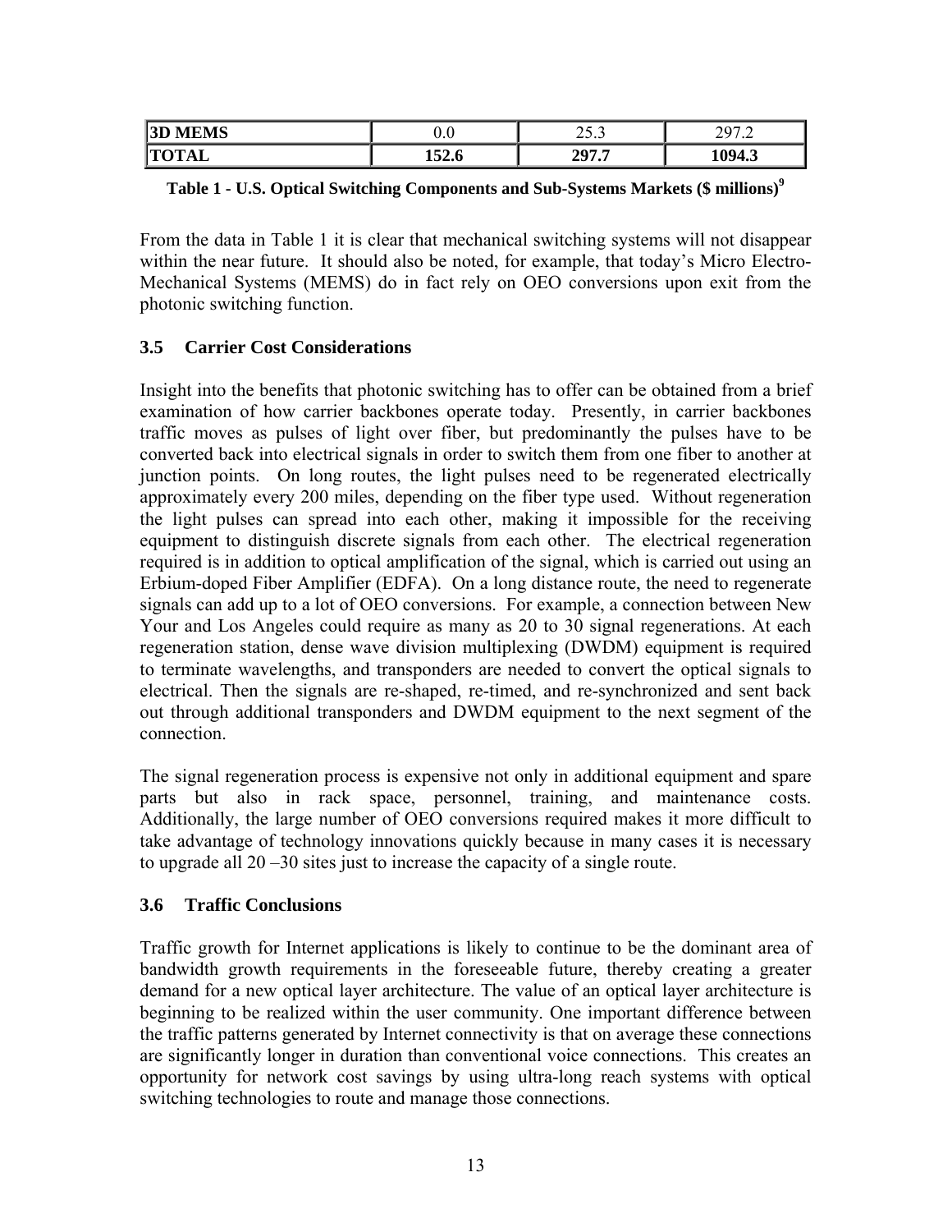| 3D MEMS | 0.0 | 25.3 | 297.2 |
| --- | --- | --- | --- |
| **TOTAL** | **152.6** | **297.7** | **1094.3** |

**Table 1 - U.S. Optical Switching Components and Sub-Systems Markets ($ millions)[9]**

From the data in Table 1 it is clear that mechanical switching systems will not disappear within the near future. It should also be noted, for example, that today's Micro Electro-Mechanical Systems (MEMS) do in fact rely on OEO conversions upon exit from the photonic switching function.

### 3.5 Carrier Cost Considerations

Insight into the benefits that photonic switching has to offer can be obtained from a brief examination of how carrier backbones operate today. Presently, in carrier backbones traffic moves as pulses of light over fiber, but predominantly the pulses have to be converted back into electrical signals in order to switch them from one fiber to another at junction points. On long routes, the light pulses need to be regenerated electrically approximately every 200 miles, depending on the fiber type used. Without regeneration the light pulses can spread into each other, making it impossible for the receiving equipment to distinguish discrete signals from each other. The electrical regeneration required is in addition to optical amplification of the signal, which is carried out using an Erbium-doped Fiber Amplifier (EDFA). On a long distance route, the need to regenerate signals can add up to a lot of OEO conversions. For example, a connection between New Your and Los Angeles could require as many as 20 to 30 signal regenerations. At each regeneration station, dense wave division multiplexing (DWDM) equipment is required to terminate wavelengths, and transponders are needed to convert the optical signals to electrical. Then the signals are re-shaped, re-timed, and re-synchronized and sent back out through additional transponders and DWDM equipment to the next segment of the connection.

The signal regeneration process is expensive not only in additional equipment and spare parts but also in rack space, personnel, training, and maintenance costs. Additionally, the large number of OEO conversions required makes it more difficult to take advantage of technology innovations quickly because in many cases it is necessary to upgrade all 20 –30 sites just to increase the capacity of a single route.

### 3.6 Traffic Conclusions

Traffic growth for Internet applications is likely to continue to be the dominant area of bandwidth growth requirements in the foreseeable future, thereby creating a greater demand for a new optical layer architecture. The value of an optical layer architecture is beginning to be realized within the user community. One important difference between the traffic patterns generated by Internet connectivity is that on average these connections are significantly longer in duration than conventional voice connections. This creates an opportunity for network cost savings by using ultra-long reach systems with optical switching technologies to route and manage those connections.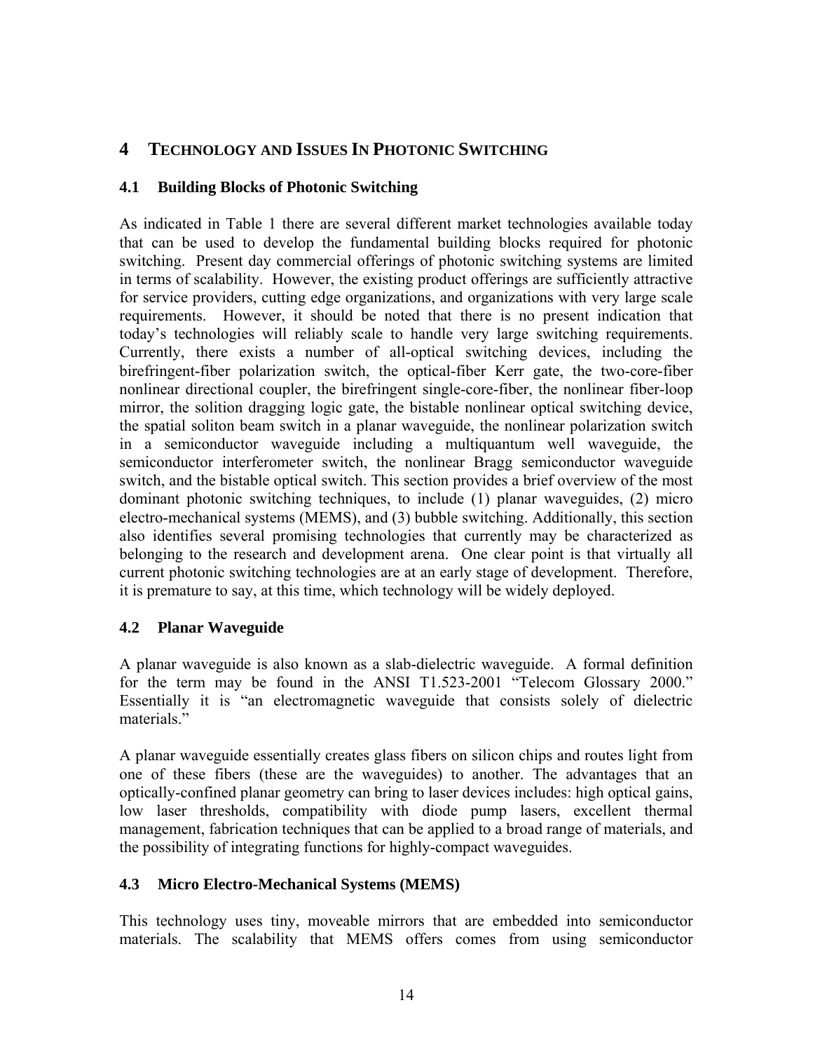# 4 TECHNOLOGY AND ISSUES IN PHOTONIC SWITCHING

## 4.1 Building Blocks of Photonic Switching

As indicated in Table 1 there are several different market technologies available today that can be used to develop the fundamental building blocks required for photonic switching. Present day commercial offerings of photonic switching systems are limited in terms of scalability. However, the existing product offerings are sufficiently attractive for service providers, cutting edge organizations, and organizations with very large scale requirements. However, it should be noted that there is no present indication that today's technologies will reliably scale to handle very large switching requirements. Currently, there exists a number of all-optical switching devices, including the birefringent-fiber polarization switch, the optical-fiber Kerr gate, the two-core-fiber nonlinear directional coupler, the birefringent single-core-fiber, the nonlinear fiber-loop mirror, the solition dragging logic gate, the bistable nonlinear optical switching device, the spatial soliton beam switch in a planar waveguide, the nonlinear polarization switch in a semiconductor waveguide including a multiquantum well waveguide, the semiconductor interferometer switch, the nonlinear Bragg semiconductor waveguide switch, and the bistable optical switch. This section provides a brief overview of the most dominant photonic switching techniques, to include (1) planar waveguides, (2) micro electro-mechanical systems (MEMS), and (3) bubble switching. Additionally, this section also identifies several promising technologies that currently may be characterized as belonging to the research and development arena. One clear point is that virtually all current photonic switching technologies are at an early stage of development. Therefore, it is premature to say, at this time, which technology will be widely deployed.

## 4.2 Planar Waveguide

A planar waveguide is also known as a slab-dielectric waveguide. A formal definition for the term may be found in the ANSI T1.523-2001 "Telecom Glossary 2000." Essentially it is "an electromagnetic waveguide that consists solely of dielectric materials."

A planar waveguide essentially creates glass fibers on silicon chips and routes light from one of these fibers (these are the waveguides) to another. The advantages that an optically-confined planar geometry can bring to laser devices includes: high optical gains, low laser thresholds, compatibility with diode pump lasers, excellent thermal management, fabrication techniques that can be applied to a broad range of materials, and the possibility of integrating functions for highly-compact waveguides.

## 4.3 Micro Electro-Mechanical Systems (MEMS)

This technology uses tiny, moveable mirrors that are embedded into semiconductor materials. The scalability that MEMS offers comes from using semiconductor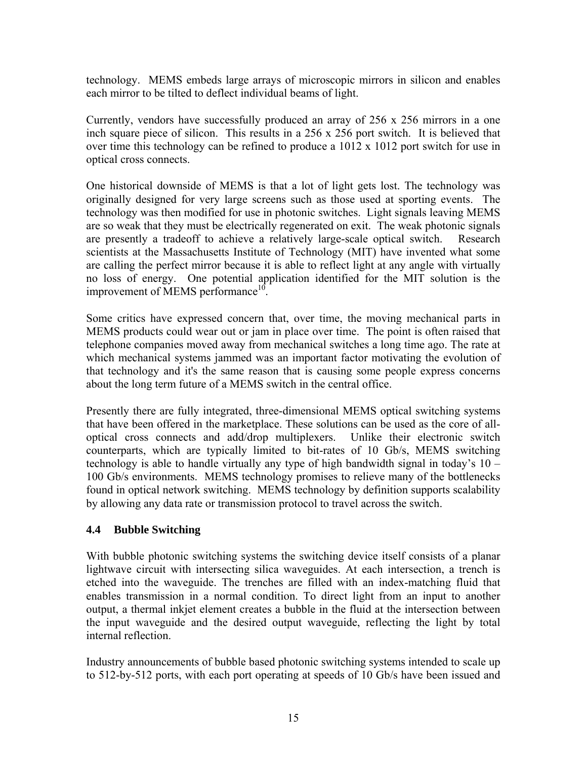technology. MEMS embeds large arrays of microscopic mirrors in silicon and enables each mirror to be tilted to deflect individual beams of light.

Currently, vendors have successfully produced an array of 256 x 256 mirrors in a one inch square piece of silicon. This results in a 256 x 256 port switch. It is believed that over time this technology can be refined to produce a 1012 x 1012 port switch for use in optical cross connects.

One historical downside of MEMS is that a lot of light gets lost. The technology was originally designed for very large screens such as those used at sporting events. The technology was then modified for use in photonic switches. Light signals leaving MEMS are so weak that they must be electrically regenerated on exit. The weak photonic signals are presently a tradeoff to achieve a relatively large-scale optical switch. Research scientists at the Massachusetts Institute of Technology (MIT) have invented what some are calling the perfect mirror because it is able to reflect light at any angle with virtually no loss of energy. One potential application identified for the MIT solution is the improvement of MEMS performance[10].

Some critics have expressed concern that, over time, the moving mechanical parts in MEMS products could wear out or jam in place over time. The point is often raised that telephone companies moved away from mechanical switches a long time ago. The rate at which mechanical systems jammed was an important factor motivating the evolution of that technology and it's the same reason that is causing some people express concerns about the long term future of a MEMS switch in the central office.

Presently there are fully integrated, three-dimensional MEMS optical switching systems that have been offered in the marketplace. These solutions can be used as the core of all-optical cross connects and add/drop multiplexers. Unlike their electronic switch counterparts, which are typically limited to bit-rates of 10 Gb/s, MEMS switching technology is able to handle virtually any type of high bandwidth signal in today's 10 – 100 Gb/s environments. MEMS technology promises to relieve many of the bottlenecks found in optical network switching. MEMS technology by definition supports scalability by allowing any data rate or transmission protocol to travel across the switch.

### 4.4 Bubble Switching

With bubble photonic switching systems the switching device itself consists of a planar lightwave circuit with intersecting silica waveguides. At each intersection, a trench is etched into the waveguide. The trenches are filled with an index-matching fluid that enables transmission in a normal condition. To direct light from an input to another output, a thermal inkjet element creates a bubble in the fluid at the intersection between the input waveguide and the desired output waveguide, reflecting the light by total internal reflection.

Industry announcements of bubble based photonic switching systems intended to scale up to 512-by-512 ports, with each port operating at speeds of 10 Gb/s have been issued and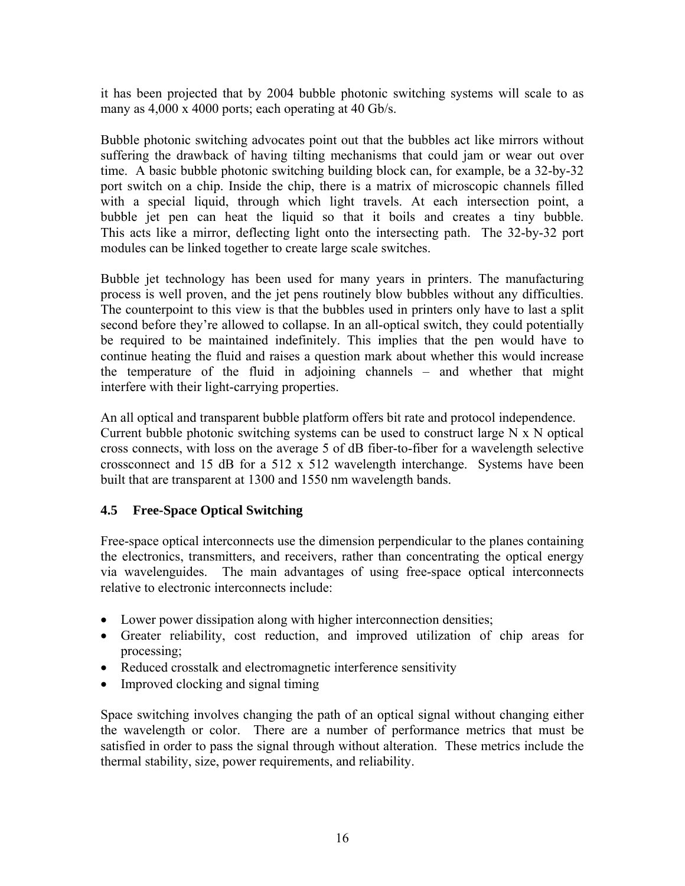it has been projected that by 2004 bubble photonic switching systems will scale to as many as 4,000 x 4000 ports; each operating at 40 Gb/s.

Bubble photonic switching advocates point out that the bubbles act like mirrors without suffering the drawback of having tilting mechanisms that could jam or wear out over time. A basic bubble photonic switching building block can, for example, be a 32-by-32 port switch on a chip. Inside the chip, there is a matrix of microscopic channels filled with a special liquid, through which light travels. At each intersection point, a bubble jet pen can heat the liquid so that it boils and creates a tiny bubble. This acts like a mirror, deflecting light onto the intersecting path. The 32-by-32 port modules can be linked together to create large scale switches.

Bubble jet technology has been used for many years in printers. The manufacturing process is well proven, and the jet pens routinely blow bubbles without any difficulties. The counterpoint to this view is that the bubbles used in printers only have to last a split second before they're allowed to collapse. In an all-optical switch, they could potentially be required to be maintained indefinitely. This implies that the pen would have to continue heating the fluid and raises a question mark about whether this would increase the temperature of the fluid in adjoining channels – and whether that might interfere with their light-carrying properties.

An all optical and transparent bubble platform offers bit rate and protocol independence. Current bubble photonic switching systems can be used to construct large N x N optical cross connects, with loss on the average 5 of dB fiber-to-fiber for a wavelength selective crossconnect and 15 dB for a 512 x 512 wavelength interchange. Systems have been built that are transparent at 1300 and 1550 nm wavelength bands.

### 4.5 Free-Space Optical Switching

Free-space optical interconnects use the dimension perpendicular to the planes containing the electronics, transmitters, and receivers, rather than concentrating the optical energy via wavelenguides. The main advantages of using free-space optical interconnects relative to electronic interconnects include:

- Lower power dissipation along with higher interconnection densities;
- Greater reliability, cost reduction, and improved utilization of chip areas for processing;
- Reduced crosstalk and electromagnetic interference sensitivity
- Improved clocking and signal timing

Space switching involves changing the path of an optical signal without changing either the wavelength or color. There are a number of performance metrics that must be satisfied in order to pass the signal through without alteration. These metrics include the thermal stability, size, power requirements, and reliability.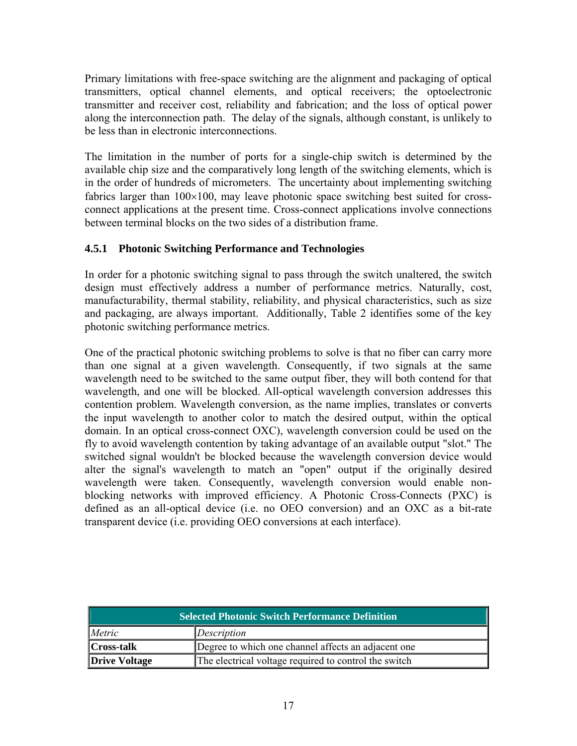Primary limitations with free-space switching are the alignment and packaging of optical transmitters, optical channel elements, and optical receivers; the optoelectronic transmitter and receiver cost, reliability and fabrication; and the loss of optical power along the interconnection path. The delay of the signals, although constant, is unlikely to be less than in electronic interconnections.

The limitation in the number of ports for a single-chip switch is determined by the available chip size and the comparatively long length of the switching elements, which is in the order of hundreds of micrometers. The uncertainty about implementing switching fabrics larger than 100×100, may leave photonic space switching best suited for cross-connect applications at the present time. Cross-connect applications involve connections between terminal blocks on the two sides of a distribution frame.

### 4.5.1 Photonic Switching Performance and Technologies

In order for a photonic switching signal to pass through the switch unaltered, the switch design must effectively address a number of performance metrics. Naturally, cost, manufacturability, thermal stability, reliability, and physical characteristics, such as size and packaging, are always important. Additionally, Table 2 identifies some of the key photonic switching performance metrics.

One of the practical photonic switching problems to solve is that no fiber can carry more than one signal at a given wavelength. Consequently, if two signals at the same wavelength need to be switched to the same output fiber, they will both contend for that wavelength, and one will be blocked. All-optical wavelength conversion addresses this contention problem. Wavelength conversion, as the name implies, translates or converts the input wavelength to another color to match the desired output, within the optical domain. In an optical cross-connect OXC), wavelength conversion could be used on the fly to avoid wavelength contention by taking advantage of an available output "slot." The switched signal wouldn't be blocked because the wavelength conversion device would alter the signal's wavelength to match an "open" output if the originally desired wavelength were taken. Consequently, wavelength conversion would enable non-blocking networks with improved efficiency. A Photonic Cross-Connects (PXC) is defined as an all-optical device (i.e. no OEO conversion) and an OXC as a bit-rate transparent device (i.e. providing OEO conversions at each interface).

| Selected Photonic Switch Performance Definition | |
|---|---|
| *Metric* | *Description* |
| **Cross-talk** | Degree to which one channel affects an adjacent one |
| **Drive Voltage** | The electrical voltage required to control the switch |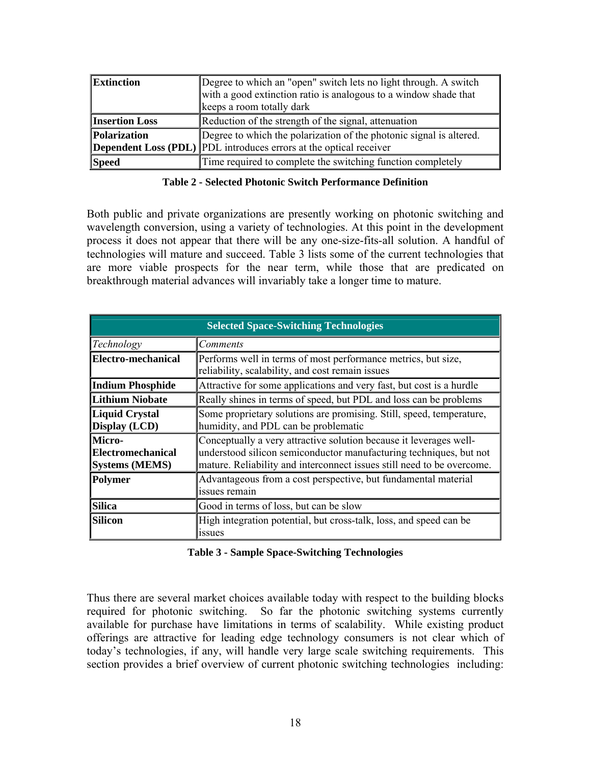| | |
|---|---|
| **Extinction** | Degree to which an "open" switch lets no light through. A switch with a good extinction ratio is analogous to a window shade that keeps a room totally dark |
| **Insertion Loss** | Reduction of the strength of the signal, attenuation |
| **Polarization Dependent Loss (PDL)** | Degree to which the polarization of the photonic signal is altered. PDL introduces errors at the optical receiver |
| **Speed** | Time required to complete the switching function completely |

**Table 2 - Selected Photonic Switch Performance Definition**

Both public and private organizations are presently working on photonic switching and wavelength conversion, using a variety of technologies. At this point in the development process it does not appear that there will be any one-size-fits-all solution. A handful of technologies will mature and succeed. Table 3 lists some of the current technologies that are more viable prospects for the near term, while those that are predicated on breakthrough material advances will invariably take a longer time to mature.

| **Selected Space-Switching Technologies** | |
|---|---|
| *Technology* | *Comments* |
| **Electro-mechanical** | Performs well in terms of most performance metrics, but size, reliability, scalability, and cost remain issues |
| **Indium Phosphide** | Attractive for some applications and very fast, but cost is a hurdle |
| **Lithium Niobate** | Really shines in terms of speed, but PDL and loss can be problems |
| **Liquid Crystal Display (LCD)** | Some proprietary solutions are promising. Still, speed, temperature, humidity, and PDL can be problematic |
| **Micro-Electromechanical Systems (MEMS)** | Conceptually a very attractive solution because it leverages well-understood silicon semiconductor manufacturing techniques, but not mature. Reliability and interconnect issues still need to be overcome. |
| **Polymer** | Advantageous from a cost perspective, but fundamental material issues remain |
| **Silica** | Good in terms of loss, but can be slow |
| **Silicon** | High integration potential, but cross-talk, loss, and speed can be issues |

**Table 3 - Sample Space-Switching Technologies**

Thus there are several market choices available today with respect to the building blocks required for photonic switching. So far the photonic switching systems currently available for purchase have limitations in terms of scalability. While existing product offerings are attractive for leading edge technology consumers is not clear which of today's technologies, if any, will handle very large scale switching requirements. This section provides a brief overview of current photonic switching technologies including: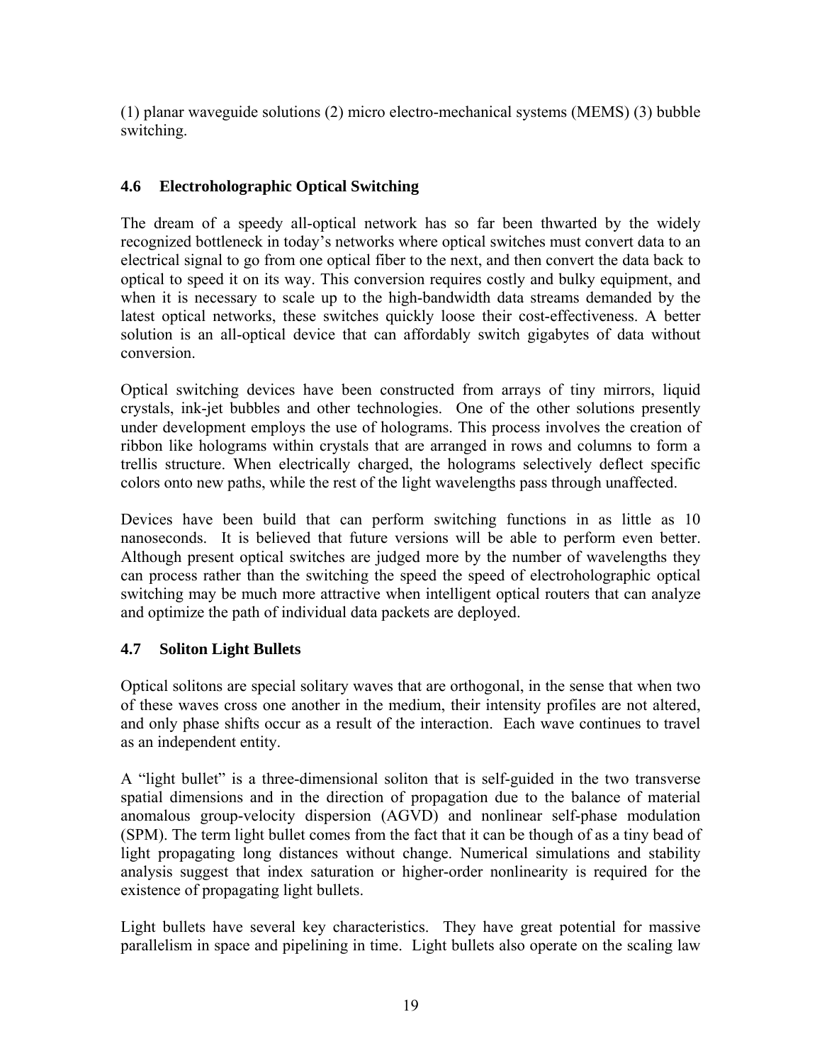(1) planar waveguide solutions (2) micro electro-mechanical systems (MEMS) (3) bubble switching.

### 4.6 Electroholographic Optical Switching

The dream of a speedy all-optical network has so far been thwarted by the widely recognized bottleneck in today's networks where optical switches must convert data to an electrical signal to go from one optical fiber to the next, and then convert the data back to optical to speed it on its way. This conversion requires costly and bulky equipment, and when it is necessary to scale up to the high-bandwidth data streams demanded by the latest optical networks, these switches quickly loose their cost-effectiveness. A better solution is an all-optical device that can affordably switch gigabytes of data without conversion.

Optical switching devices have been constructed from arrays of tiny mirrors, liquid crystals, ink-jet bubbles and other technologies. One of the other solutions presently under development employs the use of holograms. This process involves the creation of ribbon like holograms within crystals that are arranged in rows and columns to form a trellis structure. When electrically charged, the holograms selectively deflect specific colors onto new paths, while the rest of the light wavelengths pass through unaffected.

Devices have been build that can perform switching functions in as little as 10 nanoseconds. It is believed that future versions will be able to perform even better. Although present optical switches are judged more by the number of wavelengths they can process rather than the switching the speed the speed of electroholographic optical switching may be much more attractive when intelligent optical routers that can analyze and optimize the path of individual data packets are deployed.

### 4.7 Soliton Light Bullets

Optical solitons are special solitary waves that are orthogonal, in the sense that when two of these waves cross one another in the medium, their intensity profiles are not altered, and only phase shifts occur as a result of the interaction. Each wave continues to travel as an independent entity.

A "light bullet" is a three-dimensional soliton that is self-guided in the two transverse spatial dimensions and in the direction of propagation due to the balance of material anomalous group-velocity dispersion (AGVD) and nonlinear self-phase modulation (SPM). The term light bullet comes from the fact that it can be though of as a tiny bead of light propagating long distances without change. Numerical simulations and stability analysis suggest that index saturation or higher-order nonlinearity is required for the existence of propagating light bullets.

Light bullets have several key characteristics. They have great potential for massive parallelism in space and pipelining in time. Light bullets also operate on the scaling law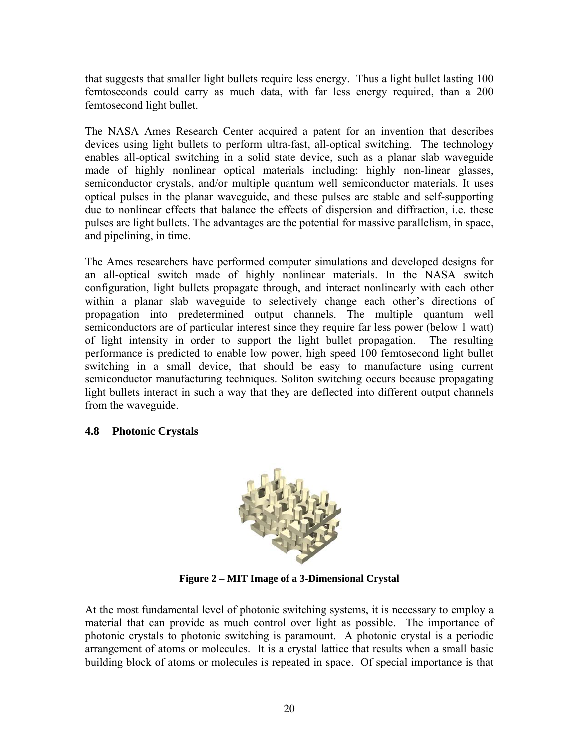that suggests that smaller light bullets require less energy. Thus a light bullet lasting 100 femtoseconds could carry as much data, with far less energy required, than a 200 femtosecond light bullet.

The NASA Ames Research Center acquired a patent for an invention that describes devices using light bullets to perform ultra-fast, all-optical switching. The technology enables all-optical switching in a solid state device, such as a planar slab waveguide made of highly nonlinear optical materials including: highly non-linear glasses, semiconductor crystals, and/or multiple quantum well semiconductor materials. It uses optical pulses in the planar waveguide, and these pulses are stable and self-supporting due to nonlinear effects that balance the effects of dispersion and diffraction, i.e. these pulses are light bullets. The advantages are the potential for massive parallelism, in space, and pipelining, in time.

The Ames researchers have performed computer simulations and developed designs for an all-optical switch made of highly nonlinear materials. In the NASA switch configuration, light bullets propagate through, and interact nonlinearly with each other within a planar slab waveguide to selectively change each other's directions of propagation into predetermined output channels. The multiple quantum well semiconductors are of particular interest since they require far less power (below 1 watt) of light intensity in order to support the light bullet propagation. The resulting performance is predicted to enable low power, high speed 100 femtosecond light bullet switching in a small device, that should be easy to manufacture using current semiconductor manufacturing techniques. Soliton switching occurs because propagating light bullets interact in such a way that they are deflected into different output channels from the waveguide.

### 4.8 Photonic Crystals

**Figure 2 – MIT Image of a 3-Dimensional Crystal**

At the most fundamental level of photonic switching systems, it is necessary to employ a material that can provide as much control over light as possible. The importance of photonic crystals to photonic switching is paramount. A photonic crystal is a periodic arrangement of atoms or molecules. It is a crystal lattice that results when a small basic building block of atoms or molecules is repeated in space. Of special importance is that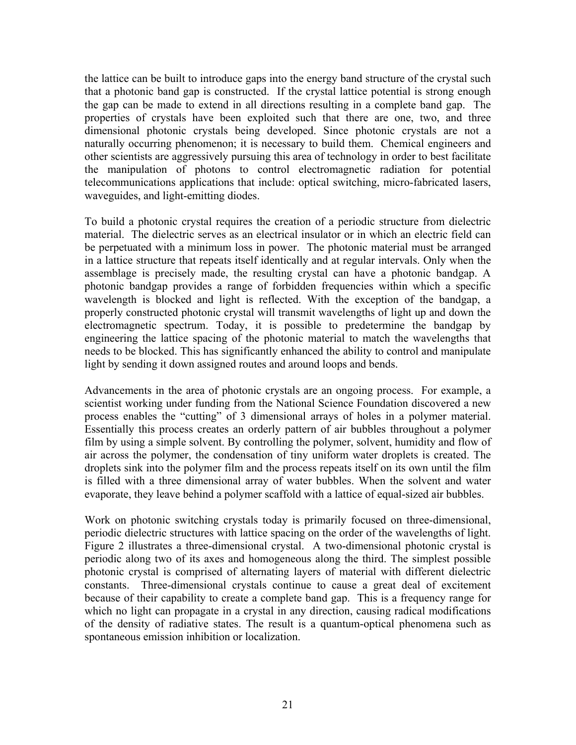the lattice can be built to introduce gaps into the energy band structure of the crystal such that a photonic band gap is constructed. If the crystal lattice potential is strong enough the gap can be made to extend in all directions resulting in a complete band gap. The properties of crystals have been exploited such that there are one, two, and three dimensional photonic crystals being developed. Since photonic crystals are not a naturally occurring phenomenon; it is necessary to build them. Chemical engineers and other scientists are aggressively pursuing this area of technology in order to best facilitate the manipulation of photons to control electromagnetic radiation for potential telecommunications applications that include: optical switching, micro-fabricated lasers, waveguides, and light-emitting diodes.

To build a photonic crystal requires the creation of a periodic structure from dielectric material. The dielectric serves as an electrical insulator or in which an electric field can be perpetuated with a minimum loss in power. The photonic material must be arranged in a lattice structure that repeats itself identically and at regular intervals. Only when the assemblage is precisely made, the resulting crystal can have a photonic bandgap. A photonic bandgap provides a range of forbidden frequencies within which a specific wavelength is blocked and light is reflected. With the exception of the bandgap, a properly constructed photonic crystal will transmit wavelengths of light up and down the electromagnetic spectrum. Today, it is possible to predetermine the bandgap by engineering the lattice spacing of the photonic material to match the wavelengths that needs to be blocked. This has significantly enhanced the ability to control and manipulate light by sending it down assigned routes and around loops and bends.

Advancements in the area of photonic crystals are an ongoing process. For example, a scientist working under funding from the National Science Foundation discovered a new process enables the "cutting" of 3 dimensional arrays of holes in a polymer material. Essentially this process creates an orderly pattern of air bubbles throughout a polymer film by using a simple solvent. By controlling the polymer, solvent, humidity and flow of air across the polymer, the condensation of tiny uniform water droplets is created. The droplets sink into the polymer film and the process repeats itself on its own until the film is filled with a three dimensional array of water bubbles. When the solvent and water evaporate, they leave behind a polymer scaffold with a lattice of equal-sized air bubbles.

Work on photonic switching crystals today is primarily focused on three-dimensional, periodic dielectric structures with lattice spacing on the order of the wavelengths of light. Figure 2 illustrates a three-dimensional crystal. A two-dimensional photonic crystal is periodic along two of its axes and homogeneous along the third. The simplest possible photonic crystal is comprised of alternating layers of material with different dielectric constants. Three-dimensional crystals continue to cause a great deal of excitement because of their capability to create a complete band gap. This is a frequency range for which no light can propagate in a crystal in any direction, causing radical modifications of the density of radiative states. The result is a quantum-optical phenomena such as spontaneous emission inhibition or localization.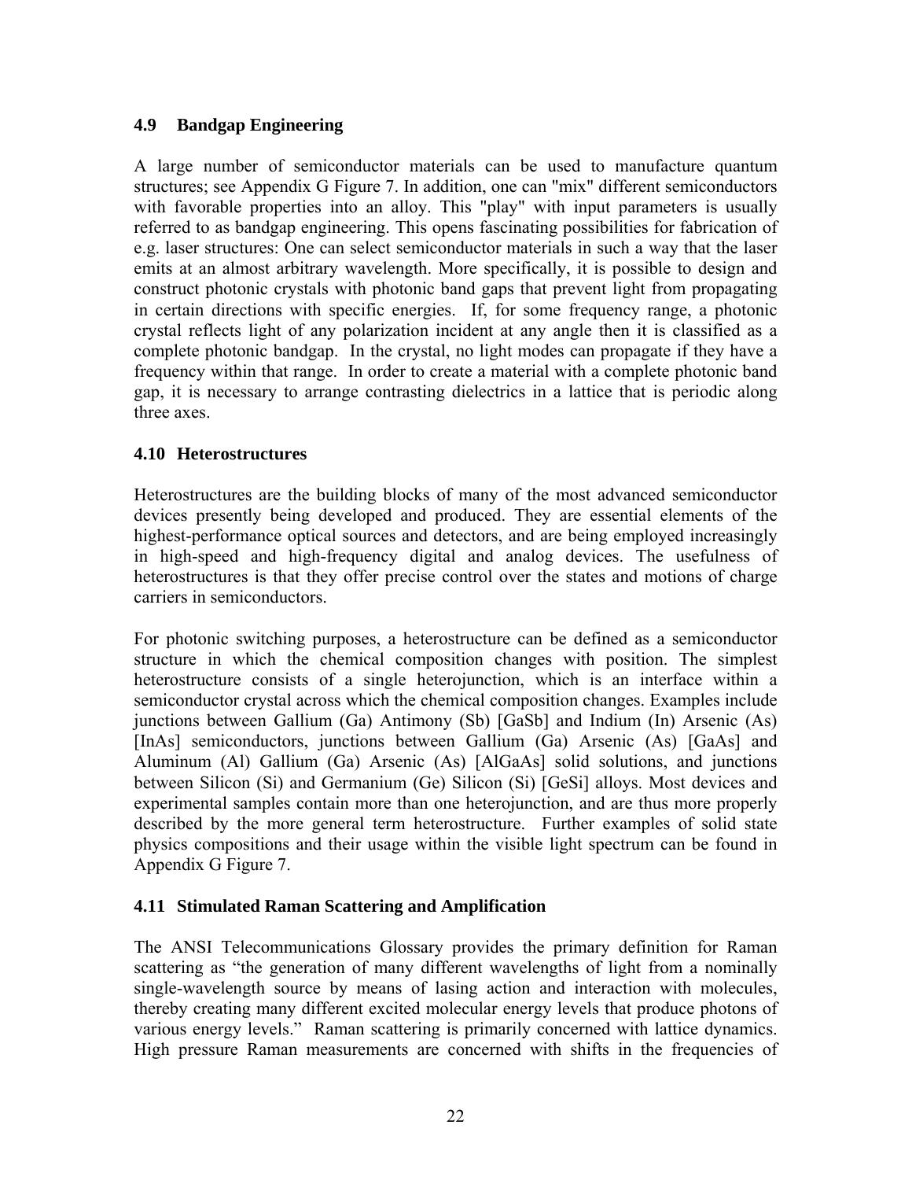### 4.9 Bandgap Engineering

A large number of semiconductor materials can be used to manufacture quantum structures; see Appendix G Figure 7. In addition, one can "mix" different semiconductors with favorable properties into an alloy. This "play" with input parameters is usually referred to as bandgap engineering. This opens fascinating possibilities for fabrication of e.g. laser structures: One can select semiconductor materials in such a way that the laser emits at an almost arbitrary wavelength. More specifically, it is possible to design and construct photonic crystals with photonic band gaps that prevent light from propagating in certain directions with specific energies. If, for some frequency range, a photonic crystal reflects light of any polarization incident at any angle then it is classified as a complete photonic bandgap. In the crystal, no light modes can propagate if they have a frequency within that range. In order to create a material with a complete photonic band gap, it is necessary to arrange contrasting dielectrics in a lattice that is periodic along three axes.

### 4.10 Heterostructures

Heterostructures are the building blocks of many of the most advanced semiconductor devices presently being developed and produced. They are essential elements of the highest-performance optical sources and detectors, and are being employed increasingly in high-speed and high-frequency digital and analog devices. The usefulness of heterostructures is that they offer precise control over the states and motions of charge carriers in semiconductors.

For photonic switching purposes, a heterostructure can be defined as a semiconductor structure in which the chemical composition changes with position. The simplest heterostructure consists of a single heterojunction, which is an interface within a semiconductor crystal across which the chemical composition changes. Examples include junctions between Gallium (Ga) Antimony (Sb) [GaSb] and Indium (In) Arsenic (As) [InAs] semiconductors, junctions between Gallium (Ga) Arsenic (As) [GaAs] and Aluminum (Al) Gallium (Ga) Arsenic (As) [AlGaAs] solid solutions, and junctions between Silicon (Si) and Germanium (Ge) Silicon (Si) [GeSi] alloys. Most devices and experimental samples contain more than one heterojunction, and are thus more properly described by the more general term heterostructure. Further examples of solid state physics compositions and their usage within the visible light spectrum can be found in Appendix G Figure 7.

### 4.11 Stimulated Raman Scattering and Amplification

The ANSI Telecommunications Glossary provides the primary definition for Raman scattering as "the generation of many different wavelengths of light from a nominally single-wavelength source by means of lasing action and interaction with molecules, thereby creating many different excited molecular energy levels that produce photons of various energy levels." Raman scattering is primarily concerned with lattice dynamics. High pressure Raman measurements are concerned with shifts in the frequencies of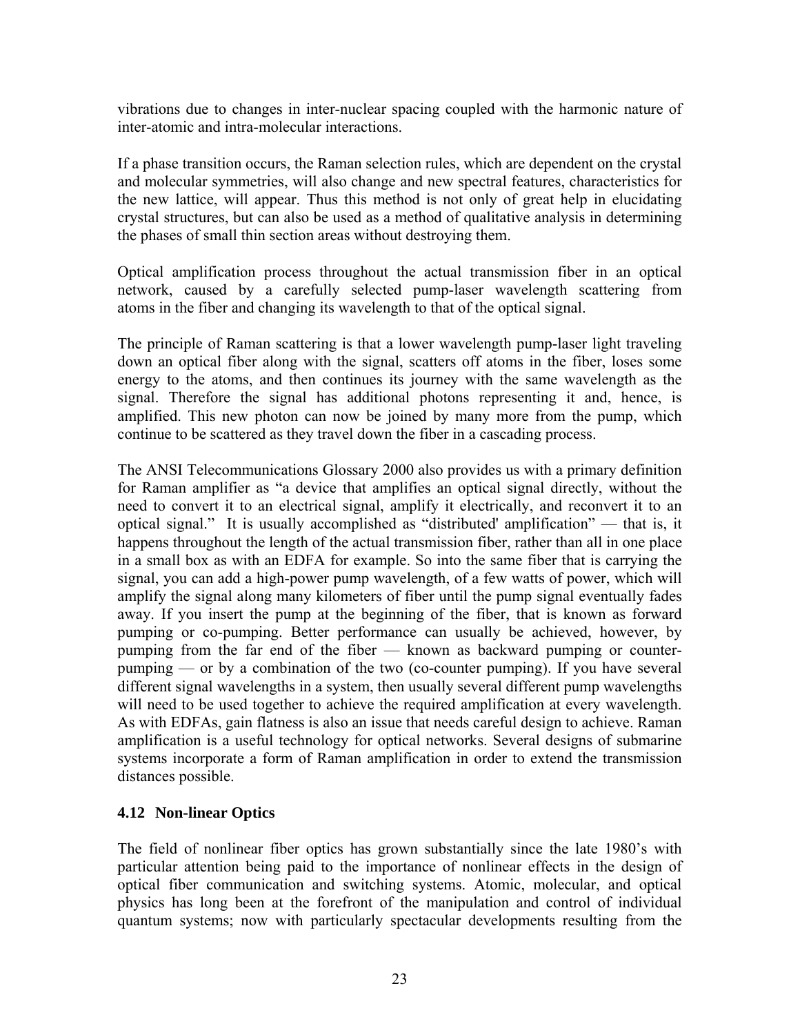vibrations due to changes in inter-nuclear spacing coupled with the harmonic nature of inter-atomic and intra-molecular interactions.

If a phase transition occurs, the Raman selection rules, which are dependent on the crystal and molecular symmetries, will also change and new spectral features, characteristics for the new lattice, will appear. Thus this method is not only of great help in elucidating crystal structures, but can also be used as a method of qualitative analysis in determining the phases of small thin section areas without destroying them.

Optical amplification process throughout the actual transmission fiber in an optical network, caused by a carefully selected pump-laser wavelength scattering from atoms in the fiber and changing its wavelength to that of the optical signal.

The principle of Raman scattering is that a lower wavelength pump-laser light traveling down an optical fiber along with the signal, scatters off atoms in the fiber, loses some energy to the atoms, and then continues its journey with the same wavelength as the signal. Therefore the signal has additional photons representing it and, hence, is amplified. This new photon can now be joined by many more from the pump, which continue to be scattered as they travel down the fiber in a cascading process.

The ANSI Telecommunications Glossary 2000 also provides us with a primary definition for Raman amplifier as "a device that amplifies an optical signal directly, without the need to convert it to an electrical signal, amplify it electrically, and reconvert it to an optical signal." It is usually accomplished as "distributed' amplification" — that is, it happens throughout the length of the actual transmission fiber, rather than all in one place in a small box as with an EDFA for example. So into the same fiber that is carrying the signal, you can add a high-power pump wavelength, of a few watts of power, which will amplify the signal along many kilometers of fiber until the pump signal eventually fades away. If you insert the pump at the beginning of the fiber, that is known as forward pumping or co-pumping. Better performance can usually be achieved, however, by pumping from the far end of the fiber — known as backward pumping or counter-pumping — or by a combination of the two (co-counter pumping). If you have several different signal wavelengths in a system, then usually several different pump wavelengths will need to be used together to achieve the required amplification at every wavelength. As with EDFAs, gain flatness is also an issue that needs careful design to achieve. Raman amplification is a useful technology for optical networks. Several designs of submarine systems incorporate a form of Raman amplification in order to extend the transmission distances possible.

### 4.12 Non-linear Optics

The field of nonlinear fiber optics has grown substantially since the late 1980's with particular attention being paid to the importance of nonlinear effects in the design of optical fiber communication and switching systems. Atomic, molecular, and optical physics has long been at the forefront of the manipulation and control of individual quantum systems; now with particularly spectacular developments resulting from the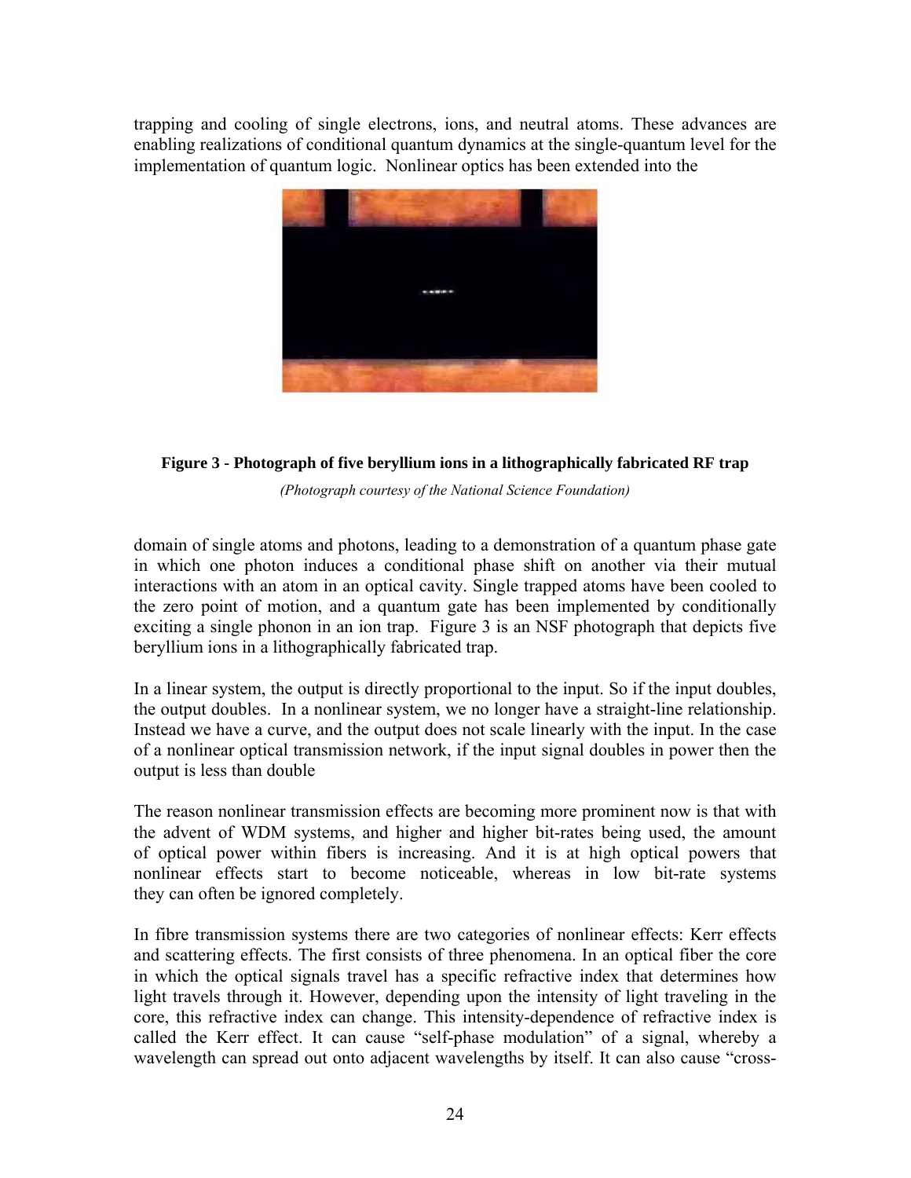trapping and cooling of single electrons, ions, and neutral atoms. These advances are enabling realizations of conditional quantum dynamics at the single-quantum level for the implementation of quantum logic. Nonlinear optics has been extended into the domain of single atoms and photons, leading to a demonstration of a quantum phase gate in which one photon induces a conditional phase shift on another via their mutual interactions with an atom in an optical cavity. Single trapped atoms have been cooled to the zero point of motion, and a quantum gate has been implemented by conditionally exciting a single phonon in an ion trap. Figure 3 is an NSF photograph that depicts five beryllium ions in a lithographically fabricated trap.

**Figure 3 - Photograph of five beryllium ions in a lithographically fabricated RF trap**

*(Photograph courtesy of the National Science Foundation)*

In a linear system, the output is directly proportional to the input. So if the input doubles, the output doubles. In a nonlinear system, we no longer have a straight-line relationship. Instead we have a curve, and the output does not scale linearly with the input. In the case of a nonlinear optical transmission network, if the input signal doubles in power then the output is less than double

The reason nonlinear transmission effects are becoming more prominent now is that with the advent of WDM systems, and higher and higher bit-rates being used, the amount of optical power within fibers is increasing. And it is at high optical powers that nonlinear effects start to become noticeable, whereas in low bit-rate systems they can often be ignored completely.

In fibre transmission systems there are two categories of nonlinear effects: Kerr effects and scattering effects. The first consists of three phenomena. In an optical fiber the core in which the optical signals travel has a specific refractive index that determines how light travels through it. However, depending upon the intensity of light traveling in the core, this refractive index can change. This intensity-dependence of refractive index is called the Kerr effect. It can cause "self-phase modulation" of a signal, whereby a wavelength can spread out onto adjacent wavelengths by itself. It can also cause "cross-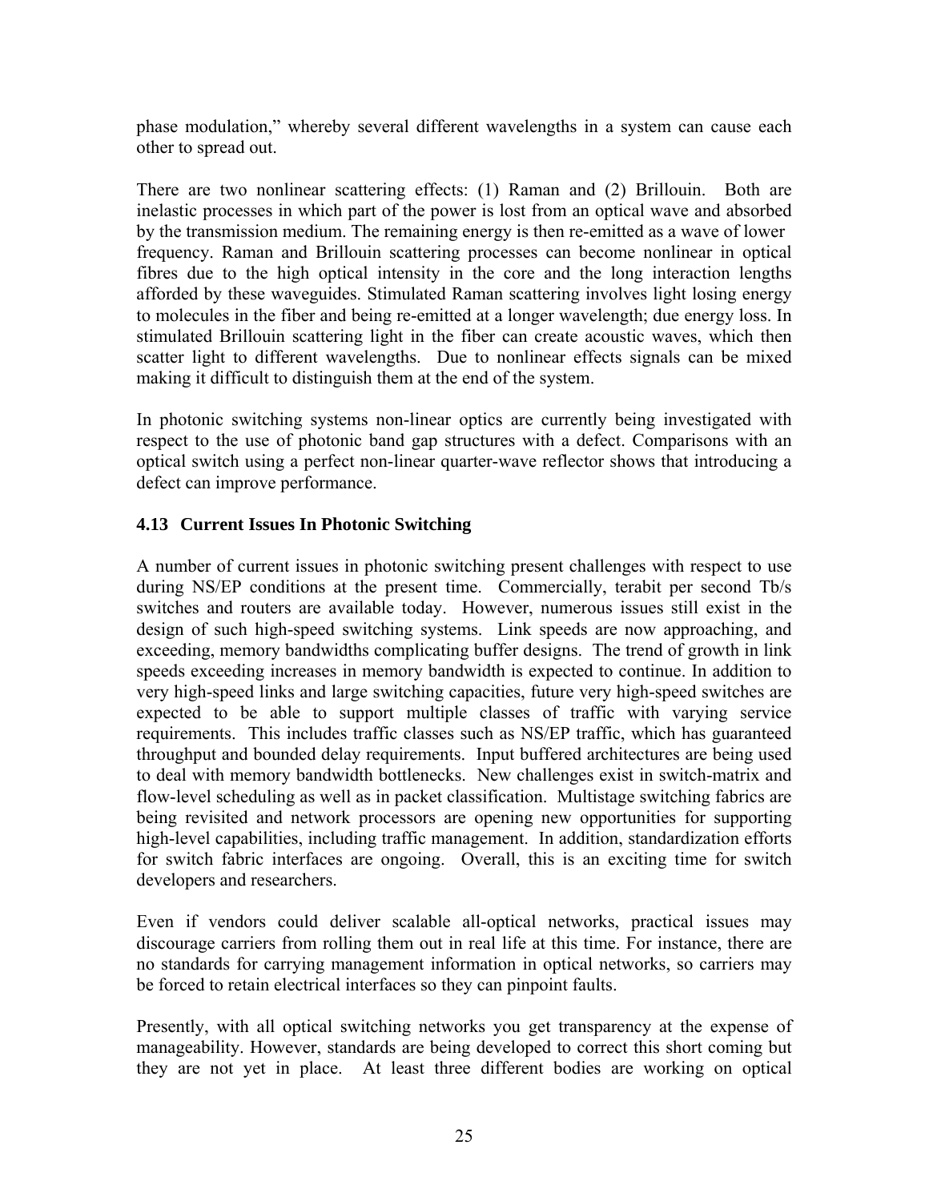phase modulation," whereby several different wavelengths in a system can cause each other to spread out.

There are two nonlinear scattering effects: (1) Raman and (2) Brillouin. Both are inelastic processes in which part of the power is lost from an optical wave and absorbed by the transmission medium. The remaining energy is then re-emitted as a wave of lower frequency. Raman and Brillouin scattering processes can become nonlinear in optical fibres due to the high optical intensity in the core and the long interaction lengths afforded by these waveguides. Stimulated Raman scattering involves light losing energy to molecules in the fiber and being re-emitted at a longer wavelength; due energy loss. In stimulated Brillouin scattering light in the fiber can create acoustic waves, which then scatter light to different wavelengths. Due to nonlinear effects signals can be mixed making it difficult to distinguish them at the end of the system.

In photonic switching systems non-linear optics are currently being investigated with respect to the use of photonic band gap structures with a defect. Comparisons with an optical switch using a perfect non-linear quarter-wave reflector shows that introducing a defect can improve performance.

### 4.13 Current Issues In Photonic Switching

A number of current issues in photonic switching present challenges with respect to use during NS/EP conditions at the present time. Commercially, terabit per second Tb/s switches and routers are available today. However, numerous issues still exist in the design of such high-speed switching systems. Link speeds are now approaching, and exceeding, memory bandwidths complicating buffer designs. The trend of growth in link speeds exceeding increases in memory bandwidth is expected to continue. In addition to very high-speed links and large switching capacities, future very high-speed switches are expected to be able to support multiple classes of traffic with varying service requirements. This includes traffic classes such as NS/EP traffic, which has guaranteed throughput and bounded delay requirements. Input buffered architectures are being used to deal with memory bandwidth bottlenecks. New challenges exist in switch-matrix and flow-level scheduling as well as in packet classification. Multistage switching fabrics are being revisited and network processors are opening new opportunities for supporting high-level capabilities, including traffic management. In addition, standardization efforts for switch fabric interfaces are ongoing. Overall, this is an exciting time for switch developers and researchers.

Even if vendors could deliver scalable all-optical networks, practical issues may discourage carriers from rolling them out in real life at this time. For instance, there are no standards for carrying management information in optical networks, so carriers may be forced to retain electrical interfaces so they can pinpoint faults.

Presently, with all optical switching networks you get transparency at the expense of manageability. However, standards are being developed to correct this short coming but they are not yet in place. At least three different bodies are working on optical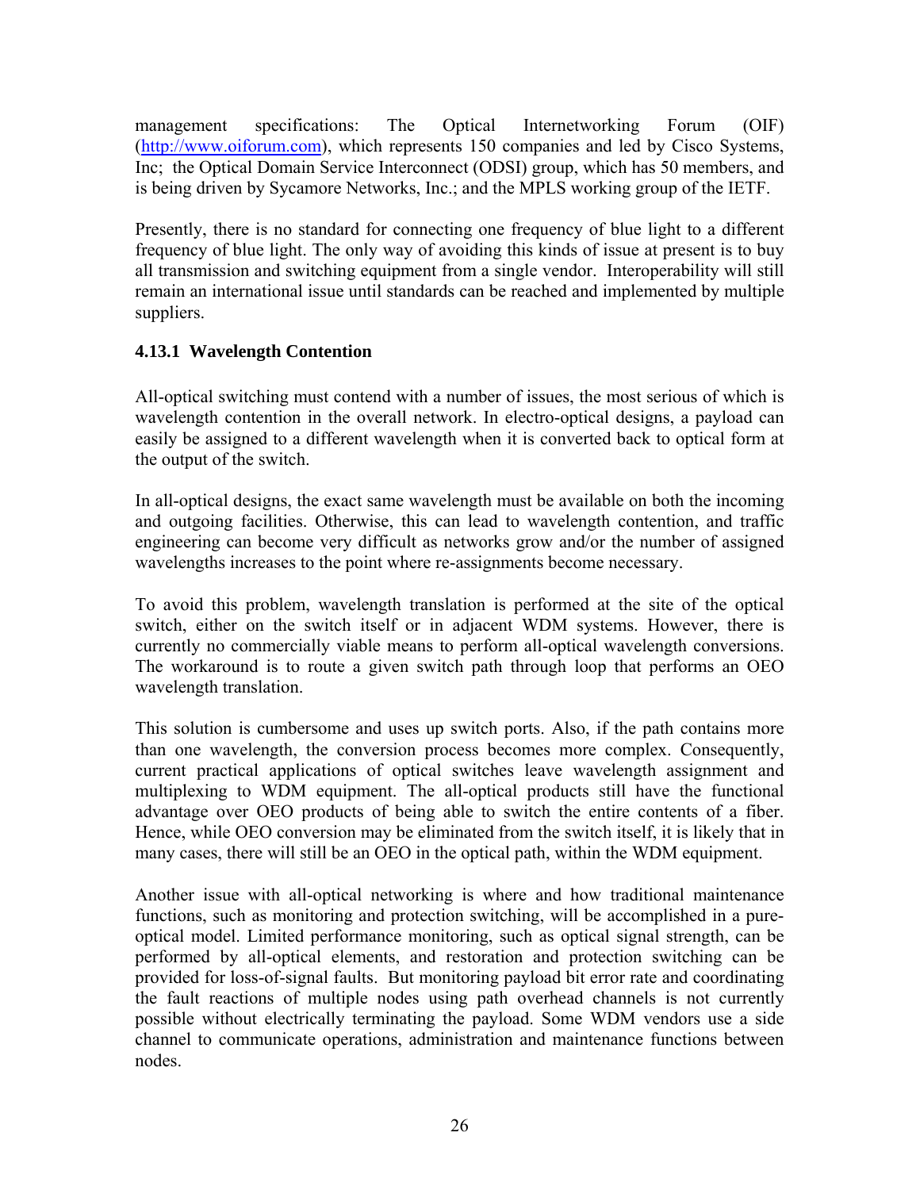management specifications: The Optical Internetworking Forum (OIF) (http://www.oiforum.com), which represents 150 companies and led by Cisco Systems, Inc; the Optical Domain Service Interconnect (ODSI) group, which has 50 members, and is being driven by Sycamore Networks, Inc.; and the MPLS working group of the IETF.

Presently, there is no standard for connecting one frequency of blue light to a different frequency of blue light. The only way of avoiding this kinds of issue at present is to buy all transmission and switching equipment from a single vendor. Interoperability will still remain an international issue until standards can be reached and implemented by multiple suppliers.

### 4.13.1 Wavelength Contention

All-optical switching must contend with a number of issues, the most serious of which is wavelength contention in the overall network. In electro-optical designs, a payload can easily be assigned to a different wavelength when it is converted back to optical form at the output of the switch.

In all-optical designs, the exact same wavelength must be available on both the incoming and outgoing facilities. Otherwise, this can lead to wavelength contention, and traffic engineering can become very difficult as networks grow and/or the number of assigned wavelengths increases to the point where re-assignments become necessary.

To avoid this problem, wavelength translation is performed at the site of the optical switch, either on the switch itself or in adjacent WDM systems. However, there is currently no commercially viable means to perform all-optical wavelength conversions. The workaround is to route a given switch path through loop that performs an OEO wavelength translation.

This solution is cumbersome and uses up switch ports. Also, if the path contains more than one wavelength, the conversion process becomes more complex. Consequently, current practical applications of optical switches leave wavelength assignment and multiplexing to WDM equipment. The all-optical products still have the functional advantage over OEO products of being able to switch the entire contents of a fiber. Hence, while OEO conversion may be eliminated from the switch itself, it is likely that in many cases, there will still be an OEO in the optical path, within the WDM equipment.

Another issue with all-optical networking is where and how traditional maintenance functions, such as monitoring and protection switching, will be accomplished in a pure-optical model. Limited performance monitoring, such as optical signal strength, can be performed by all-optical elements, and restoration and protection switching can be provided for loss-of-signal faults. But monitoring payload bit error rate and coordinating the fault reactions of multiple nodes using path overhead channels is not currently possible without electrically terminating the payload. Some WDM vendors use a side channel to communicate operations, administration and maintenance functions between nodes.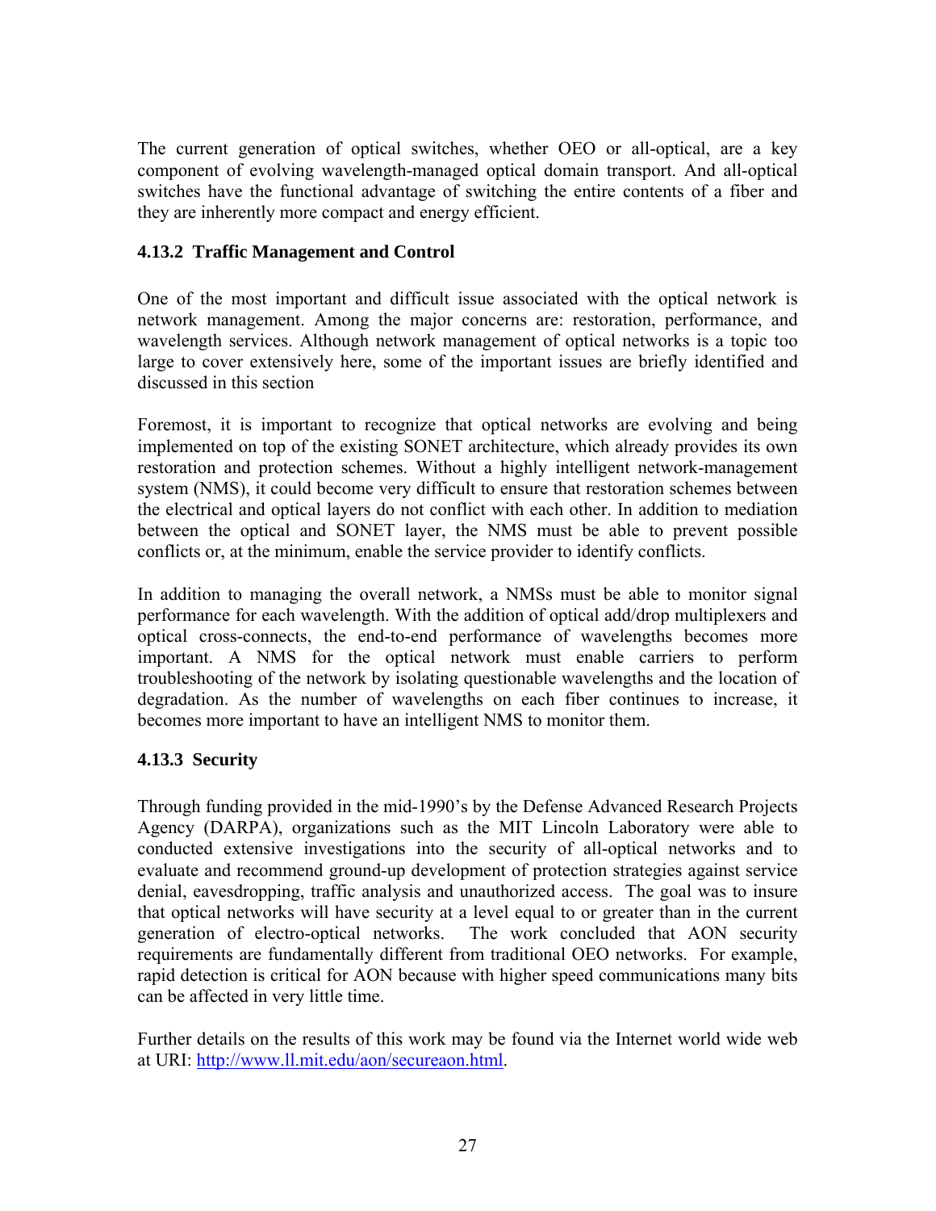The current generation of optical switches, whether OEO or all-optical, are a key component of evolving wavelength-managed optical domain transport. And all-optical switches have the functional advantage of switching the entire contents of a fiber and they are inherently more compact and energy efficient.

### 4.13.2 Traffic Management and Control

One of the most important and difficult issue associated with the optical network is network management. Among the major concerns are: restoration, performance, and wavelength services. Although network management of optical networks is a topic too large to cover extensively here, some of the important issues are briefly identified and discussed in this section

Foremost, it is important to recognize that optical networks are evolving and being implemented on top of the existing SONET architecture, which already provides its own restoration and protection schemes. Without a highly intelligent network-management system (NMS), it could become very difficult to ensure that restoration schemes between the electrical and optical layers do not conflict with each other. In addition to mediation between the optical and SONET layer, the NMS must be able to prevent possible conflicts or, at the minimum, enable the service provider to identify conflicts.

In addition to managing the overall network, a NMSs must be able to monitor signal performance for each wavelength. With the addition of optical add/drop multiplexers and optical cross-connects, the end-to-end performance of wavelengths becomes more important. A NMS for the optical network must enable carriers to perform troubleshooting of the network by isolating questionable wavelengths and the location of degradation. As the number of wavelengths on each fiber continues to increase, it becomes more important to have an intelligent NMS to monitor them.

### 4.13.3 Security

Through funding provided in the mid-1990's by the Defense Advanced Research Projects Agency (DARPA), organizations such as the MIT Lincoln Laboratory were able to conducted extensive investigations into the security of all-optical networks and to evaluate and recommend ground-up development of protection strategies against service denial, eavesdropping, traffic analysis and unauthorized access. The goal was to insure that optical networks will have security at a level equal to or greater than in the current generation of electro-optical networks. The work concluded that AON security requirements are fundamentally different from traditional OEO networks. For example, rapid detection is critical for AON because with higher speed communications many bits can be affected in very little time.

Further details on the results of this work may be found via the Internet world wide web at URI: http://www.ll.mit.edu/aon/secureaon.html.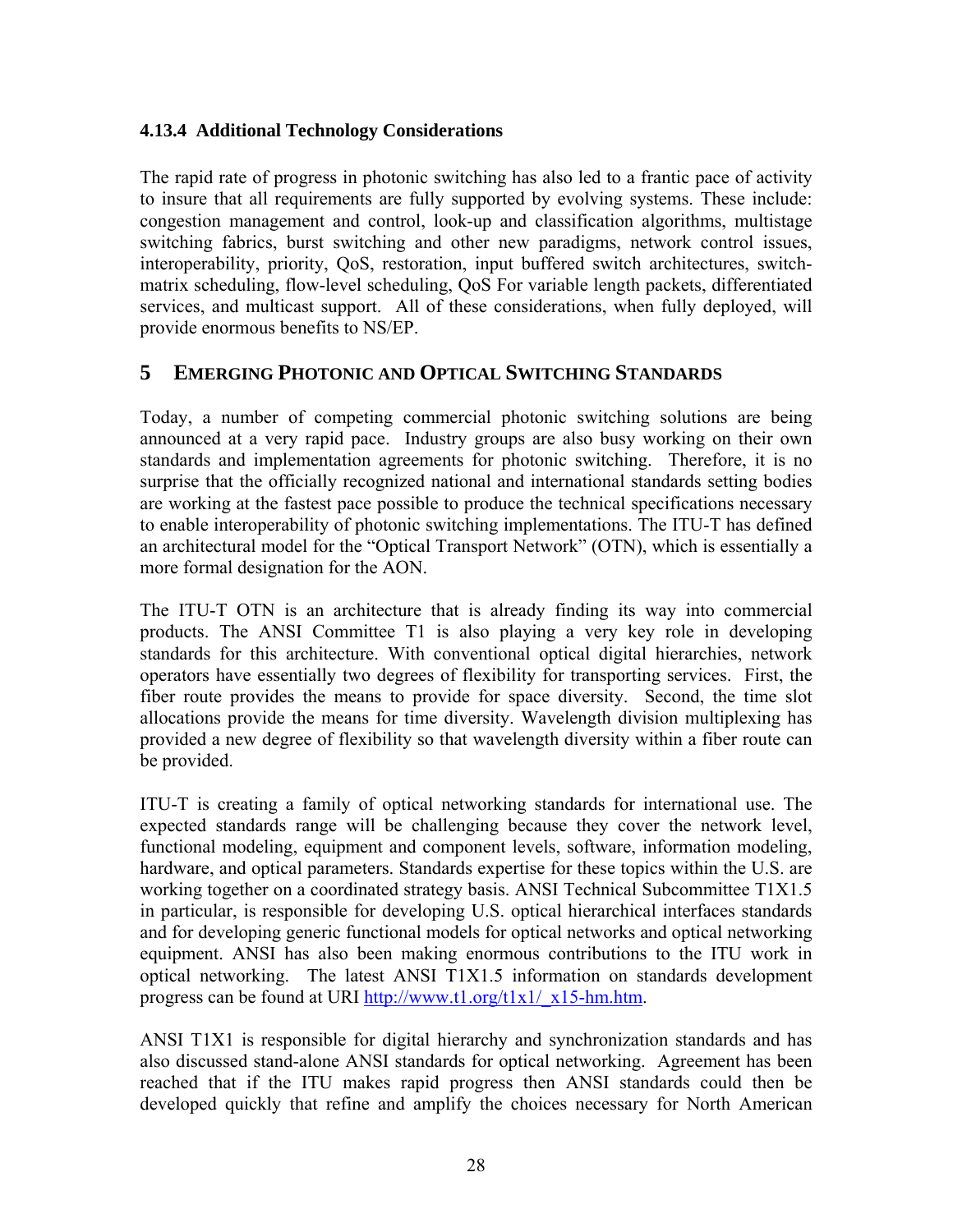### 4.13.4 Additional Technology Considerations

The rapid rate of progress in photonic switching has also led to a frantic pace of activity to insure that all requirements are fully supported by evolving systems. These include: congestion management and control, look-up and classification algorithms, multistage switching fabrics, burst switching and other new paradigms, network control issues, interoperability, priority, QoS, restoration, input buffered switch architectures, switch-matrix scheduling, flow-level scheduling, QoS For variable length packets, differentiated services, and multicast support. All of these considerations, when fully deployed, will provide enormous benefits to NS/EP.

# 5 Emerging Photonic and Optical Switching Standards

Today, a number of competing commercial photonic switching solutions are being announced at a very rapid pace. Industry groups are also busy working on their own standards and implementation agreements for photonic switching. Therefore, it is no surprise that the officially recognized national and international standards setting bodies are working at the fastest pace possible to produce the technical specifications necessary to enable interoperability of photonic switching implementations. The ITU-T has defined an architectural model for the "Optical Transport Network" (OTN), which is essentially a more formal designation for the AON.

The ITU-T OTN is an architecture that is already finding its way into commercial products. The ANSI Committee T1 is also playing a very key role in developing standards for this architecture. With conventional optical digital hierarchies, network operators have essentially two degrees of flexibility for transporting services. First, the fiber route provides the means to provide for space diversity. Second, the time slot allocations provide the means for time diversity. Wavelength division multiplexing has provided a new degree of flexibility so that wavelength diversity within a fiber route can be provided.

ITU-T is creating a family of optical networking standards for international use. The expected standards range will be challenging because they cover the network level, functional modeling, equipment and component levels, software, information modeling, hardware, and optical parameters. Standards expertise for these topics within the U.S. are working together on a coordinated strategy basis. ANSI Technical Subcommittee T1X1.5 in particular, is responsible for developing U.S. optical hierarchical interfaces standards and for developing generic functional models for optical networks and optical networking equipment. ANSI has also been making enormous contributions to the ITU work in optical networking. The latest ANSI T1X1.5 information on standards development progress can be found at URI http://www.t1.org/t1x1/_x15-hm.htm.

ANSI T1X1 is responsible for digital hierarchy and synchronization standards and has also discussed stand-alone ANSI standards for optical networking. Agreement has been reached that if the ITU makes rapid progress then ANSI standards could then be developed quickly that refine and amplify the choices necessary for North American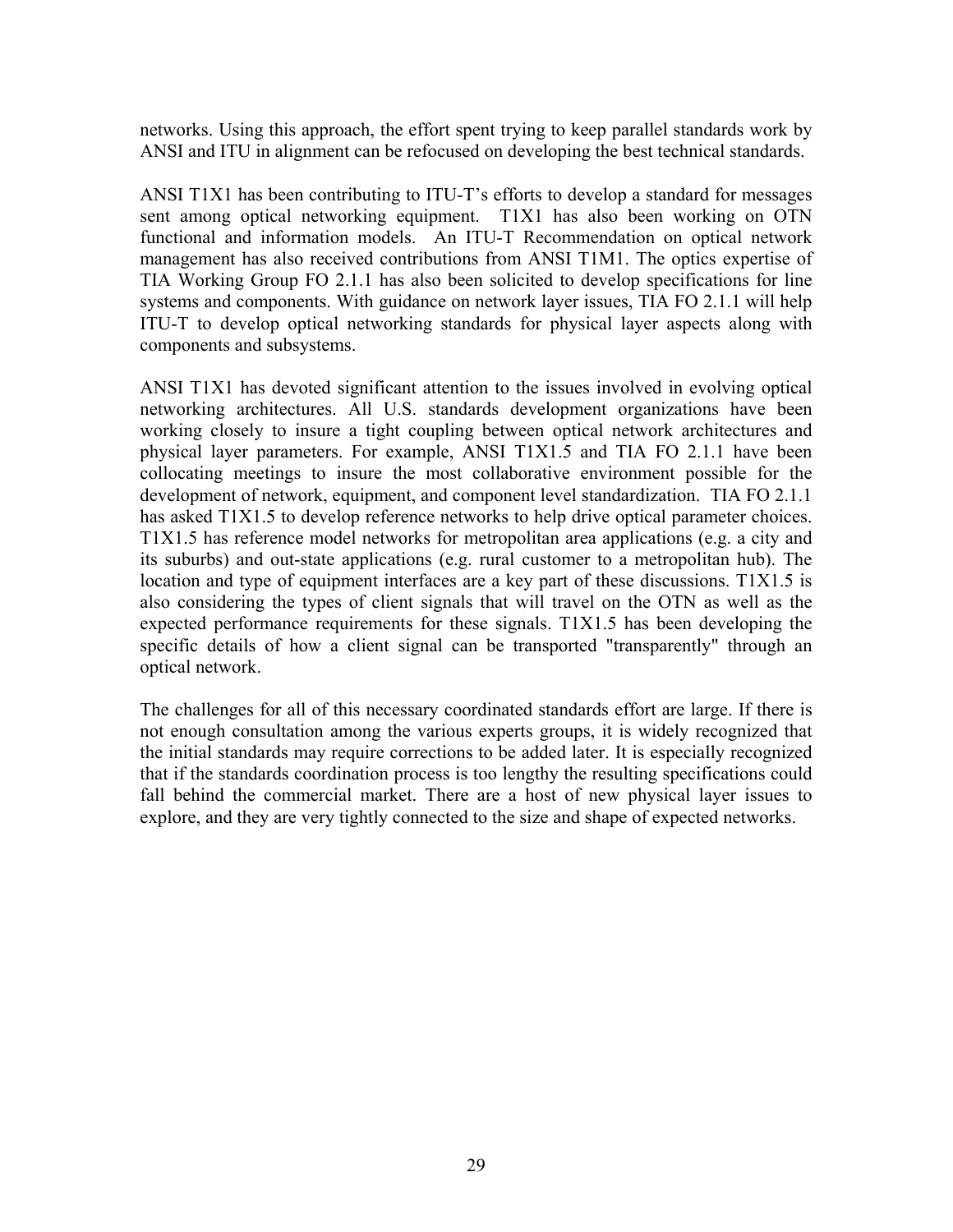networks. Using this approach, the effort spent trying to keep parallel standards work by ANSI and ITU in alignment can be refocused on developing the best technical standards.

ANSI T1X1 has been contributing to ITU-T's efforts to develop a standard for messages sent among optical networking equipment. T1X1 has also been working on OTN functional and information models. An ITU-T Recommendation on optical network management has also received contributions from ANSI T1M1. The optics expertise of TIA Working Group FO 2.1.1 has also been solicited to develop specifications for line systems and components. With guidance on network layer issues, TIA FO 2.1.1 will help ITU-T to develop optical networking standards for physical layer aspects along with components and subsystems.

ANSI T1X1 has devoted significant attention to the issues involved in evolving optical networking architectures. All U.S. standards development organizations have been working closely to insure a tight coupling between optical network architectures and physical layer parameters. For example, ANSI T1X1.5 and TIA FO 2.1.1 have been collocating meetings to insure the most collaborative environment possible for the development of network, equipment, and component level standardization. TIA FO 2.1.1 has asked T1X1.5 to develop reference networks to help drive optical parameter choices. T1X1.5 has reference model networks for metropolitan area applications (e.g. a city and its suburbs) and out-state applications (e.g. rural customer to a metropolitan hub). The location and type of equipment interfaces are a key part of these discussions. T1X1.5 is also considering the types of client signals that will travel on the OTN as well as the expected performance requirements for these signals. T1X1.5 has been developing the specific details of how a client signal can be transported "transparently" through an optical network.

The challenges for all of this necessary coordinated standards effort are large. If there is not enough consultation among the various experts groups, it is widely recognized that the initial standards may require corrections to be added later. It is especially recognized that if the standards coordination process is too lengthy the resulting specifications could fall behind the commercial market. There are a host of new physical layer issues to explore, and they are very tightly connected to the size and shape of expected networks.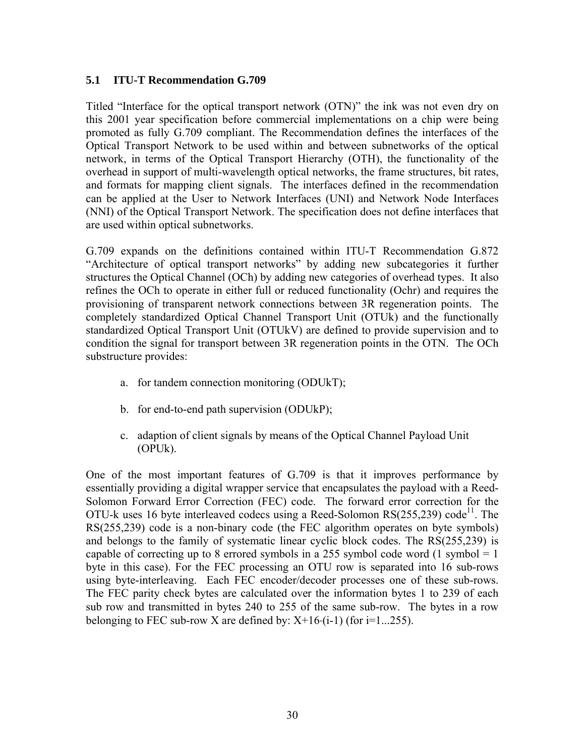### 5.1 ITU-T Recommendation G.709

Titled "Interface for the optical transport network (OTN)" the ink was not even dry on this 2001 year specification before commercial implementations on a chip were being promoted as fully G.709 compliant. The Recommendation defines the interfaces of the Optical Transport Network to be used within and between subnetworks of the optical network, in terms of the Optical Transport Hierarchy (OTH), the functionality of the overhead in support of multi-wavelength optical networks, the frame structures, bit rates, and formats for mapping client signals. The interfaces defined in the recommendation can be applied at the User to Network Interfaces (UNI) and Network Node Interfaces (NNI) of the Optical Transport Network. The specification does not define interfaces that are used within optical subnetworks.

G.709 expands on the definitions contained within ITU-T Recommendation G.872 "Architecture of optical transport networks" by adding new subcategories it further structures the Optical Channel (OCh) by adding new categories of overhead types. It also refines the OCh to operate in either full or reduced functionality (Ochr) and requires the provisioning of transparent network connections between 3R regeneration points. The completely standardized Optical Channel Transport Unit (OTUk) and the functionally standardized Optical Transport Unit (OTUkV) are defined to provide supervision and to condition the signal for transport between 3R regeneration points in the OTN. The OCh substructure provides:

a. for tandem connection monitoring (ODUkT);

b. for end-to-end path supervision (ODUkP);

c. adaption of client signals by means of the Optical Channel Payload Unit (OPUk).

One of the most important features of G.709 is that it improves performance by essentially providing a digital wrapper service that encapsulates the payload with a Reed-Solomon Forward Error Correction (FEC) code. The forward error correction for the OTU-k uses 16 byte interleaved codecs using a Reed-Solomon RS(255,239) code[11]. The RS(255,239) code is a non-binary code (the FEC algorithm operates on byte symbols) and belongs to the family of systematic linear cyclic block codes. The RS(255,239) is capable of correcting up to 8 errored symbols in a 255 symbol code word (1 symbol = 1 byte in this case). For the FEC processing an OTU row is separated into 16 sub-rows using byte-interleaving. Each FEC encoder/decoder processes one of these sub-rows. The FEC parity check bytes are calculated over the information bytes 1 to 239 of each sub row and transmitted in bytes 240 to 255 of the same sub-row. The bytes in a row belonging to FEC sub-row X are defined by: $X+16\cdot(i-1)$ (for i=1...255).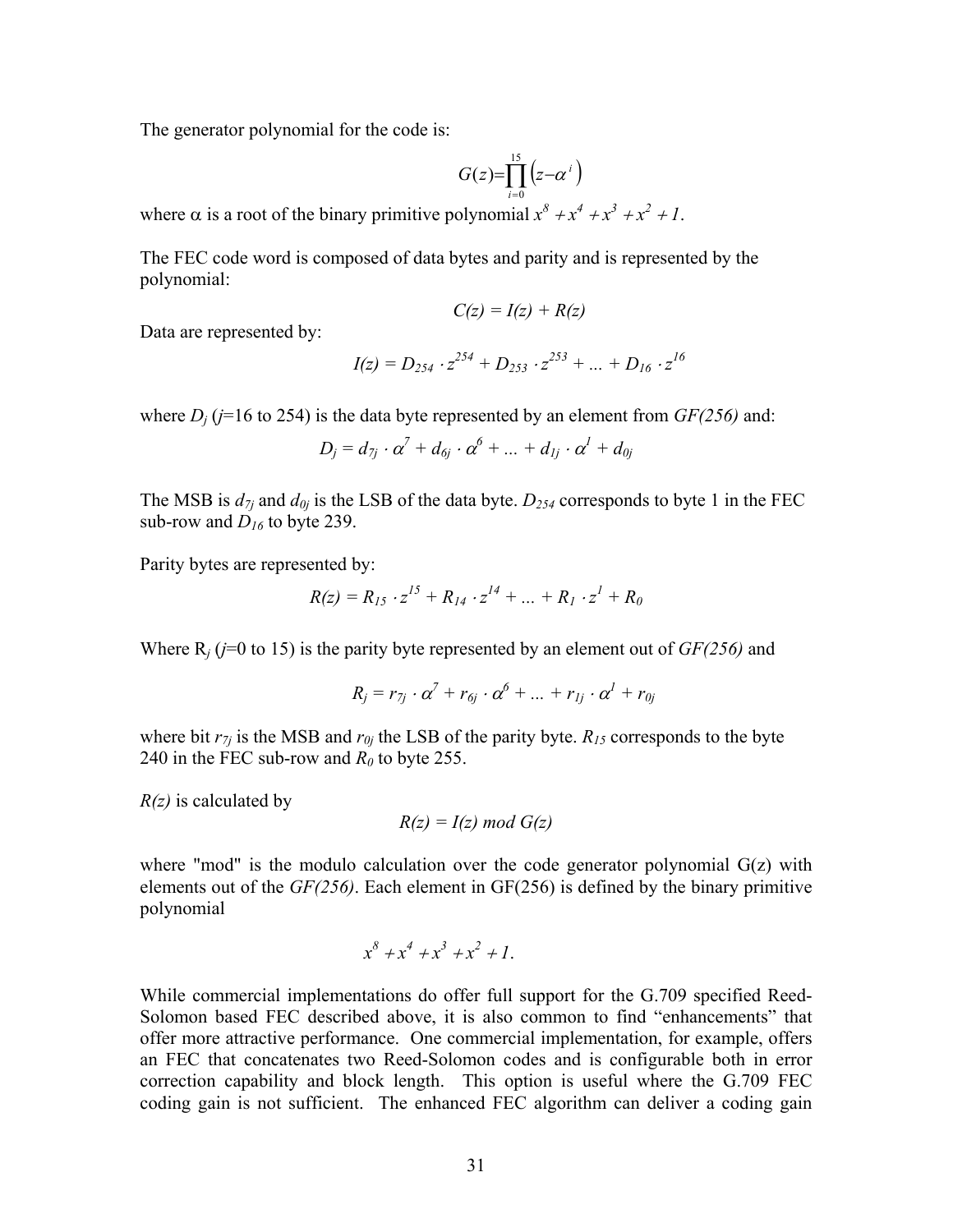The generator polynomial for the code is:

$$G(z)=\prod_{i=0}^{15}\left(z-\alpha^{i}\right)$$

where $\alpha$ is a root of the binary primitive polynomial $x^8+x^4+x^3+x^2+1$.

The FEC code word is composed of data bytes and parity and is represented by the polynomial:

$$C(z) = I(z) + R(z)$$

Data are represented by:

$$I(z) = D_{254} \cdot z^{254} + D_{253} \cdot z^{253} + \ldots + D_{16} \cdot z^{16}$$

where $D_j$ ($j$=16 to 254) is the data byte represented by an element from *GF(256)* and:

$$D_j = d_{7j} \cdot \alpha^7 + d_{6j} \cdot \alpha^6 + \ldots + d_{1j} \cdot \alpha^1 + d_{0j}$$

The MSB is $d_{7j}$ and $d_{0j}$ is the LSB of the data byte. $D_{254}$ corresponds to byte 1 in the FEC sub-row and $D_{16}$ to byte 239.

Parity bytes are represented by:

$$R(z) = R_{15} \cdot z^{15} + R_{14} \cdot z^{14} + \ldots + R_1 \cdot z^1 + R_0$$

Where $R_j$ ($j$=0 to 15) is the parity byte represented by an element out of *GF(256)* and

$$R_j = r_{7j} \cdot \alpha^7 + r_{6j} \cdot \alpha^6 + \ldots + r_{1j} \cdot \alpha^1 + r_{0j}$$

where bit $r_{7j}$ is the MSB and $r_{0j}$ the LSB of the parity byte. $R_{15}$ corresponds to the byte 240 in the FEC sub-row and $R_0$ to byte 255.

*R(z)* is calculated by

$$R(z) = I(z) \bmod G(z)$$

where "mod" is the modulo calculation over the code generator polynomial G(z) with elements out of the *GF(256)*. Each element in GF(256) is defined by the binary primitive polynomial

$$x^8+x^4+x^3+x^2+1.$$

While commercial implementations do offer full support for the G.709 specified Reed-Solomon based FEC described above, it is also common to find "enhancements" that offer more attractive performance. One commercial implementation, for example, offers an FEC that concatenates two Reed-Solomon codes and is configurable both in error correction capability and block length. This option is useful where the G.709 FEC coding gain is not sufficient. The enhanced FEC algorithm can deliver a coding gain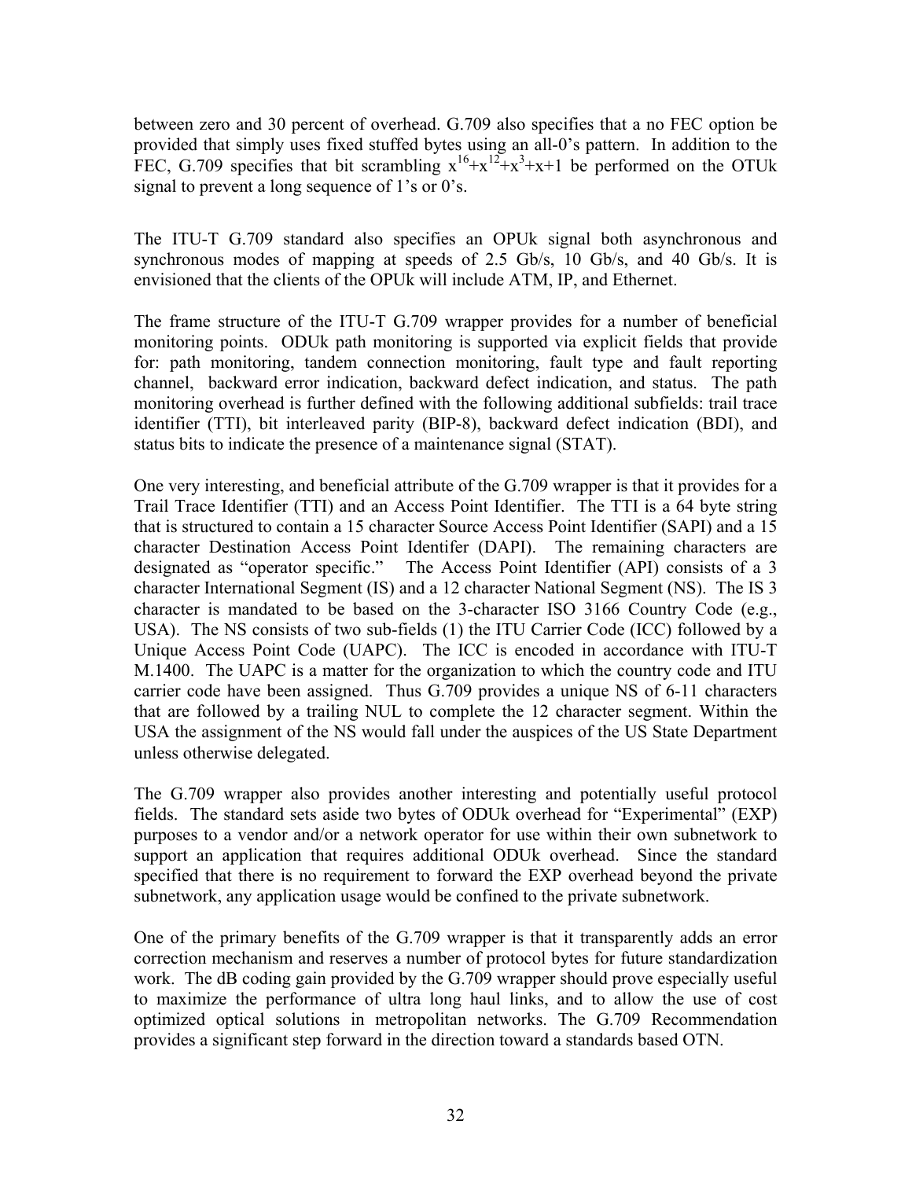between zero and 30 percent of overhead. G.709 also specifies that a no FEC option be provided that simply uses fixed stuffed bytes using an all-0's pattern. In addition to the FEC, G.709 specifies that bit scrambling $x^{16}+x^{12}+x^3+x+1$ be performed on the OTUk signal to prevent a long sequence of 1's or 0's.

The ITU-T G.709 standard also specifies an OPUk signal both asynchronous and synchronous modes of mapping at speeds of 2.5 Gb/s, 10 Gb/s, and 40 Gb/s. It is envisioned that the clients of the OPUk will include ATM, IP, and Ethernet.

The frame structure of the ITU-T G.709 wrapper provides for a number of beneficial monitoring points. ODUk path monitoring is supported via explicit fields that provide for: path monitoring, tandem connection monitoring, fault type and fault reporting channel, backward error indication, backward defect indication, and status. The path monitoring overhead is further defined with the following additional subfields: trail trace identifier (TTI), bit interleaved parity (BIP-8), backward defect indication (BDI), and status bits to indicate the presence of a maintenance signal (STAT).

One very interesting, and beneficial attribute of the G.709 wrapper is that it provides for a Trail Trace Identifier (TTI) and an Access Point Identifier. The TTI is a 64 byte string that is structured to contain a 15 character Source Access Point Identifier (SAPI) and a 15 character Destination Access Point Identifer (DAPI). The remaining characters are designated as "operator specific." The Access Point Identifier (API) consists of a 3 character International Segment (IS) and a 12 character National Segment (NS). The IS 3 character is mandated to be based on the 3-character ISO 3166 Country Code (e.g., USA). The NS consists of two sub-fields (1) the ITU Carrier Code (ICC) followed by a Unique Access Point Code (UAPC). The ICC is encoded in accordance with ITU-T M.1400. The UAPC is a matter for the organization to which the country code and ITU carrier code have been assigned. Thus G.709 provides a unique NS of 6-11 characters that are followed by a trailing NUL to complete the 12 character segment. Within the USA the assignment of the NS would fall under the auspices of the US State Department unless otherwise delegated.

The G.709 wrapper also provides another interesting and potentially useful protocol fields. The standard sets aside two bytes of ODUk overhead for "Experimental" (EXP) purposes to a vendor and/or a network operator for use within their own subnetwork to support an application that requires additional ODUk overhead. Since the standard specified that there is no requirement to forward the EXP overhead beyond the private subnetwork, any application usage would be confined to the private subnetwork.

One of the primary benefits of the G.709 wrapper is that it transparently adds an error correction mechanism and reserves a number of protocol bytes for future standardization work. The dB coding gain provided by the G.709 wrapper should prove especially useful to maximize the performance of ultra long haul links, and to allow the use of cost optimized optical solutions in metropolitan networks. The G.709 Recommendation provides a significant step forward in the direction toward a standards based OTN.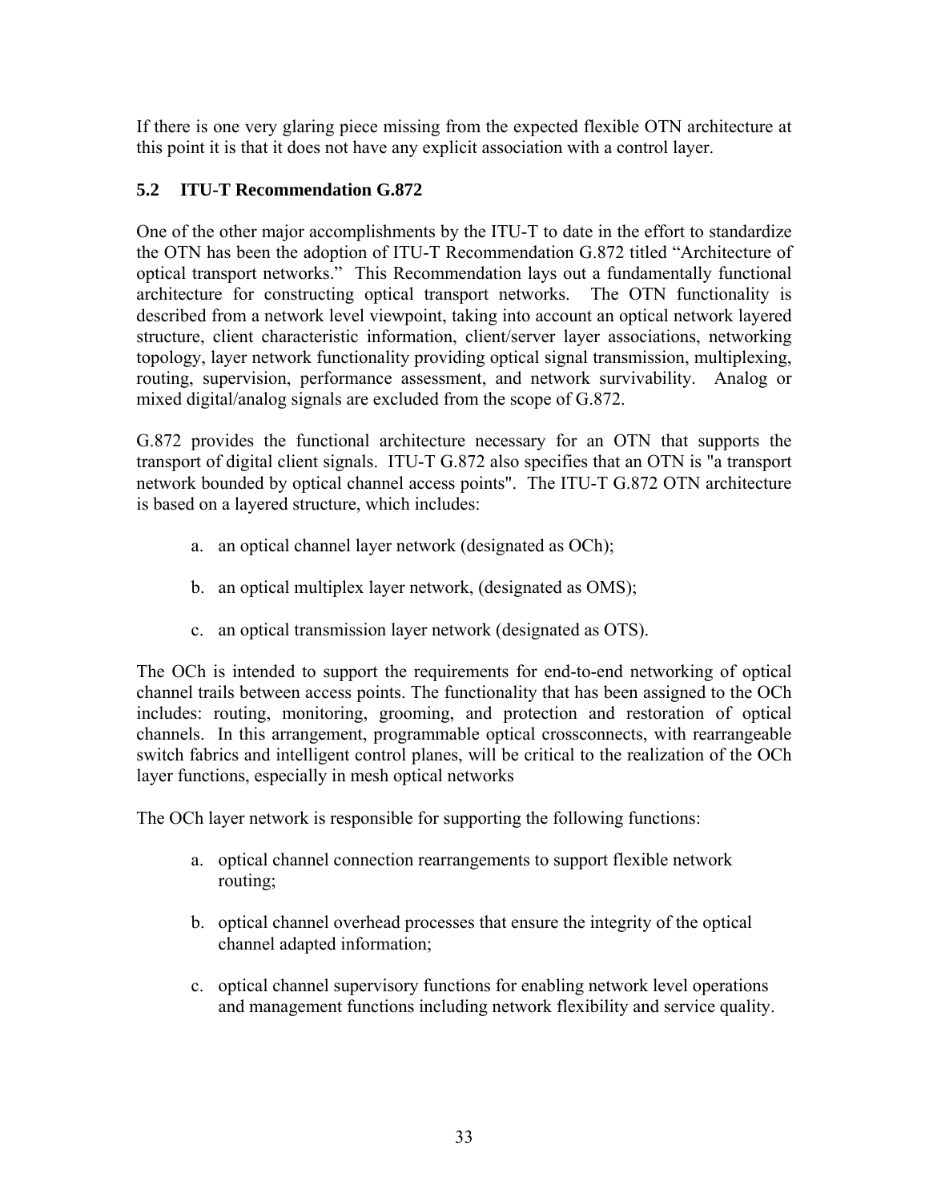If there is one very glaring piece missing from the expected flexible OTN architecture at this point it is that it does not have any explicit association with a control layer.

## 5.2 ITU-T Recommendation G.872

One of the other major accomplishments by the ITU-T to date in the effort to standardize the OTN has been the adoption of ITU-T Recommendation G.872 titled "Architecture of optical transport networks." This Recommendation lays out a fundamentally functional architecture for constructing optical transport networks. The OTN functionality is described from a network level viewpoint, taking into account an optical network layered structure, client characteristic information, client/server layer associations, networking topology, layer network functionality providing optical signal transmission, multiplexing, routing, supervision, performance assessment, and network survivability. Analog or mixed digital/analog signals are excluded from the scope of G.872.

G.872 provides the functional architecture necessary for an OTN that supports the transport of digital client signals. ITU-T G.872 also specifies that an OTN is "a transport network bounded by optical channel access points". The ITU-T G.872 OTN architecture is based on a layered structure, which includes:

a. an optical channel layer network (designated as OCh);

b. an optical multiplex layer network, (designated as OMS);

c. an optical transmission layer network (designated as OTS).

The OCh is intended to support the requirements for end-to-end networking of optical channel trails between access points. The functionality that has been assigned to the OCh includes: routing, monitoring, grooming, and protection and restoration of optical channels. In this arrangement, programmable optical crossconnects, with rearrangeable switch fabrics and intelligent control planes, will be critical to the realization of the OCh layer functions, especially in mesh optical networks

The OCh layer network is responsible for supporting the following functions:

a. optical channel connection rearrangements to support flexible network routing;

b. optical channel overhead processes that ensure the integrity of the optical channel adapted information;

c. optical channel supervisory functions for enabling network level operations and management functions including network flexibility and service quality.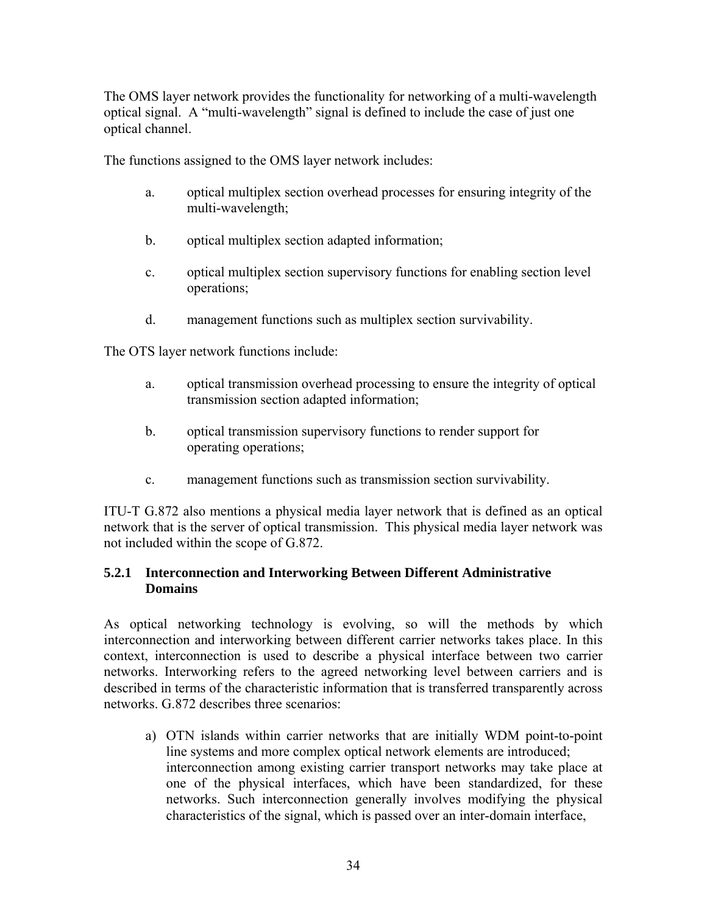The OMS layer network provides the functionality for networking of a multi-wavelength optical signal. A "multi-wavelength" signal is defined to include the case of just one optical channel.

The functions assigned to the OMS layer network includes:

a. optical multiplex section overhead processes for ensuring integrity of the multi-wavelength;

b. optical multiplex section adapted information;

c. optical multiplex section supervisory functions for enabling section level operations;

d. management functions such as multiplex section survivability.

The OTS layer network functions include:

a. optical transmission overhead processing to ensure the integrity of optical transmission section adapted information;

b. optical transmission supervisory functions to render support for operating operations;

c. management functions such as transmission section survivability.

ITU-T G.872 also mentions a physical media layer network that is defined as an optical network that is the server of optical transmission. This physical media layer network was not included within the scope of G.872.

### 5.2.1 Interconnection and Interworking Between Different Administrative Domains

As optical networking technology is evolving, so will the methods by which interconnection and interworking between different carrier networks takes place. In this context, interconnection is used to describe a physical interface between two carrier networks. Interworking refers to the agreed networking level between carriers and is described in terms of the characteristic information that is transferred transparently across networks. G.872 describes three scenarios:

a) OTN islands within carrier networks that are initially WDM point-to-point line systems and more complex optical network elements are introduced; interconnection among existing carrier transport networks may take place at one of the physical interfaces, which have been standardized, for these networks. Such interconnection generally involves modifying the physical characteristics of the signal, which is passed over an inter-domain interface,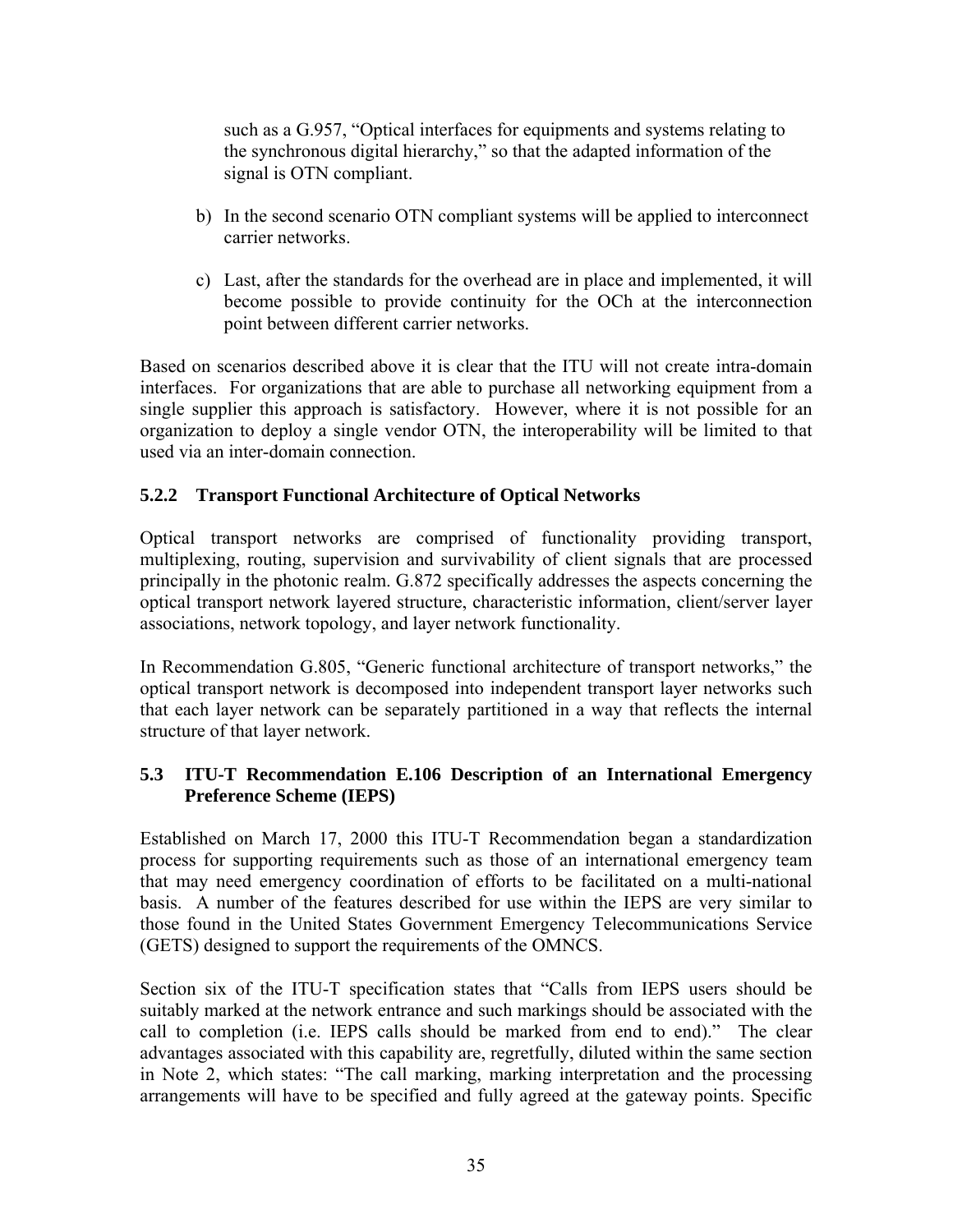such as a G.957, "Optical interfaces for equipments and systems relating to the synchronous digital hierarchy," so that the adapted information of the signal is OTN compliant.

b) In the second scenario OTN compliant systems will be applied to interconnect carrier networks.

c) Last, after the standards for the overhead are in place and implemented, it will become possible to provide continuity for the OCh at the interconnection point between different carrier networks.

Based on scenarios described above it is clear that the ITU will not create intra-domain interfaces. For organizations that are able to purchase all networking equipment from a single supplier this approach is satisfactory. However, where it is not possible for an organization to deploy a single vendor OTN, the interoperability will be limited to that used via an inter-domain connection.

### 5.2.2 Transport Functional Architecture of Optical Networks

Optical transport networks are comprised of functionality providing transport, multiplexing, routing, supervision and survivability of client signals that are processed principally in the photonic realm. G.872 specifically addresses the aspects concerning the optical transport network layered structure, characteristic information, client/server layer associations, network topology, and layer network functionality.

In Recommendation G.805, "Generic functional architecture of transport networks," the optical transport network is decomposed into independent transport layer networks such that each layer network can be separately partitioned in a way that reflects the internal structure of that layer network.

## 5.3 ITU-T Recommendation E.106 Description of an International Emergency Preference Scheme (IEPS)

Established on March 17, 2000 this ITU-T Recommendation began a standardization process for supporting requirements such as those of an international emergency team that may need emergency coordination of efforts to be facilitated on a multi-national basis. A number of the features described for use within the IEPS are very similar to those found in the United States Government Emergency Telecommunications Service (GETS) designed to support the requirements of the OMNCS.

Section six of the ITU-T specification states that "Calls from IEPS users should be suitably marked at the network entrance and such markings should be associated with the call to completion (i.e. IEPS calls should be marked from end to end)." The clear advantages associated with this capability are, regretfully, diluted within the same section in Note 2, which states: "The call marking, marking interpretation and the processing arrangements will have to be specified and fully agreed at the gateway points. Specific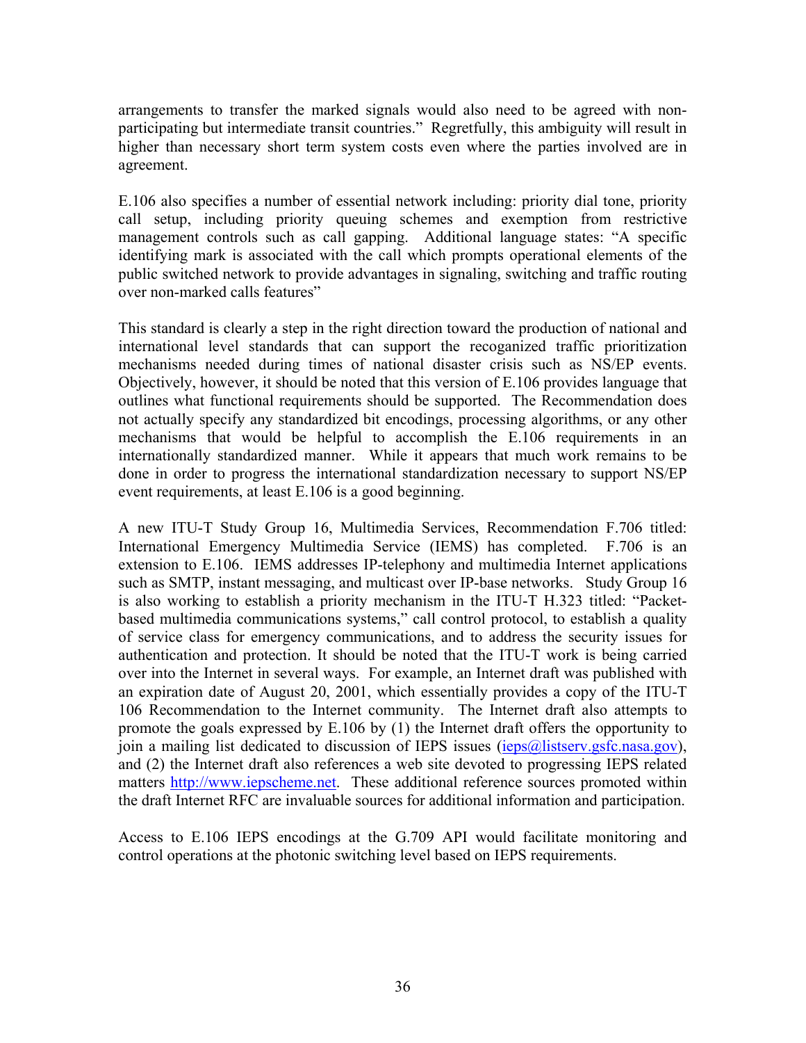arrangements to transfer the marked signals would also need to be agreed with non-participating but intermediate transit countries." Regretfully, this ambiguity will result in higher than necessary short term system costs even where the parties involved are in agreement.

E.106 also specifies a number of essential network including: priority dial tone, priority call setup, including priority queuing schemes and exemption from restrictive management controls such as call gapping. Additional language states: "A specific identifying mark is associated with the call which prompts operational elements of the public switched network to provide advantages in signaling, switching and traffic routing over non-marked calls features"

This standard is clearly a step in the right direction toward the production of national and international level standards that can support the recoganized traffic prioritization mechanisms needed during times of national disaster crisis such as NS/EP events. Objectively, however, it should be noted that this version of E.106 provides language that outlines what functional requirements should be supported. The Recommendation does not actually specify any standardized bit encodings, processing algorithms, or any other mechanisms that would be helpful to accomplish the E.106 requirements in an internationally standardized manner. While it appears that much work remains to be done in order to progress the international standardization necessary to support NS/EP event requirements, at least E.106 is a good beginning.

A new ITU-T Study Group 16, Multimedia Services, Recommendation F.706 titled: International Emergency Multimedia Service (IEMS) has completed. F.706 is an extension to E.106. IEMS addresses IP-telephony and multimedia Internet applications such as SMTP, instant messaging, and multicast over IP-base networks. Study Group 16 is also working to establish a priority mechanism in the ITU-T H.323 titled: "Packet-based multimedia communications systems," call control protocol, to establish a quality of service class for emergency communications, and to address the security issues for authentication and protection. It should be noted that the ITU-T work is being carried over into the Internet in several ways. For example, an Internet draft was published with an expiration date of August 20, 2001, which essentially provides a copy of the ITU-T 106 Recommendation to the Internet community. The Internet draft also attempts to promote the goals expressed by E.106 by (1) the Internet draft offers the opportunity to join a mailing list dedicated to discussion of IEPS issues (ieps@listserv.gsfc.nasa.gov), and (2) the Internet draft also references a web site devoted to progressing IEPS related matters http://www.iepscheme.net. These additional reference sources promoted within the draft Internet RFC are invaluable sources for additional information and participation.

Access to E.106 IEPS encodings at the G.709 API would facilitate monitoring and control operations at the photonic switching level based on IEPS requirements.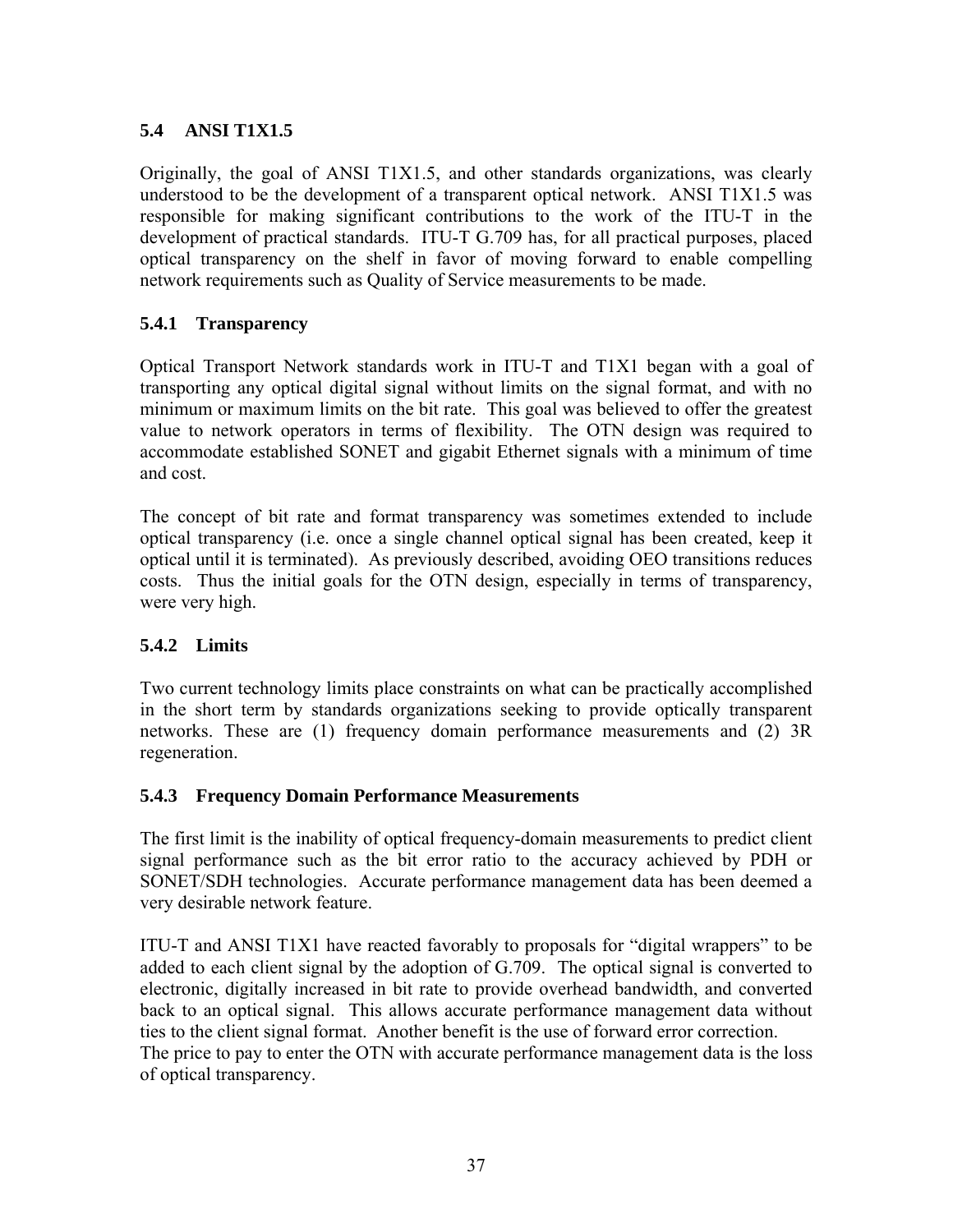## 5.4 ANSI T1X1.5

Originally, the goal of ANSI T1X1.5, and other standards organizations, was clearly understood to be the development of a transparent optical network. ANSI T1X1.5 was responsible for making significant contributions to the work of the ITU-T in the development of practical standards. ITU-T G.709 has, for all practical purposes, placed optical transparency on the shelf in favor of moving forward to enable compelling network requirements such as Quality of Service measurements to be made.

### 5.4.1 Transparency

Optical Transport Network standards work in ITU-T and T1X1 began with a goal of transporting any optical digital signal without limits on the signal format, and with no minimum or maximum limits on the bit rate. This goal was believed to offer the greatest value to network operators in terms of flexibility. The OTN design was required to accommodate established SONET and gigabit Ethernet signals with a minimum of time and cost.

The concept of bit rate and format transparency was sometimes extended to include optical transparency (i.e. once a single channel optical signal has been created, keep it optical until it is terminated). As previously described, avoiding OEO transitions reduces costs. Thus the initial goals for the OTN design, especially in terms of transparency, were very high.

### 5.4.2 Limits

Two current technology limits place constraints on what can be practically accomplished in the short term by standards organizations seeking to provide optically transparent networks. These are (1) frequency domain performance measurements and (2) 3R regeneration.

### 5.4.3 Frequency Domain Performance Measurements

The first limit is the inability of optical frequency-domain measurements to predict client signal performance such as the bit error ratio to the accuracy achieved by PDH or SONET/SDH technologies. Accurate performance management data has been deemed a very desirable network feature.

ITU-T and ANSI T1X1 have reacted favorably to proposals for "digital wrappers" to be added to each client signal by the adoption of G.709. The optical signal is converted to electronic, digitally increased in bit rate to provide overhead bandwidth, and converted back to an optical signal. This allows accurate performance management data without ties to the client signal format. Another benefit is the use of forward error correction.
The price to pay to enter the OTN with accurate performance management data is the loss of optical transparency.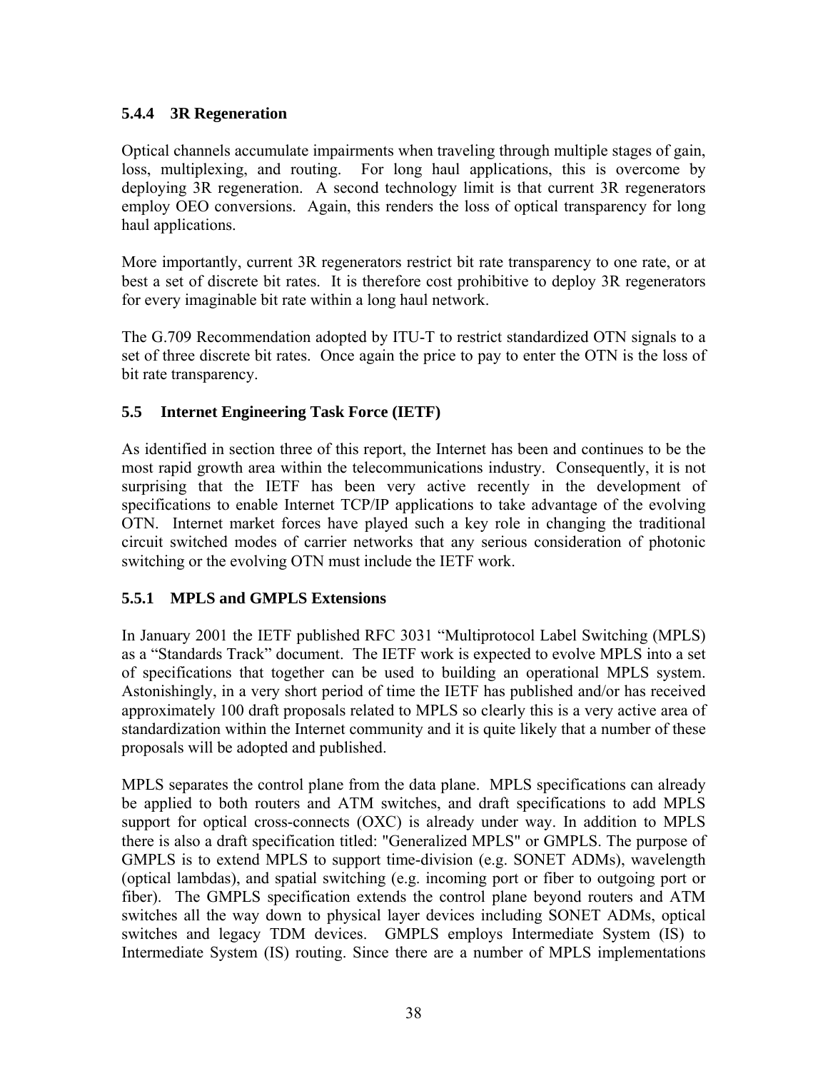#### 5.4.4 3R Regeneration

Optical channels accumulate impairments when traveling through multiple stages of gain, loss, multiplexing, and routing. For long haul applications, this is overcome by deploying 3R regeneration. A second technology limit is that current 3R regenerators employ OEO conversions. Again, this renders the loss of optical transparency for long haul applications.

More importantly, current 3R regenerators restrict bit rate transparency to one rate, or at best a set of discrete bit rates. It is therefore cost prohibitive to deploy 3R regenerators for every imaginable bit rate within a long haul network.

The G.709 Recommendation adopted by ITU-T to restrict standardized OTN signals to a set of three discrete bit rates. Once again the price to pay to enter the OTN is the loss of bit rate transparency.

### 5.5 Internet Engineering Task Force (IETF)

As identified in section three of this report, the Internet has been and continues to be the most rapid growth area within the telecommunications industry. Consequently, it is not surprising that the IETF has been very active recently in the development of specifications to enable Internet TCP/IP applications to take advantage of the evolving OTN. Internet market forces have played such a key role in changing the traditional circuit switched modes of carrier networks that any serious consideration of photonic switching or the evolving OTN must include the IETF work.

#### 5.5.1 MPLS and GMPLS Extensions

In January 2001 the IETF published RFC 3031 "Multiprotocol Label Switching (MPLS) as a "Standards Track" document. The IETF work is expected to evolve MPLS into a set of specifications that together can be used to building an operational MPLS system. Astonishingly, in a very short period of time the IETF has published and/or has received approximately 100 draft proposals related to MPLS so clearly this is a very active area of standardization within the Internet community and it is quite likely that a number of these proposals will be adopted and published.

MPLS separates the control plane from the data plane. MPLS specifications can already be applied to both routers and ATM switches, and draft specifications to add MPLS support for optical cross-connects (OXC) is already under way. In addition to MPLS there is also a draft specification titled: "Generalized MPLS" or GMPLS. The purpose of GMPLS is to extend MPLS to support time-division (e.g. SONET ADMs), wavelength (optical lambdas), and spatial switching (e.g. incoming port or fiber to outgoing port or fiber). The GMPLS specification extends the control plane beyond routers and ATM switches all the way down to physical layer devices including SONET ADMs, optical switches and legacy TDM devices. GMPLS employs Intermediate System (IS) to Intermediate System (IS) routing. Since there are a number of MPLS implementations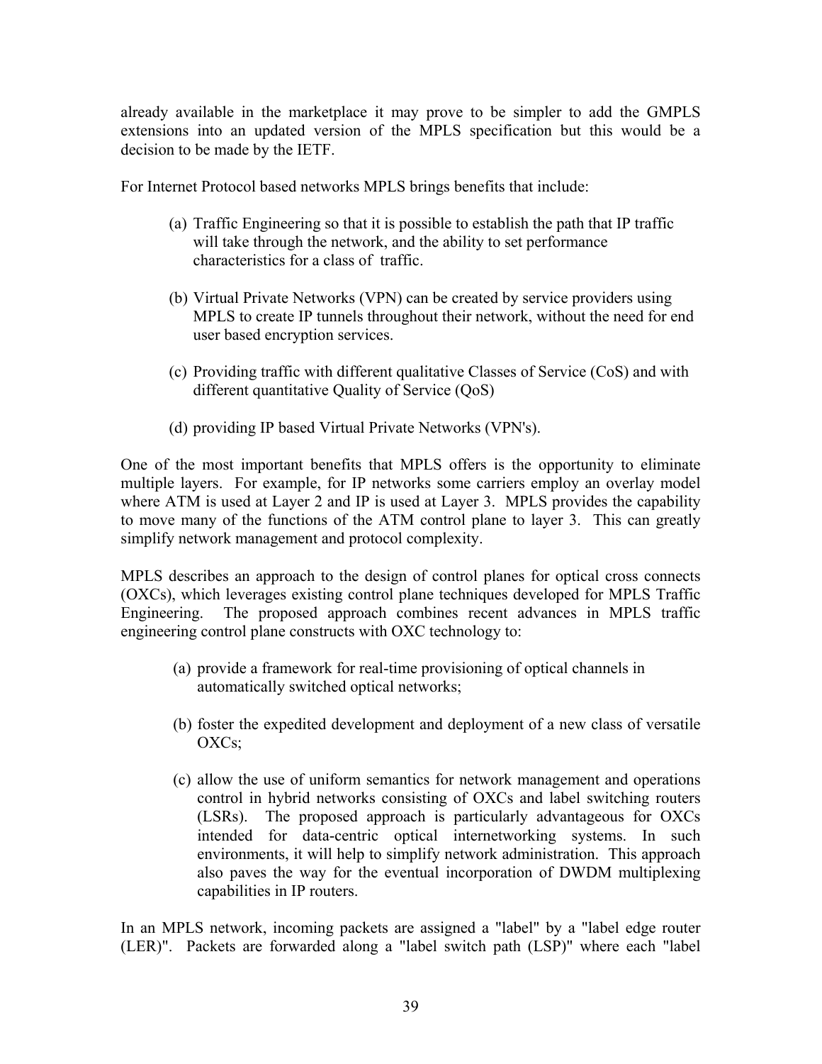already available in the marketplace it may prove to be simpler to add the GMPLS extensions into an updated version of the MPLS specification but this would be a decision to be made by the IETF.

For Internet Protocol based networks MPLS brings benefits that include:

(a) Traffic Engineering so that it is possible to establish the path that IP traffic will take through the network, and the ability to set performance characteristics for a class of traffic.

(b) Virtual Private Networks (VPN) can be created by service providers using MPLS to create IP tunnels throughout their network, without the need for end user based encryption services.

(c) Providing traffic with different qualitative Classes of Service (CoS) and with different quantitative Quality of Service (QoS)

(d) providing IP based Virtual Private Networks (VPN's).

One of the most important benefits that MPLS offers is the opportunity to eliminate multiple layers. For example, for IP networks some carriers employ an overlay model where ATM is used at Layer 2 and IP is used at Layer 3. MPLS provides the capability to move many of the functions of the ATM control plane to layer 3. This can greatly simplify network management and protocol complexity.

MPLS describes an approach to the design of control planes for optical cross connects (OXCs), which leverages existing control plane techniques developed for MPLS Traffic Engineering. The proposed approach combines recent advances in MPLS traffic engineering control plane constructs with OXC technology to:

(a) provide a framework for real-time provisioning of optical channels in automatically switched optical networks;

(b) foster the expedited development and deployment of a new class of versatile OXCs;

(c) allow the use of uniform semantics for network management and operations control in hybrid networks consisting of OXCs and label switching routers (LSRs). The proposed approach is particularly advantageous for OXCs intended for data-centric optical internetworking systems. In such environments, it will help to simplify network administration. This approach also paves the way for the eventual incorporation of DWDM multiplexing capabilities in IP routers.

In an MPLS network, incoming packets are assigned a "label" by a "label edge router (LER)". Packets are forwarded along a "label switch path (LSP)" where each "label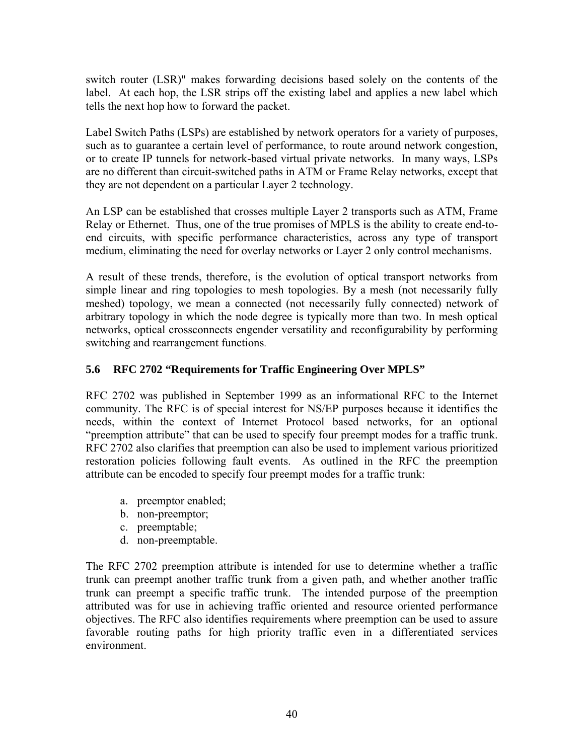switch router (LSR)" makes forwarding decisions based solely on the contents of the label. At each hop, the LSR strips off the existing label and applies a new label which tells the next hop how to forward the packet.

Label Switch Paths (LSPs) are established by network operators for a variety of purposes, such as to guarantee a certain level of performance, to route around network congestion, or to create IP tunnels for network-based virtual private networks. In many ways, LSPs are no different than circuit-switched paths in ATM or Frame Relay networks, except that they are not dependent on a particular Layer 2 technology.

An LSP can be established that crosses multiple Layer 2 transports such as ATM, Frame Relay or Ethernet. Thus, one of the true promises of MPLS is the ability to create end-to-end circuits, with specific performance characteristics, across any type of transport medium, eliminating the need for overlay networks or Layer 2 only control mechanisms.

A result of these trends, therefore, is the evolution of optical transport networks from simple linear and ring topologies to mesh topologies. By a mesh (not necessarily fully meshed) topology, we mean a connected (not necessarily fully connected) network of arbitrary topology in which the node degree is typically more than two. In mesh optical networks, optical crossconnects engender versatility and reconfigurability by performing switching and rearrangement functions.

### 5.6 RFC 2702 "Requirements for Traffic Engineering Over MPLS"

RFC 2702 was published in September 1999 as an informational RFC to the Internet community. The RFC is of special interest for NS/EP purposes because it identifies the needs, within the context of Internet Protocol based networks, for an optional "preemption attribute" that can be used to specify four preempt modes for a traffic trunk. RFC 2702 also clarifies that preemption can also be used to implement various prioritized restoration policies following fault events. As outlined in the RFC the preemption attribute can be encoded to specify four preempt modes for a traffic trunk:

a. preemptor enabled;
b. non-preemptor;
c. preemptable;
d. non-preemptable.

The RFC 2702 preemption attribute is intended for use to determine whether a traffic trunk can preempt another traffic trunk from a given path, and whether another traffic trunk can preempt a specific traffic trunk. The intended purpose of the preemption attributed was for use in achieving traffic oriented and resource oriented performance objectives. The RFC also identifies requirements where preemption can be used to assure favorable routing paths for high priority traffic even in a differentiated services environment.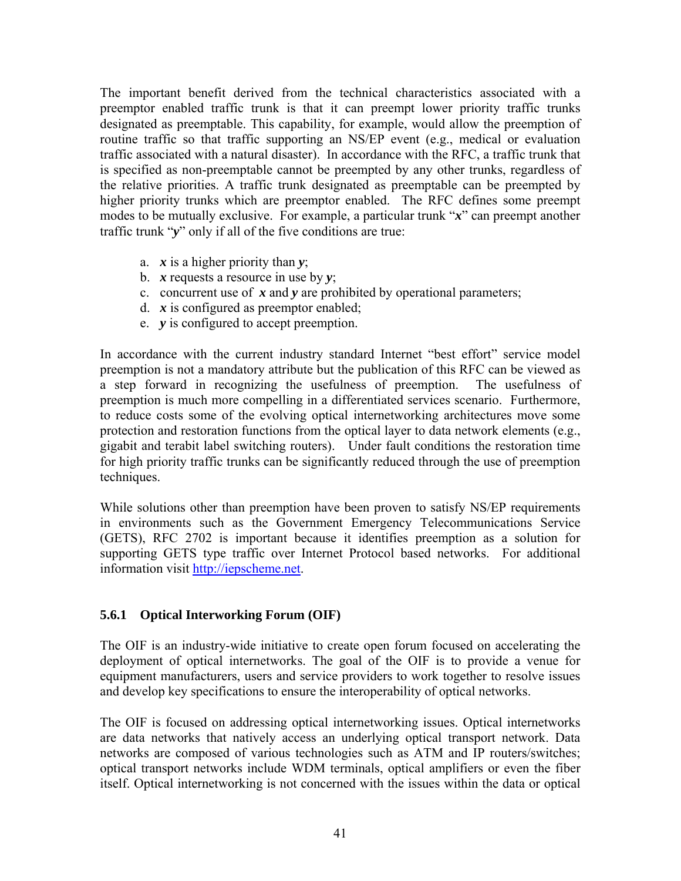The important benefit derived from the technical characteristics associated with a preemptor enabled traffic trunk is that it can preempt lower priority traffic trunks designated as preemptable. This capability, for example, would allow the preemption of routine traffic so that traffic supporting an NS/EP event (e.g., medical or evaluation traffic associated with a natural disaster). In accordance with the RFC, a traffic trunk that is specified as non-preemptable cannot be preempted by any other trunks, regardless of the relative priorities. A traffic trunk designated as preemptable can be preempted by higher priority trunks which are preemptor enabled. The RFC defines some preempt modes to be mutually exclusive. For example, a particular trunk "***x***" can preempt another traffic trunk "***y***" only if all of the five conditions are true:

a. ***x*** is a higher priority than ***y***;
b. ***x*** requests a resource in use by ***y***;
c. concurrent use of ***x*** and ***y*** are prohibited by operational parameters;
d. ***x*** is configured as preemptor enabled;
e. ***y*** is configured to accept preemption.

In accordance with the current industry standard Internet "best effort" service model preemption is not a mandatory attribute but the publication of this RFC can be viewed as a step forward in recognizing the usefulness of preemption. The usefulness of preemption is much more compelling in a differentiated services scenario. Furthermore, to reduce costs some of the evolving optical internetworking architectures move some protection and restoration functions from the optical layer to data network elements (e.g., gigabit and terabit label switching routers). Under fault conditions the restoration time for high priority traffic trunks can be significantly reduced through the use of preemption techniques.

While solutions other than preemption have been proven to satisfy NS/EP requirements in environments such as the Government Emergency Telecommunications Service (GETS), RFC 2702 is important because it identifies preemption as a solution for supporting GETS type traffic over Internet Protocol based networks. For additional information visit [http://iepscheme.net](http://iepscheme.net).

### 5.6.1 Optical Interworking Forum (OIF)

The OIF is an industry-wide initiative to create open forum focused on accelerating the deployment of optical internetworks. The goal of the OIF is to provide a venue for equipment manufacturers, users and service providers to work together to resolve issues and develop key specifications to ensure the interoperability of optical networks.

The OIF is focused on addressing optical internetworking issues. Optical internetworks are data networks that natively access an underlying optical transport network. Data networks are composed of various technologies such as ATM and IP routers/switches; optical transport networks include WDM terminals, optical amplifiers or even the fiber itself. Optical internetworking is not concerned with the issues within the data or optical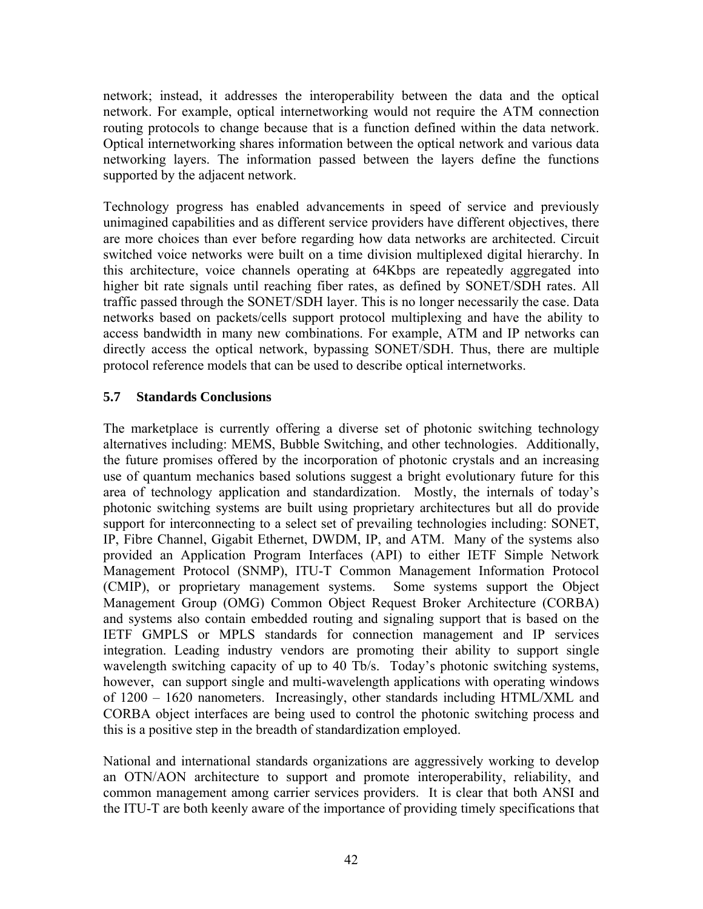network; instead, it addresses the interoperability between the data and the optical network. For example, optical internetworking would not require the ATM connection routing protocols to change because that is a function defined within the data network. Optical internetworking shares information between the optical network and various data networking layers. The information passed between the layers define the functions supported by the adjacent network.

Technology progress has enabled advancements in speed of service and previously unimagined capabilities and as different service providers have different objectives, there are more choices than ever before regarding how data networks are architected. Circuit switched voice networks were built on a time division multiplexed digital hierarchy. In this architecture, voice channels operating at 64Kbps are repeatedly aggregated into higher bit rate signals until reaching fiber rates, as defined by SONET/SDH rates. All traffic passed through the SONET/SDH layer. This is no longer necessarily the case. Data networks based on packets/cells support protocol multiplexing and have the ability to access bandwidth in many new combinations. For example, ATM and IP networks can directly access the optical network, bypassing SONET/SDH. Thus, there are multiple protocol reference models that can be used to describe optical internetworks.

### 5.7 Standards Conclusions

The marketplace is currently offering a diverse set of photonic switching technology alternatives including: MEMS, Bubble Switching, and other technologies. Additionally, the future promises offered by the incorporation of photonic crystals and an increasing use of quantum mechanics based solutions suggest a bright evolutionary future for this area of technology application and standardization. Mostly, the internals of today's photonic switching systems are built using proprietary architectures but all do provide support for interconnecting to a select set of prevailing technologies including: SONET, IP, Fibre Channel, Gigabit Ethernet, DWDM, IP, and ATM. Many of the systems also provided an Application Program Interfaces (API) to either IETF Simple Network Management Protocol (SNMP), ITU-T Common Management Information Protocol (CMIP), or proprietary management systems. Some systems support the Object Management Group (OMG) Common Object Request Broker Architecture (CORBA) and systems also contain embedded routing and signaling support that is based on the IETF GMPLS or MPLS standards for connection management and IP services integration. Leading industry vendors are promoting their ability to support single wavelength switching capacity of up to 40 Tb/s. Today's photonic switching systems, however, can support single and multi-wavelength applications with operating windows of 1200 – 1620 nanometers. Increasingly, other standards including HTML/XML and CORBA object interfaces are being used to control the photonic switching process and this is a positive step in the breadth of standardization employed.

National and international standards organizations are aggressively working to develop an OTN/AON architecture to support and promote interoperability, reliability, and common management among carrier services providers. It is clear that both ANSI and the ITU-T are both keenly aware of the importance of providing timely specifications that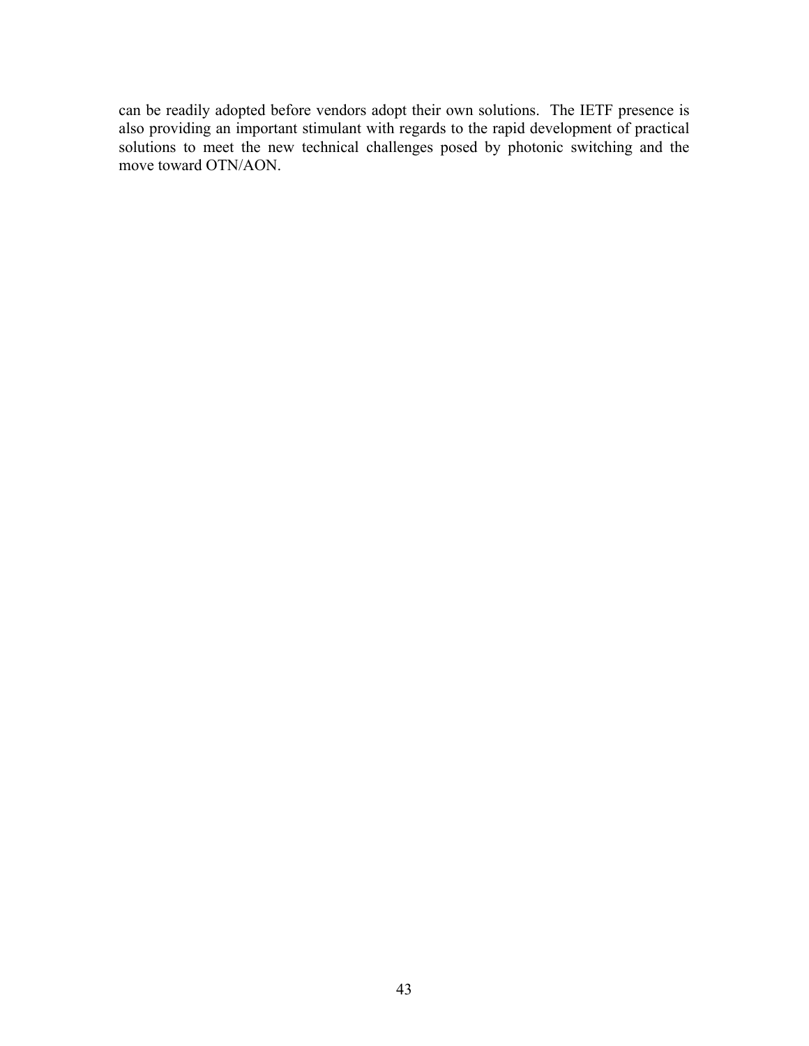can be readily adopted before vendors adopt their own solutions. The IETF presence is also providing an important stimulant with regards to the rapid development of practical solutions to meet the new technical challenges posed by photonic switching and the move toward OTN/AON.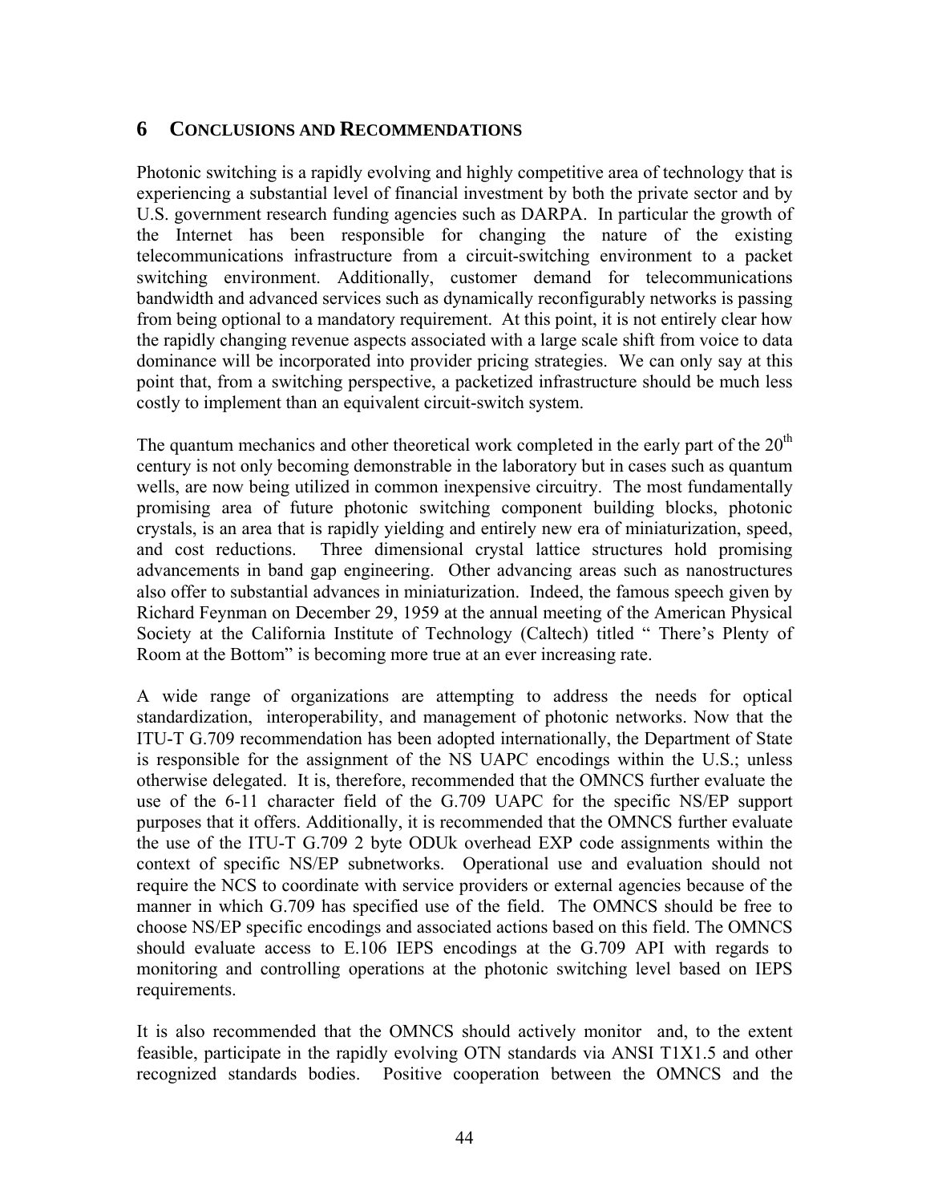# 6 CONCLUSIONS AND RECOMMENDATIONS

Photonic switching is a rapidly evolving and highly competitive area of technology that is experiencing a substantial level of financial investment by both the private sector and by U.S. government research funding agencies such as DARPA. In particular the growth of the Internet has been responsible for changing the nature of the existing telecommunications infrastructure from a circuit-switching environment to a packet switching environment. Additionally, customer demand for telecommunications bandwidth and advanced services such as dynamically reconfigurably networks is passing from being optional to a mandatory requirement. At this point, it is not entirely clear how the rapidly changing revenue aspects associated with a large scale shift from voice to data dominance will be incorporated into provider pricing strategies. We can only say at this point that, from a switching perspective, a packetized infrastructure should be much less costly to implement than an equivalent circuit-switch system.

The quantum mechanics and other theoretical work completed in the early part of the 20th century is not only becoming demonstrable in the laboratory but in cases such as quantum wells, are now being utilized in common inexpensive circuitry. The most fundamentally promising area of future photonic switching component building blocks, photonic crystals, is an area that is rapidly yielding and entirely new era of miniaturization, speed, and cost reductions. Three dimensional crystal lattice structures hold promising advancements in band gap engineering. Other advancing areas such as nanostructures also offer to substantial advances in miniaturization. Indeed, the famous speech given by Richard Feynman on December 29, 1959 at the annual meeting of the American Physical Society at the California Institute of Technology (Caltech) titled " There's Plenty of Room at the Bottom" is becoming more true at an ever increasing rate.

A wide range of organizations are attempting to address the needs for optical standardization, interoperability, and management of photonic networks. Now that the ITU-T G.709 recommendation has been adopted internationally, the Department of State is responsible for the assignment of the NS UAPC encodings within the U.S.; unless otherwise delegated. It is, therefore, recommended that the OMNCS further evaluate the use of the 6-11 character field of the G.709 UAPC for the specific NS/EP support purposes that it offers. Additionally, it is recommended that the OMNCS further evaluate the use of the ITU-T G.709 2 byte ODUk overhead EXP code assignments within the context of specific NS/EP subnetworks. Operational use and evaluation should not require the NCS to coordinate with service providers or external agencies because of the manner in which G.709 has specified use of the field. The OMNCS should be free to choose NS/EP specific encodings and associated actions based on this field. The OMNCS should evaluate access to E.106 IEPS encodings at the G.709 API with regards to monitoring and controlling operations at the photonic switching level based on IEPS requirements.

It is also recommended that the OMNCS should actively monitor and, to the extent feasible, participate in the rapidly evolving OTN standards via ANSI T1X1.5 and other recognized standards bodies. Positive cooperation between the OMNCS and the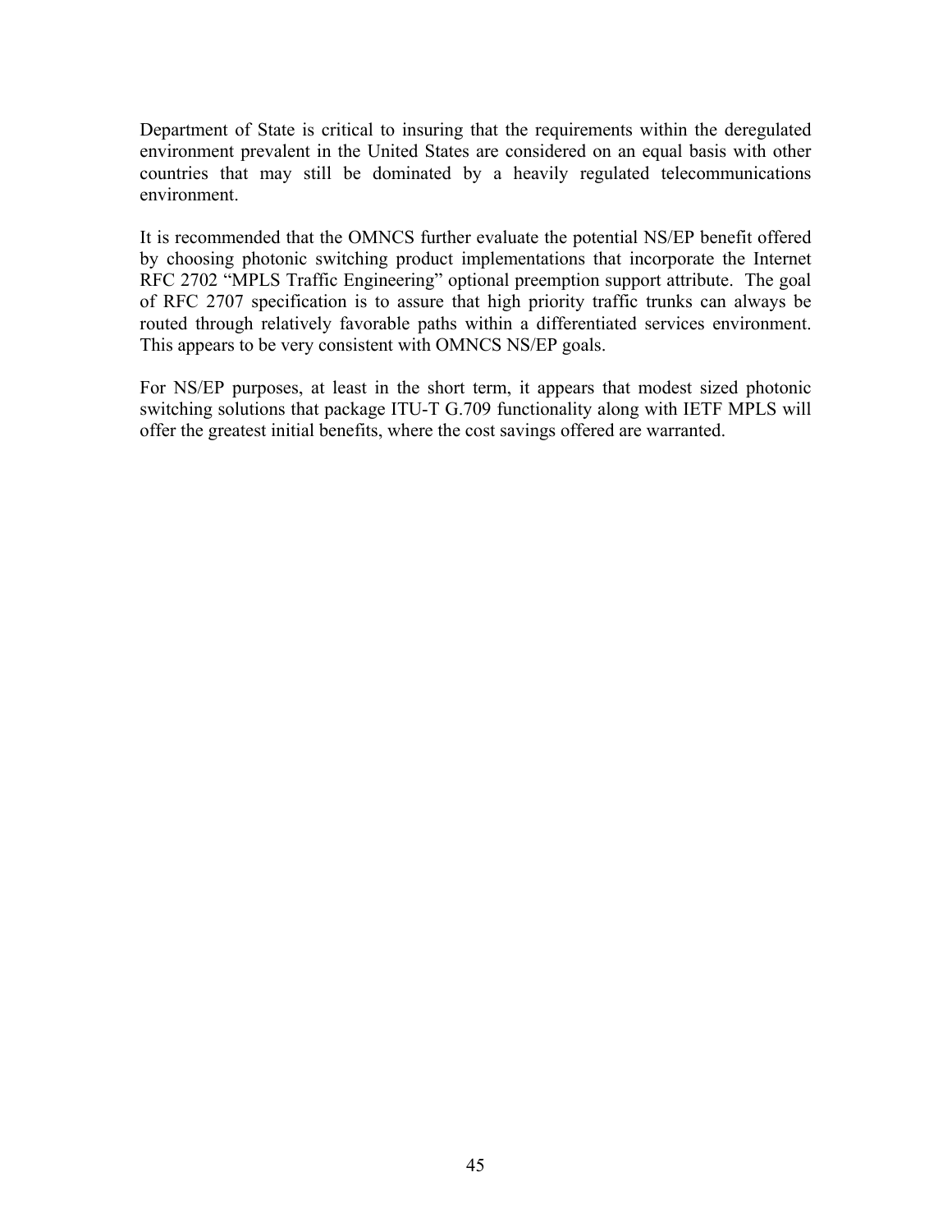Department of State is critical to insuring that the requirements within the deregulated environment prevalent in the United States are considered on an equal basis with other countries that may still be dominated by a heavily regulated telecommunications environment.

It is recommended that the OMNCS further evaluate the potential NS/EP benefit offered by choosing photonic switching product implementations that incorporate the Internet RFC 2702 "MPLS Traffic Engineering" optional preemption support attribute. The goal of RFC 2707 specification is to assure that high priority traffic trunks can always be routed through relatively favorable paths within a differentiated services environment. This appears to be very consistent with OMNCS NS/EP goals.

For NS/EP purposes, at least in the short term, it appears that modest sized photonic switching solutions that package ITU-T G.709 functionality along with IETF MPLS will offer the greatest initial benefits, where the cost savings offered are warranted.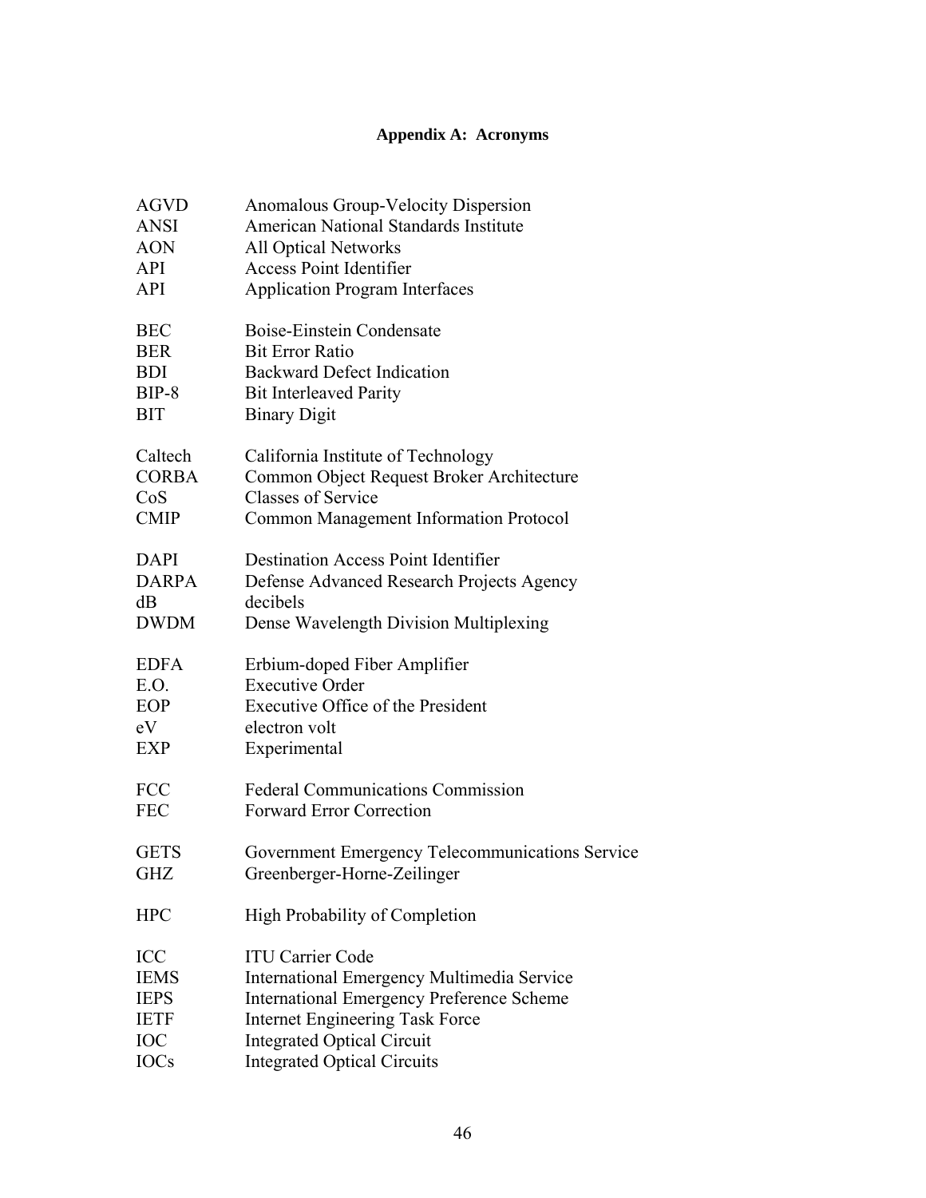# Appendix A: Acronyms

| | |
|---|---|
| AGVD | Anomalous Group-Velocity Dispersion |
| ANSI | American National Standards Institute |
| AON | All Optical Networks |
| API | Access Point Identifier |
| API | Application Program Interfaces |
| | |
| BEC | Boise-Einstein Condensate |
| BER | Bit Error Ratio |
| BDI | Backward Defect Indication |
| BIP-8 | Bit Interleaved Parity |
| BIT | Binary Digit |
| | |
| Caltech | California Institute of Technology |
| CORBA | Common Object Request Broker Architecture |
| CoS | Classes of Service |
| CMIP | Common Management Information Protocol |
| | |
| DAPI | Destination Access Point Identifier |
| DARPA | Defense Advanced Research Projects Agency |
| dB | decibels |
| DWDM | Dense Wavelength Division Multiplexing |
| | |
| EDFA | Erbium-doped Fiber Amplifier |
| E.O. | Executive Order |
| EOP | Executive Office of the President |
| eV | electron volt |
| EXP | Experimental |
| | |
| FCC | Federal Communications Commission |
| FEC | Forward Error Correction |
| | |
| GETS | Government Emergency Telecommunications Service |
| GHZ | Greenberger-Horne-Zeilinger |
| | |
| HPC | High Probability of Completion |
| | |
| ICC | ITU Carrier Code |
| IEMS | International Emergency Multimedia Service |
| IEPS | International Emergency Preference Scheme |
| IETF | Internet Engineering Task Force |
| IOC | Integrated Optical Circuit |
| IOCs | Integrated Optical Circuits |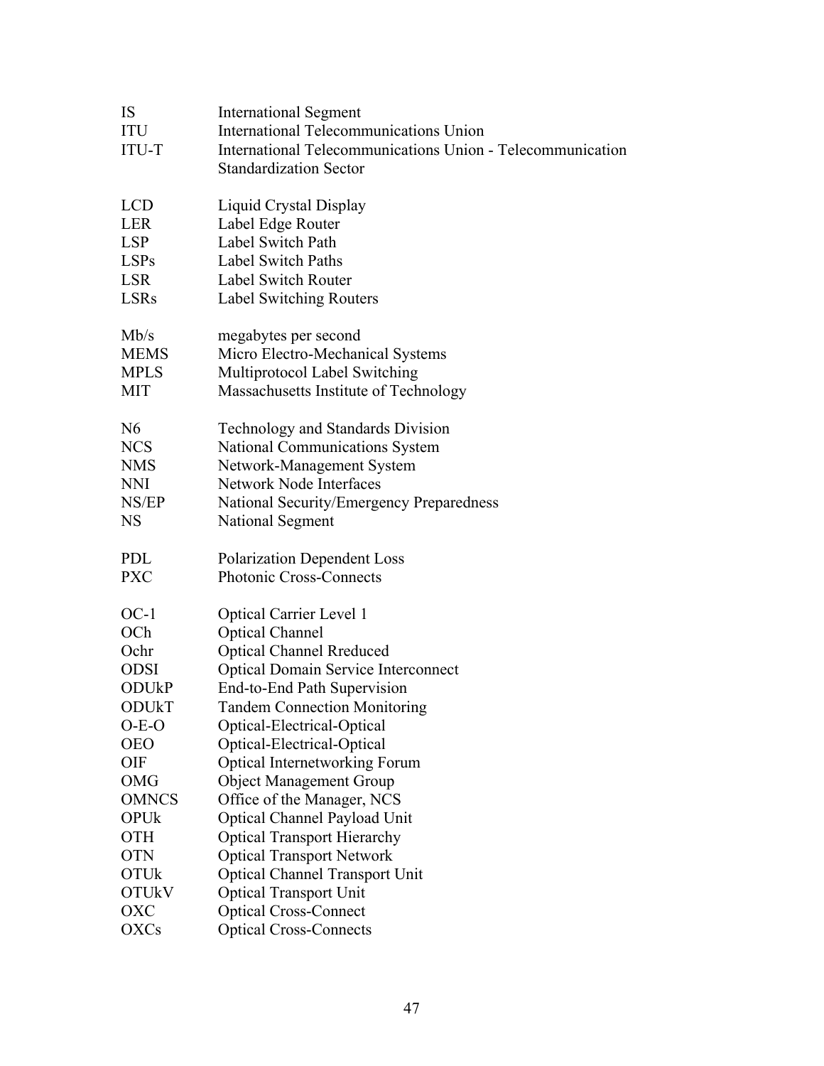| | |
|---|---|
| IS | International Segment |
| ITU | International Telecommunications Union |
| ITU-T | International Telecommunications Union - Telecommunication Standardization Sector |
| | |
| LCD | Liquid Crystal Display |
| LER | Label Edge Router |
| LSP | Label Switch Path |
| LSPs | Label Switch Paths |
| LSR | Label Switch Router |
| LSRs | Label Switching Routers |
| | |
| Mb/s | megabytes per second |
| MEMS | Micro Electro-Mechanical Systems |
| MPLS | Multiprotocol Label Switching |
| MIT | Massachusetts Institute of Technology |
| | |
| N6 | Technology and Standards Division |
| NCS | National Communications System |
| NMS | Network-Management System |
| NNI | Network Node Interfaces |
| NS/EP | National Security/Emergency Preparedness |
| NS | National Segment |
| | |
| PDL | Polarization Dependent Loss |
| PXC | Photonic Cross-Connects |
| | |
| OC-1 | Optical Carrier Level 1 |
| OCh | Optical Channel |
| Ochr | Optical Channel Rreduced |
| ODSI | Optical Domain Service Interconnect |
| ODUkP | End-to-End Path Supervision |
| ODUkT | Tandem Connection Monitoring |
| O-E-O | Optical-Electrical-Optical |
| OEO | Optical-Electrical-Optical |
| OIF | Optical Internetworking Forum |
| OMG | Object Management Group |
| OMNCS | Office of the Manager, NCS |
| OPUk | Optical Channel Payload Unit |
| OTH | Optical Transport Hierarchy |
| OTN | Optical Transport Network |
| OTUk | Optical Channel Transport Unit |
| OTUkV | Optical Transport Unit |
| OXC | Optical Cross-Connect |
| OXCs | Optical Cross-Connects |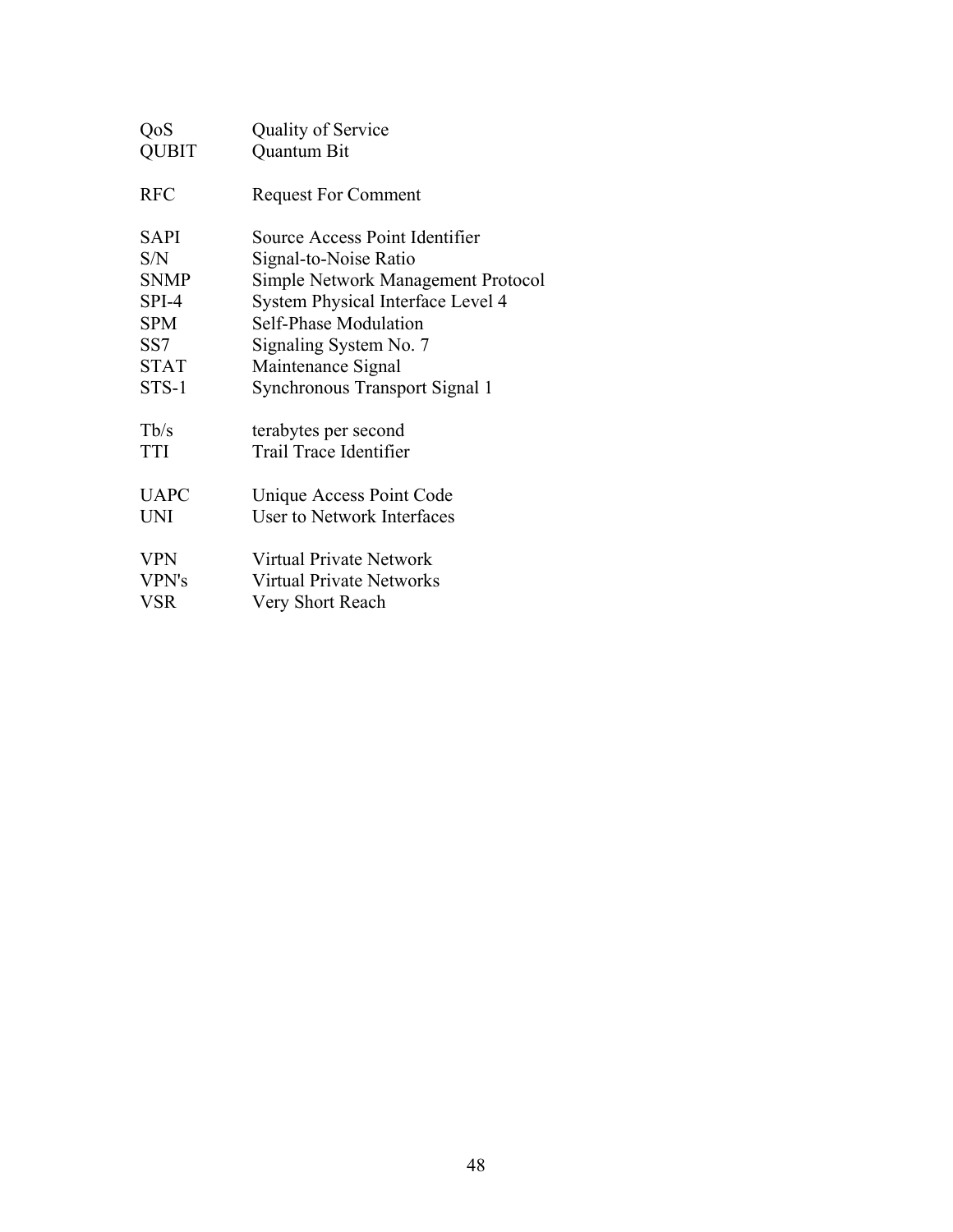| | |
|---|---|
| QoS | Quality of Service |
| QUBIT | Quantum Bit |
| | |
| RFC | Request For Comment |
| | |
| SAPI | Source Access Point Identifier |
| S/N | Signal-to-Noise Ratio |
| SNMP | Simple Network Management Protocol |
| SPI-4 | System Physical Interface Level 4 |
| SPM | Self-Phase Modulation |
| SS7 | Signaling System No. 7 |
| STAT | Maintenance Signal |
| STS-1 | Synchronous Transport Signal 1 |
| | |
| Tb/s | terabytes per second |
| TTI | Trail Trace Identifier |
| | |
| UAPC | Unique Access Point Code |
| UNI | User to Network Interfaces |
| | |
| VPN | Virtual Private Network |
| VPN's | Virtual Private Networks |
| VSR | Very Short Reach |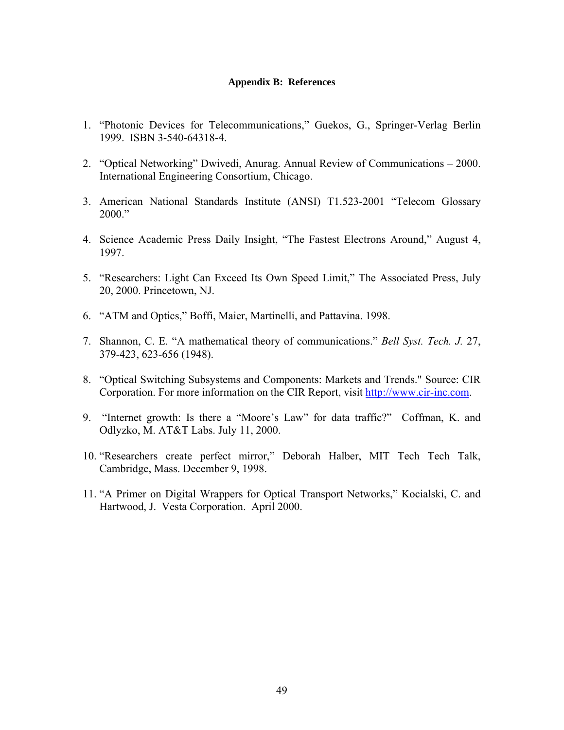## Appendix B: References

1. "Photonic Devices for Telecommunications," Guekos, G., Springer-Verlag Berlin 1999. ISBN 3-540-64318-4.

2. "Optical Networking" Dwivedi, Anurag. Annual Review of Communications – 2000. International Engineering Consortium, Chicago.

3. American National Standards Institute (ANSI) T1.523-2001 "Telecom Glossary 2000."

4. Science Academic Press Daily Insight, "The Fastest Electrons Around," August 4, 1997.

5. "Researchers: Light Can Exceed Its Own Speed Limit," The Associated Press, July 20, 2000. Princetown, NJ.

6. "ATM and Optics," Boffi, Maier, Martinelli, and Pattavina. 1998.

7. Shannon, C. E. "A mathematical theory of communications." *Bell Syst. Tech. J.* 27, 379-423, 623-656 (1948).

8. "Optical Switching Subsystems and Components: Markets and Trends." Source: CIR Corporation. For more information on the CIR Report, visit http://www.cir-inc.com.

9. "Internet growth: Is there a "Moore's Law" for data traffic?" Coffman, K. and Odlyzko, M. AT&T Labs. July 11, 2000.

10. "Researchers create perfect mirror," Deborah Halber, MIT Tech Tech Talk, Cambridge, Mass. December 9, 1998.

11. "A Primer on Digital Wrappers for Optical Transport Networks," Kocialski, C. and Hartwood, J. Vesta Corporation. April 2000.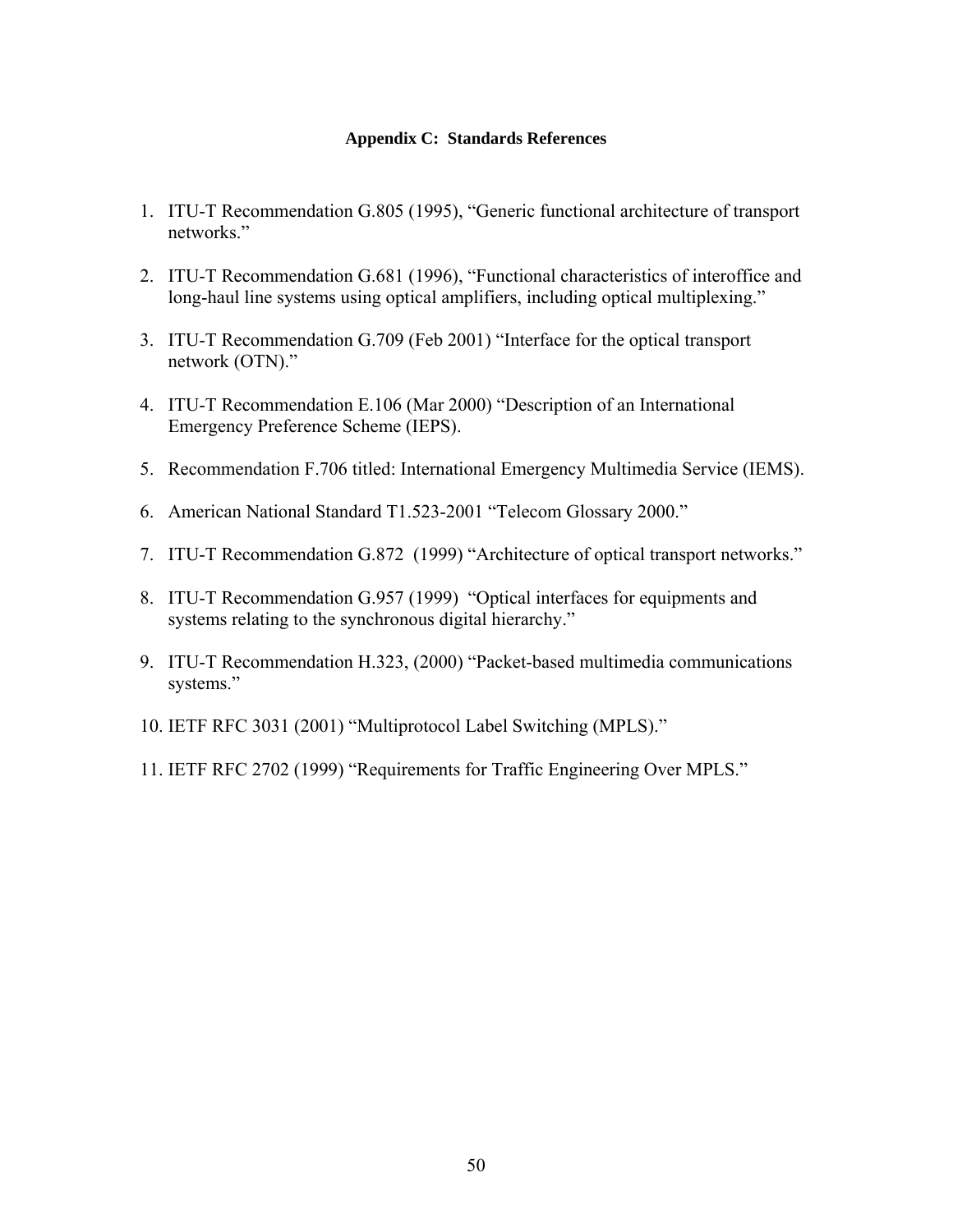### Appendix C: Standards References

1. ITU-T Recommendation G.805 (1995), "Generic functional architecture of transport networks."

2. ITU-T Recommendation G.681 (1996), "Functional characteristics of interoffice and long-haul line systems using optical amplifiers, including optical multiplexing."

3. ITU-T Recommendation G.709 (Feb 2001) "Interface for the optical transport network (OTN)."

4. ITU-T Recommendation E.106 (Mar 2000) "Description of an International Emergency Preference Scheme (IEPS).

5. Recommendation F.706 titled: International Emergency Multimedia Service (IEMS).

6. American National Standard T1.523-2001 "Telecom Glossary 2000."

7. ITU-T Recommendation G.872 (1999) "Architecture of optical transport networks."

8. ITU-T Recommendation G.957 (1999) "Optical interfaces for equipments and systems relating to the synchronous digital hierarchy."

9. ITU-T Recommendation H.323, (2000) "Packet-based multimedia communications systems."

10. IETF RFC 3031 (2001) "Multiprotocol Label Switching (MPLS)."

11. IETF RFC 2702 (1999) "Requirements for Traffic Engineering Over MPLS."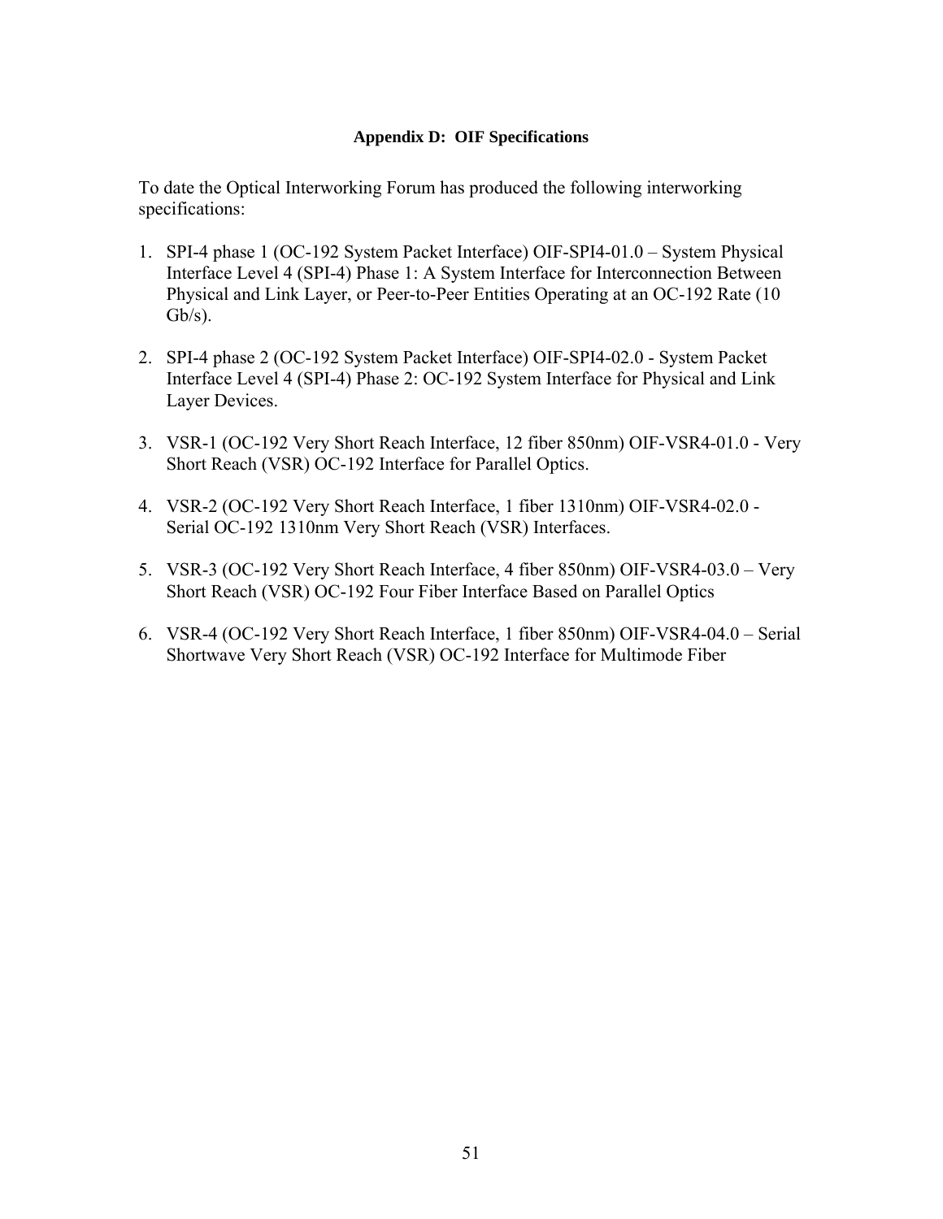## Appendix D: OIF Specifications

To date the Optical Interworking Forum has produced the following interworking specifications:

1. SPI-4 phase 1 (OC-192 System Packet Interface) OIF-SPI4-01.0 – System Physical Interface Level 4 (SPI-4) Phase 1: A System Interface for Interconnection Between Physical and Link Layer, or Peer-to-Peer Entities Operating at an OC-192 Rate (10 Gb/s).

2. SPI-4 phase 2 (OC-192 System Packet Interface) OIF-SPI4-02.0 - System Packet Interface Level 4 (SPI-4) Phase 2: OC-192 System Interface for Physical and Link Layer Devices.

3. VSR-1 (OC-192 Very Short Reach Interface, 12 fiber 850nm) OIF-VSR4-01.0 - Very Short Reach (VSR) OC-192 Interface for Parallel Optics.

4. VSR-2 (OC-192 Very Short Reach Interface, 1 fiber 1310nm) OIF-VSR4-02.0 - Serial OC-192 1310nm Very Short Reach (VSR) Interfaces.

5. VSR-3 (OC-192 Very Short Reach Interface, 4 fiber 850nm) OIF-VSR4-03.0 – Very Short Reach (VSR) OC-192 Four Fiber Interface Based on Parallel Optics

6. VSR-4 (OC-192 Very Short Reach Interface, 1 fiber 850nm) OIF-VSR4-04.0 – Serial Shortwave Very Short Reach (VSR) OC-192 Interface for Multimode Fiber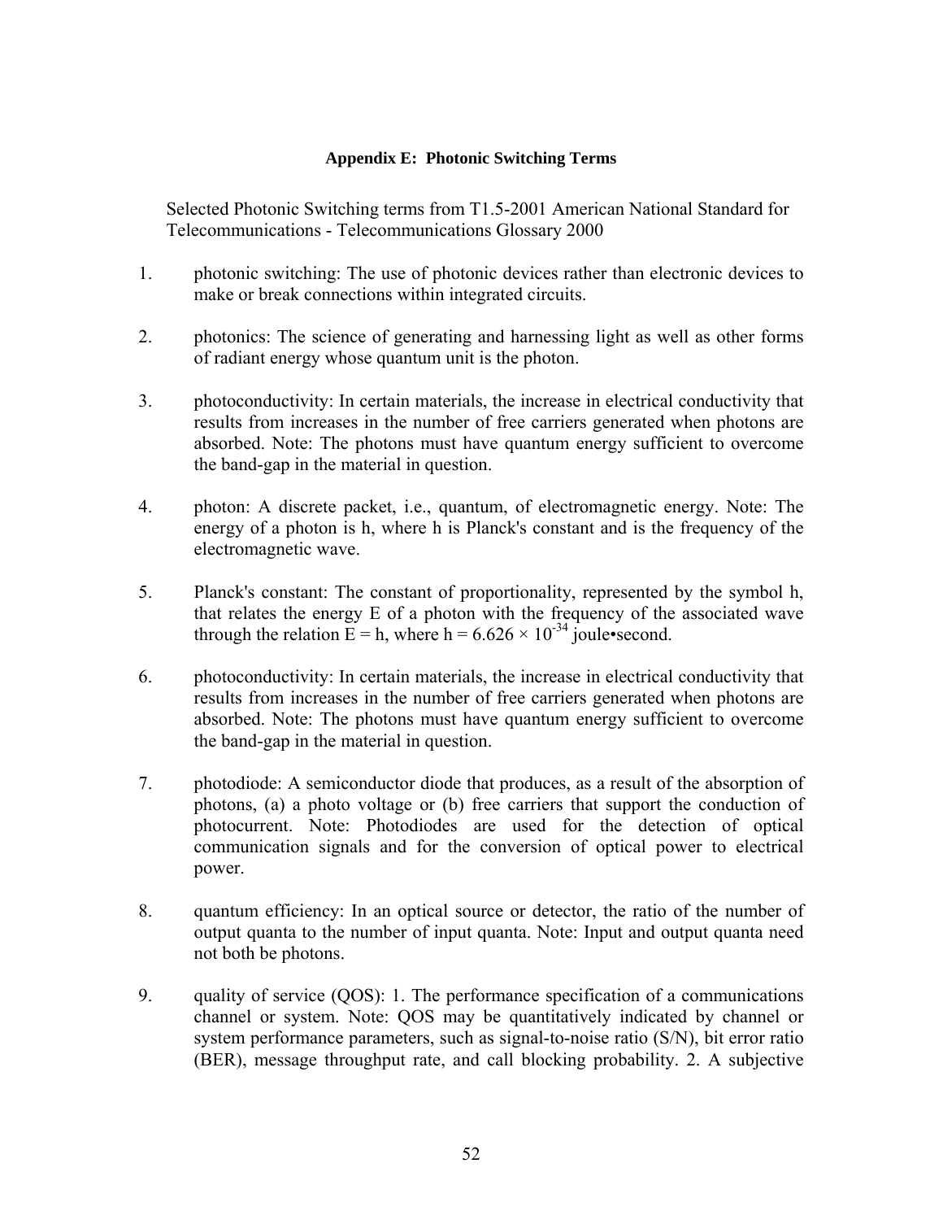### Appendix E: Photonic Switching Terms

Selected Photonic Switching terms from T1.5-2001 American National Standard for Telecommunications - Telecommunications Glossary 2000

1. photonic switching: The use of photonic devices rather than electronic devices to make or break connections within integrated circuits.

2. photonics: The science of generating and harnessing light as well as other forms of radiant energy whose quantum unit is the photon.

3. photoconductivity: In certain materials, the increase in electrical conductivity that results from increases in the number of free carriers generated when photons are absorbed. Note: The photons must have quantum energy sufficient to overcome the band-gap in the material in question.

4. photon: A discrete packet, i.e., quantum, of electromagnetic energy. Note: The energy of a photon is h, where h is Planck's constant and is the frequency of the electromagnetic wave.

5. Planck's constant: The constant of proportionality, represented by the symbol h, that relates the energy E of a photon with the frequency of the associated wave through the relation E = h, where h = $6.626 \times 10^{-34}$ joule•second.

6. photoconductivity: In certain materials, the increase in electrical conductivity that results from increases in the number of free carriers generated when photons are absorbed. Note: The photons must have quantum energy sufficient to overcome the band-gap in the material in question.

7. photodiode: A semiconductor diode that produces, as a result of the absorption of photons, (a) a photo voltage or (b) free carriers that support the conduction of photocurrent. Note: Photodiodes are used for the detection of optical communication signals and for the conversion of optical power to electrical power.

8. quantum efficiency: In an optical source or detector, the ratio of the number of output quanta to the number of input quanta. Note: Input and output quanta need not both be photons.

9. quality of service (QOS): 1. The performance specification of a communications channel or system. Note: QOS may be quantitatively indicated by channel or system performance parameters, such as signal-to-noise ratio (S/N), bit error ratio (BER), message throughput rate, and call blocking probability. 2. A subjective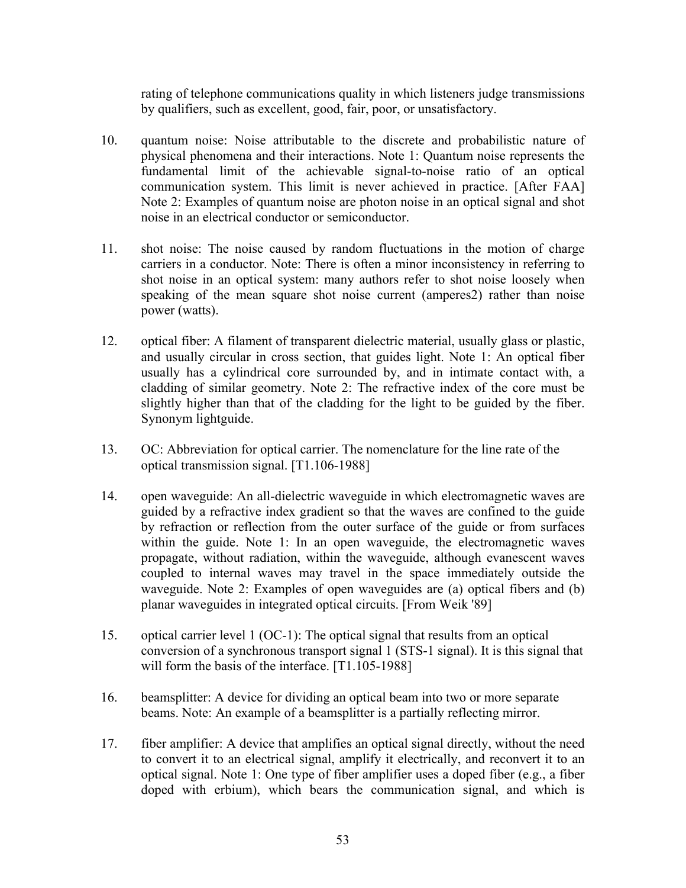rating of telephone communications quality in which listeners judge transmissions by qualifiers, such as excellent, good, fair, poor, or unsatisfactory.

10. quantum noise: Noise attributable to the discrete and probabilistic nature of physical phenomena and their interactions. Note 1: Quantum noise represents the fundamental limit of the achievable signal-to-noise ratio of an optical communication system. This limit is never achieved in practice. [After FAA] Note 2: Examples of quantum noise are photon noise in an optical signal and shot noise in an electrical conductor or semiconductor.

11. shot noise: The noise caused by random fluctuations in the motion of charge carriers in a conductor. Note: There is often a minor inconsistency in referring to shot noise in an optical system: many authors refer to shot noise loosely when speaking of the mean square shot noise current (amperes2) rather than noise power (watts).

12. optical fiber: A filament of transparent dielectric material, usually glass or plastic, and usually circular in cross section, that guides light. Note 1: An optical fiber usually has a cylindrical core surrounded by, and in intimate contact with, a cladding of similar geometry. Note 2: The refractive index of the core must be slightly higher than that of the cladding for the light to be guided by the fiber. Synonym lightguide.

13. OC: Abbreviation for optical carrier. The nomenclature for the line rate of the optical transmission signal. [T1.106-1988]

14. open waveguide: An all-dielectric waveguide in which electromagnetic waves are guided by a refractive index gradient so that the waves are confined to the guide by refraction or reflection from the outer surface of the guide or from surfaces within the guide. Note 1: In an open waveguide, the electromagnetic waves propagate, without radiation, within the waveguide, although evanescent waves coupled to internal waves may travel in the space immediately outside the waveguide. Note 2: Examples of open waveguides are (a) optical fibers and (b) planar waveguides in integrated optical circuits. [From Weik '89]

15. optical carrier level 1 (OC-1): The optical signal that results from an optical conversion of a synchronous transport signal 1 (STS-1 signal). It is this signal that will form the basis of the interface. [T1.105-1988]

16. beamsplitter: A device for dividing an optical beam into two or more separate beams. Note: An example of a beamsplitter is a partially reflecting mirror.

17. fiber amplifier: A device that amplifies an optical signal directly, without the need to convert it to an electrical signal, amplify it electrically, and reconvert it to an optical signal. Note 1: One type of fiber amplifier uses a doped fiber (e.g., a fiber doped with erbium), which bears the communication signal, and which is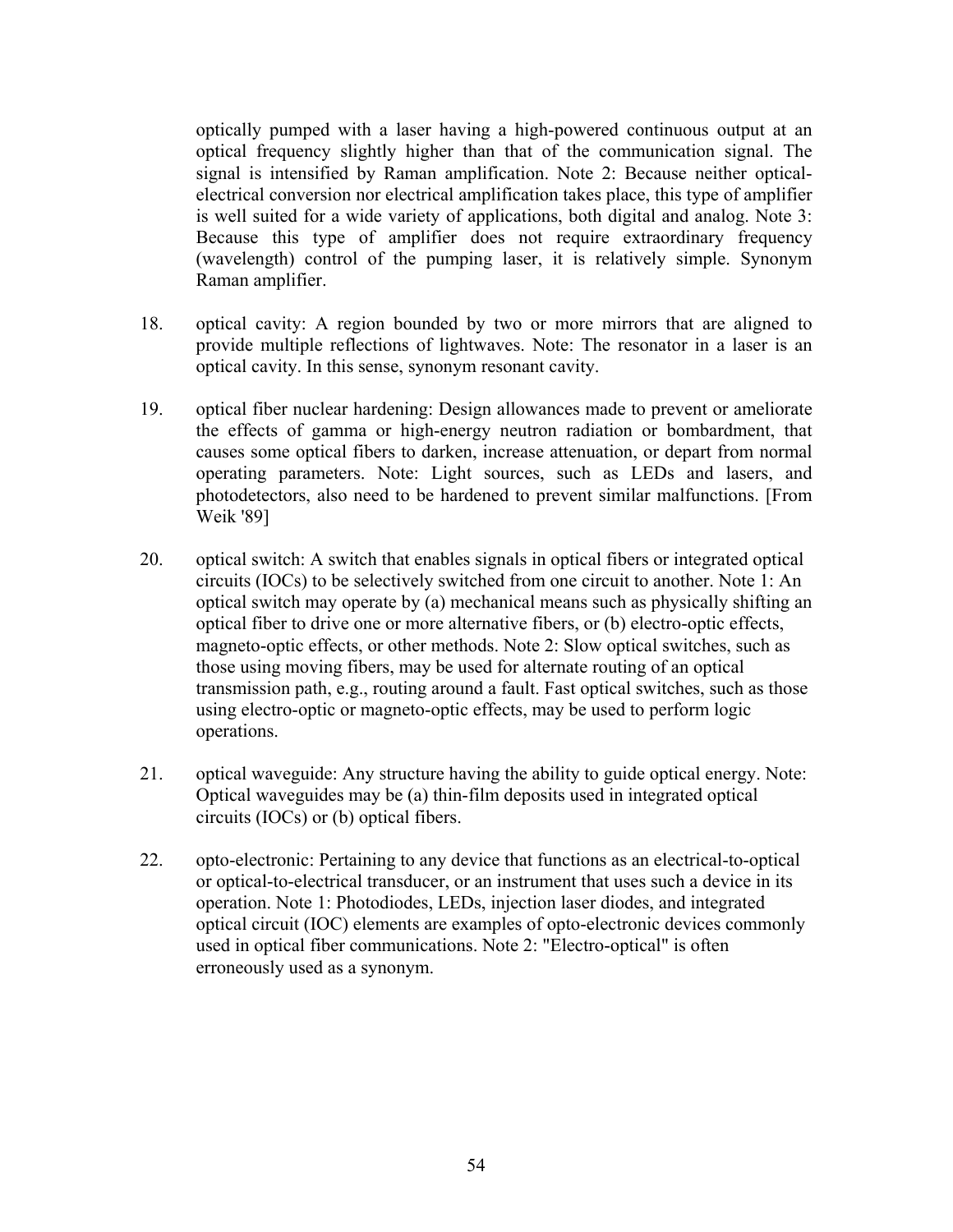optically pumped with a laser having a high-powered continuous output at an optical frequency slightly higher than that of the communication signal. The signal is intensified by Raman amplification. Note 2: Because neither optical-electrical conversion nor electrical amplification takes place, this type of amplifier is well suited for a wide variety of applications, both digital and analog. Note 3: Because this type of amplifier does not require extraordinary frequency (wavelength) control of the pumping laser, it is relatively simple. Synonym Raman amplifier.

18. optical cavity: A region bounded by two or more mirrors that are aligned to provide multiple reflections of lightwaves. Note: The resonator in a laser is an optical cavity. In this sense, synonym resonant cavity.

19. optical fiber nuclear hardening: Design allowances made to prevent or ameliorate the effects of gamma or high-energy neutron radiation or bombardment, that causes some optical fibers to darken, increase attenuation, or depart from normal operating parameters. Note: Light sources, such as LEDs and lasers, and photodetectors, also need to be hardened to prevent similar malfunctions. [From Weik '89]

20. optical switch: A switch that enables signals in optical fibers or integrated optical circuits (IOCs) to be selectively switched from one circuit to another. Note 1: An optical switch may operate by (a) mechanical means such as physically shifting an optical fiber to drive one or more alternative fibers, or (b) electro-optic effects, magneto-optic effects, or other methods. Note 2: Slow optical switches, such as those using moving fibers, may be used for alternate routing of an optical transmission path, e.g., routing around a fault. Fast optical switches, such as those using electro-optic or magneto-optic effects, may be used to perform logic operations.

21. optical waveguide: Any structure having the ability to guide optical energy. Note: Optical waveguides may be (a) thin-film deposits used in integrated optical circuits (IOCs) or (b) optical fibers.

22. opto-electronic: Pertaining to any device that functions as an electrical-to-optical or optical-to-electrical transducer, or an instrument that uses such a device in its operation. Note 1: Photodiodes, LEDs, injection laser diodes, and integrated optical circuit (IOC) elements are examples of opto-electronic devices commonly used in optical fiber communications. Note 2: "Electro-optical" is often erroneously used as a synonym.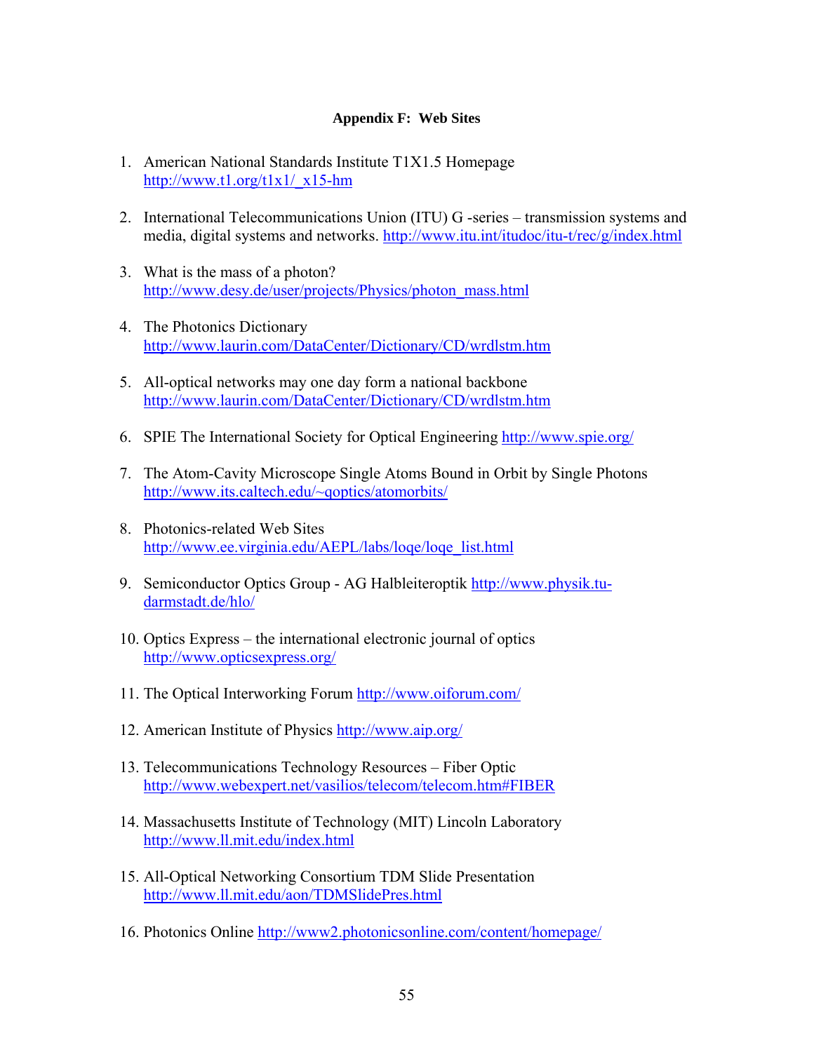**Appendix F: Web Sites**

1. American National Standards Institute T1X1.5 Homepage http://www.t1.org/t1x1/_x15-hm

2. International Telecommunications Union (ITU) G -series – transmission systems and media, digital systems and networks. http://www.itu.int/itudoc/itu-t/rec/g/index.html

3. What is the mass of a photon? http://www.desy.de/user/projects/Physics/photon_mass.html

4. The Photonics Dictionary http://www.laurin.com/DataCenter/Dictionary/CD/wrdlstm.htm

5. All-optical networks may one day form a national backbone http://www.laurin.com/DataCenter/Dictionary/CD/wrdlstm.htm

6. SPIE The International Society for Optical Engineering http://www.spie.org/

7. The Atom-Cavity Microscope Single Atoms Bound in Orbit by Single Photons http://www.its.caltech.edu/~qoptics/atomorbits/

8. Photonics-related Web Sites http://www.ee.virginia.edu/AEPL/labs/loqe/loqe_list.html

9. Semiconductor Optics Group - AG Halbleiteroptik http://www.physik.tu-darmstadt.de/hlo/

10. Optics Express – the international electronic journal of optics http://www.opticsexpress.org/

11. The Optical Interworking Forum http://www.oiforum.com/

12. American Institute of Physics http://www.aip.org/

13. Telecommunications Technology Resources – Fiber Optic http://www.webexpert.net/vasilios/telecom/telecom.htm#FIBER

14. Massachusetts Institute of Technology (MIT) Lincoln Laboratory http://www.ll.mit.edu/index.html

15. All-Optical Networking Consortium TDM Slide Presentation http://www.ll.mit.edu/aon/TDMSlidePres.html

16. Photonics Online http://www2.photonicsonline.com/content/homepage/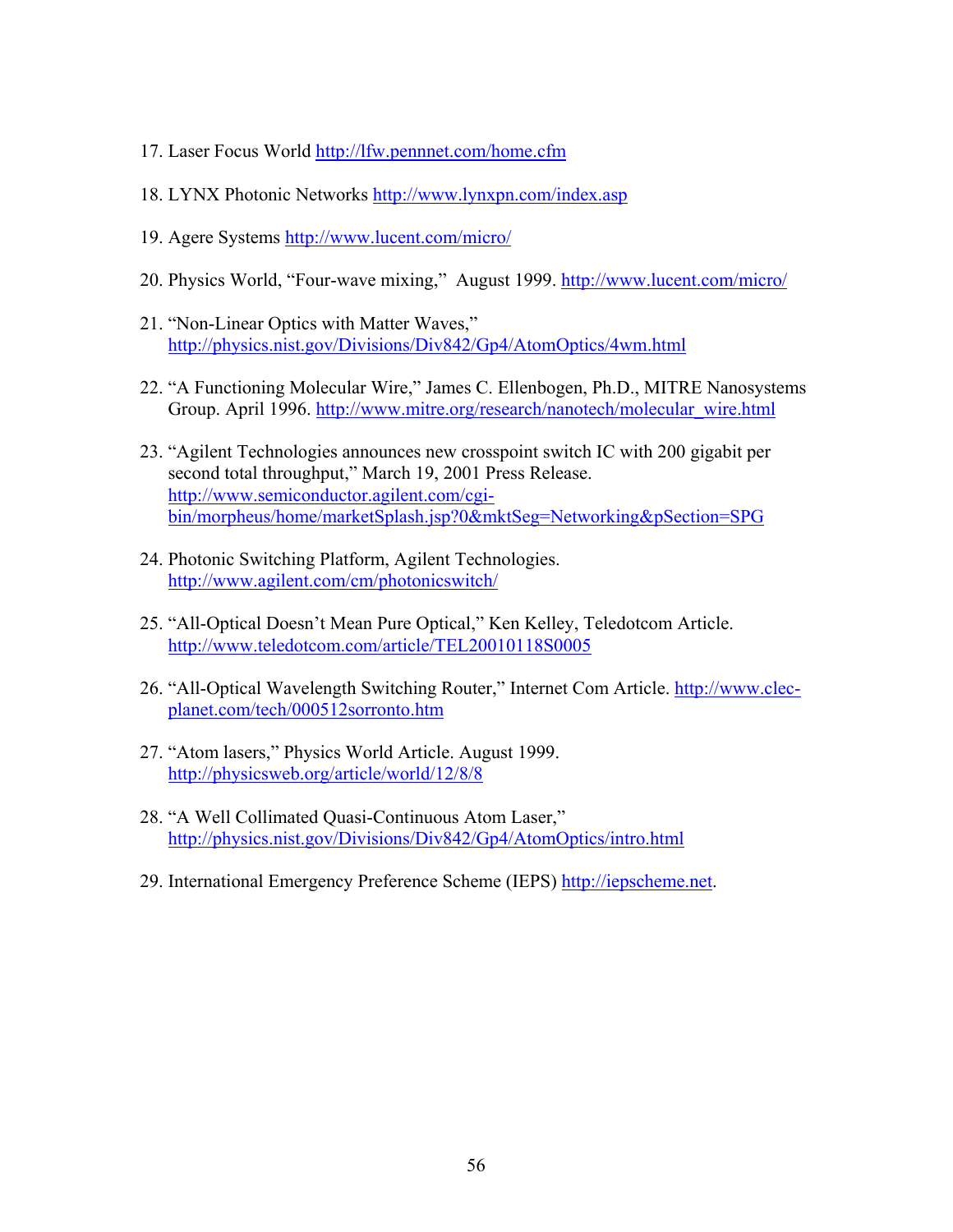17. Laser Focus World http://lfw.pennnet.com/home.cfm

18. LYNX Photonic Networks http://www.lynxpn.com/index.asp

19. Agere Systems http://www.lucent.com/micro/

20. Physics World, “Four-wave mixing,” August 1999. http://www.lucent.com/micro/

21. “Non-Linear Optics with Matter Waves,” http://physics.nist.gov/Divisions/Div842/Gp4/AtomOptics/4wm.html

22. “A Functioning Molecular Wire,” James C. Ellenbogen, Ph.D., MITRE Nanosystems Group. April 1996. http://www.mitre.org/research/nanotech/molecular_wire.html

23. “Agilent Technologies announces new crosspoint switch IC with 200 gigabit per second total throughput,” March 19, 2001 Press Release. http://www.semiconductor.agilent.com/cgi-bin/morpheus/home/marketSplash.jsp?0&mktSeg=Networking&pSection=SPG

24. Photonic Switching Platform, Agilent Technologies. http://www.agilent.com/cm/photonicswitch/

25. “All-Optical Doesn’t Mean Pure Optical,” Ken Kelley, Teledotcom Article. http://www.teledotcom.com/article/TEL20010118S0005

26. “All-Optical Wavelength Switching Router,” Internet Com Article. http://www.clec-planet.com/tech/000512sorronto.htm

27. “Atom lasers,” Physics World Article. August 1999. http://physicsweb.org/article/world/12/8/8

28. “A Well Collimated Quasi-Continuous Atom Laser,” http://physics.nist.gov/Divisions/Div842/Gp4/AtomOptics/intro.html

29. International Emergency Preference Scheme (IEPS) http://iepscheme.net.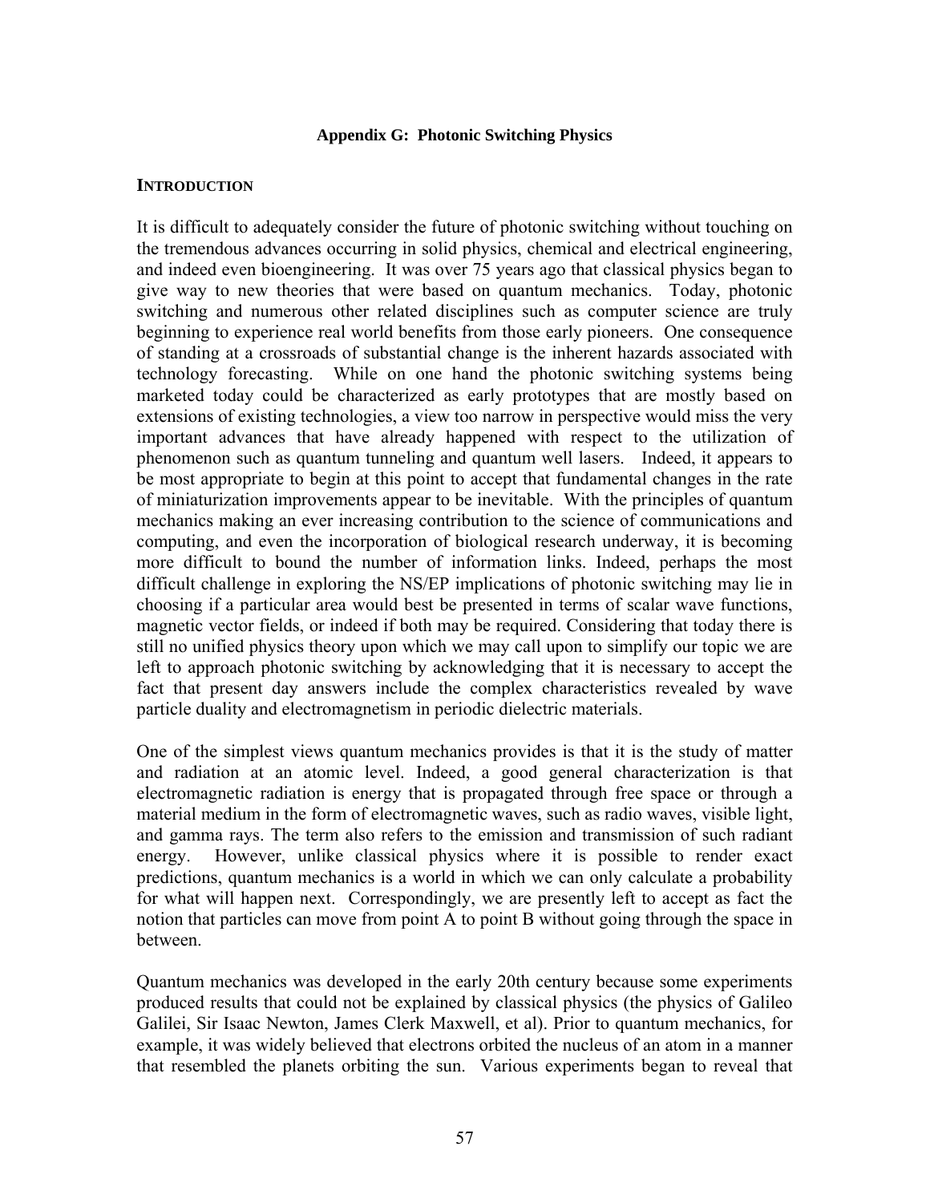## Appendix G: Photonic Switching Physics

### INTRODUCTION

It is difficult to adequately consider the future of photonic switching without touching on the tremendous advances occurring in solid physics, chemical and electrical engineering, and indeed even bioengineering. It was over 75 years ago that classical physics began to give way to new theories that were based on quantum mechanics. Today, photonic switching and numerous other related disciplines such as computer science are truly beginning to experience real world benefits from those early pioneers. One consequence of standing at a crossroads of substantial change is the inherent hazards associated with technology forecasting. While on one hand the photonic switching systems being marketed today could be characterized as early prototypes that are mostly based on extensions of existing technologies, a view too narrow in perspective would miss the very important advances that have already happened with respect to the utilization of phenomenon such as quantum tunneling and quantum well lasers. Indeed, it appears to be most appropriate to begin at this point to accept that fundamental changes in the rate of miniaturization improvements appear to be inevitable. With the principles of quantum mechanics making an ever increasing contribution to the science of communications and computing, and even the incorporation of biological research underway, it is becoming more difficult to bound the number of information links. Indeed, perhaps the most difficult challenge in exploring the NS/EP implications of photonic switching may lie in choosing if a particular area would best be presented in terms of scalar wave functions, magnetic vector fields, or indeed if both may be required. Considering that today there is still no unified physics theory upon which we may call upon to simplify our topic we are left to approach photonic switching by acknowledging that it is necessary to accept the fact that present day answers include the complex characteristics revealed by wave particle duality and electromagnetism in periodic dielectric materials.

One of the simplest views quantum mechanics provides is that it is the study of matter and radiation at an atomic level. Indeed, a good general characterization is that electromagnetic radiation is energy that is propagated through free space or through a material medium in the form of electromagnetic waves, such as radio waves, visible light, and gamma rays. The term also refers to the emission and transmission of such radiant energy. However, unlike classical physics where it is possible to render exact predictions, quantum mechanics is a world in which we can only calculate a probability for what will happen next. Correspondingly, we are presently left to accept as fact the notion that particles can move from point A to point B without going through the space in between.

Quantum mechanics was developed in the early 20th century because some experiments produced results that could not be explained by classical physics (the physics of Galileo Galilei, Sir Isaac Newton, James Clerk Maxwell, et al). Prior to quantum mechanics, for example, it was widely believed that electrons orbited the nucleus of an atom in a manner that resembled the planets orbiting the sun. Various experiments began to reveal that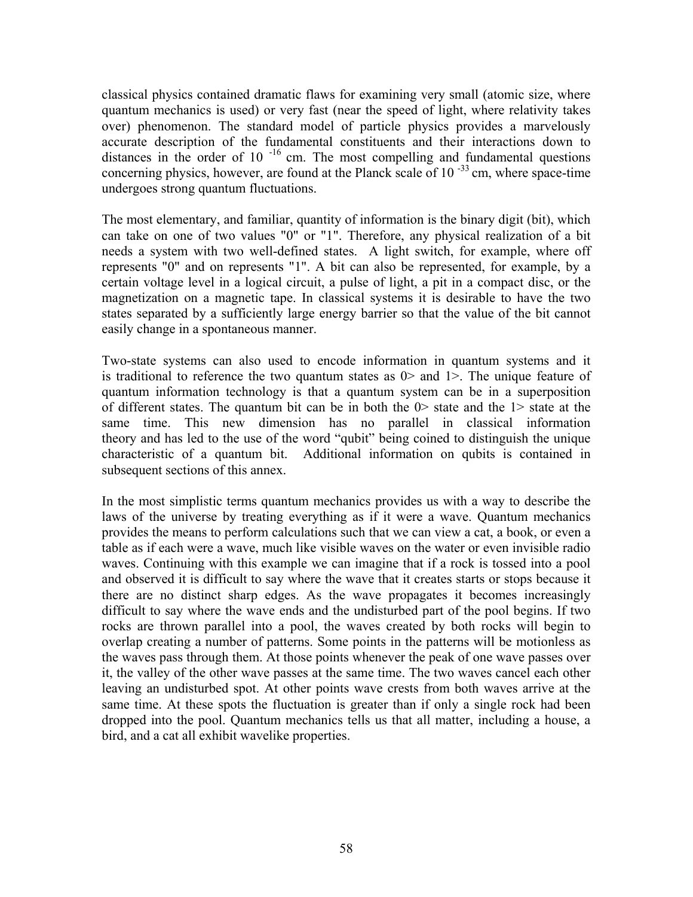classical physics contained dramatic flaws for examining very small (atomic size, where quantum mechanics is used) or very fast (near the speed of light, where relativity takes over) phenomenon. The standard model of particle physics provides a marvelously accurate description of the fundamental constituents and their interactions down to distances in the order of $10^{-16}$ cm. The most compelling and fundamental questions concerning physics, however, are found at the Planck scale of $10^{-33}$ cm, where space-time undergoes strong quantum fluctuations.

The most elementary, and familiar, quantity of information is the binary digit (bit), which can take on one of two values "0" or "1". Therefore, any physical realization of a bit needs a system with two well-defined states. A light switch, for example, where off represents "0" and on represents "1". A bit can also be represented, for example, by a certain voltage level in a logical circuit, a pulse of light, a pit in a compact disc, or the magnetization on a magnetic tape. In classical systems it is desirable to have the two states separated by a sufficiently large energy barrier so that the value of the bit cannot easily change in a spontaneous manner.

Two-state systems can also used to encode information in quantum systems and it is traditional to reference the two quantum states as 0> and 1>. The unique feature of quantum information technology is that a quantum system can be in a superposition of different states. The quantum bit can be in both the 0> state and the 1> state at the same time. This new dimension has no parallel in classical information theory and has led to the use of the word "qubit" being coined to distinguish the unique characteristic of a quantum bit. Additional information on qubits is contained in subsequent sections of this annex.

In the most simplistic terms quantum mechanics provides us with a way to describe the laws of the universe by treating everything as if it were a wave. Quantum mechanics provides the means to perform calculations such that we can view a cat, a book, or even a table as if each were a wave, much like visible waves on the water or even invisible radio waves. Continuing with this example we can imagine that if a rock is tossed into a pool and observed it is difficult to say where the wave that it creates starts or stops because it there are no distinct sharp edges. As the wave propagates it becomes increasingly difficult to say where the wave ends and the undisturbed part of the pool begins. If two rocks are thrown parallel into a pool, the waves created by both rocks will begin to overlap creating a number of patterns. Some points in the patterns will be motionless as the waves pass through them. At those points whenever the peak of one wave passes over it, the valley of the other wave passes at the same time. The two waves cancel each other leaving an undisturbed spot. At other points wave crests from both waves arrive at the same time. At these spots the fluctuation is greater than if only a single rock had been dropped into the pool. Quantum mechanics tells us that all matter, including a house, a bird, and a cat all exhibit wavelike properties.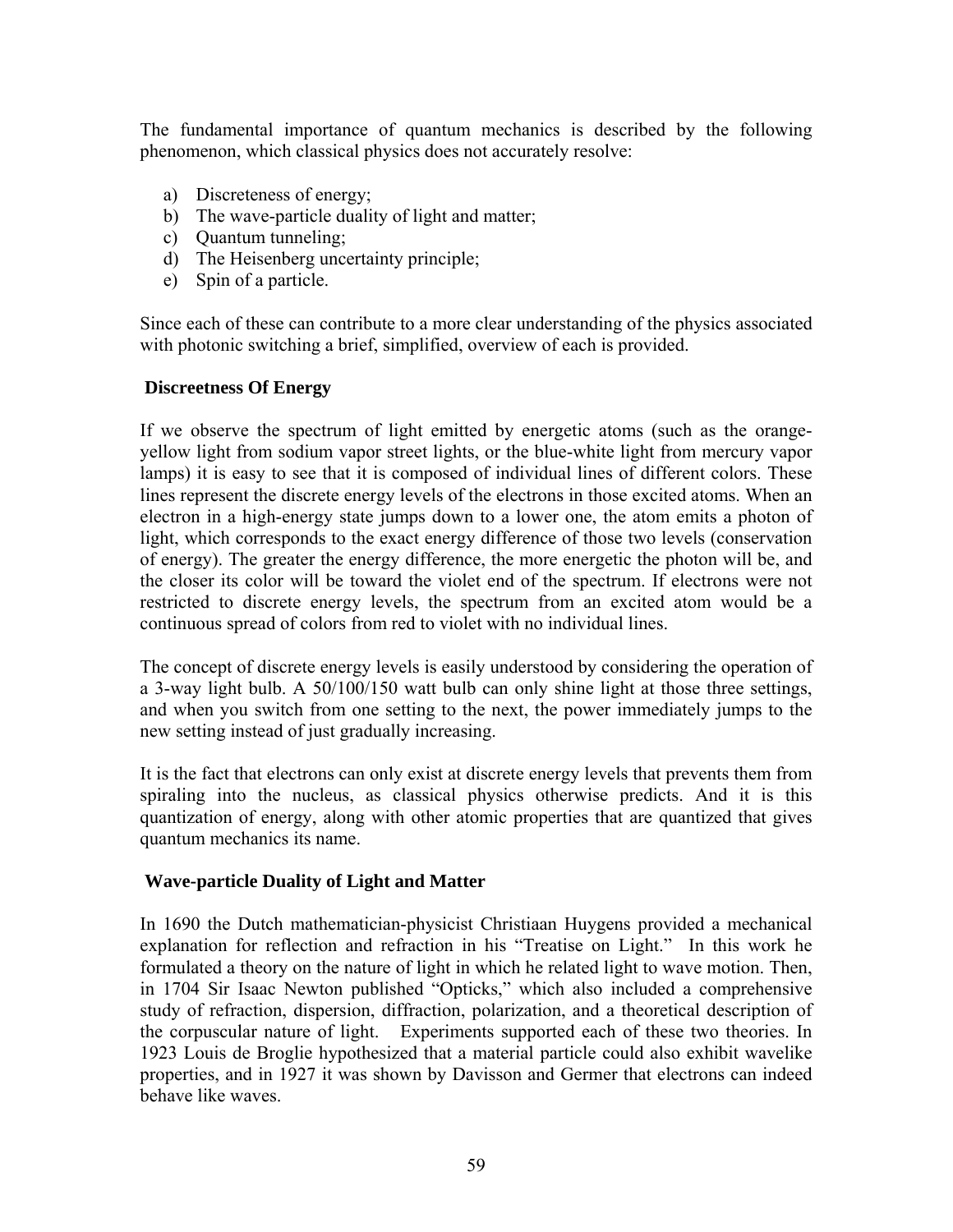The fundamental importance of quantum mechanics is described by the following phenomenon, which classical physics does not accurately resolve:

a) Discreteness of energy;
b) The wave-particle duality of light and matter;
c) Quantum tunneling;
d) The Heisenberg uncertainty principle;
e) Spin of a particle.

Since each of these can contribute to a more clear understanding of the physics associated with photonic switching a brief, simplified, overview of each is provided.

### Discreetness Of Energy

If we observe the spectrum of light emitted by energetic atoms (such as the orange-yellow light from sodium vapor street lights, or the blue-white light from mercury vapor lamps) it is easy to see that it is composed of individual lines of different colors. These lines represent the discrete energy levels of the electrons in those excited atoms. When an electron in a high-energy state jumps down to a lower one, the atom emits a photon of light, which corresponds to the exact energy difference of those two levels (conservation of energy). The greater the energy difference, the more energetic the photon will be, and the closer its color will be toward the violet end of the spectrum. If electrons were not restricted to discrete energy levels, the spectrum from an excited atom would be a continuous spread of colors from red to violet with no individual lines.

The concept of discrete energy levels is easily understood by considering the operation of a 3-way light bulb. A 50/100/150 watt bulb can only shine light at those three settings, and when you switch from one setting to the next, the power immediately jumps to the new setting instead of just gradually increasing.

It is the fact that electrons can only exist at discrete energy levels that prevents them from spiraling into the nucleus, as classical physics otherwise predicts. And it is this quantization of energy, along with other atomic properties that are quantized that gives quantum mechanics its name.

### Wave-particle Duality of Light and Matter

In 1690 the Dutch mathematician-physicist Christiaan Huygens provided a mechanical explanation for reflection and refraction in his "Treatise on Light." In this work he formulated a theory on the nature of light in which he related light to wave motion. Then, in 1704 Sir Isaac Newton published "Opticks," which also included a comprehensive study of refraction, dispersion, diffraction, polarization, and a theoretical description of the corpuscular nature of light. Experiments supported each of these two theories. In 1923 Louis de Broglie hypothesized that a material particle could also exhibit wavelike properties, and in 1927 it was shown by Davisson and Germer that electrons can indeed behave like waves.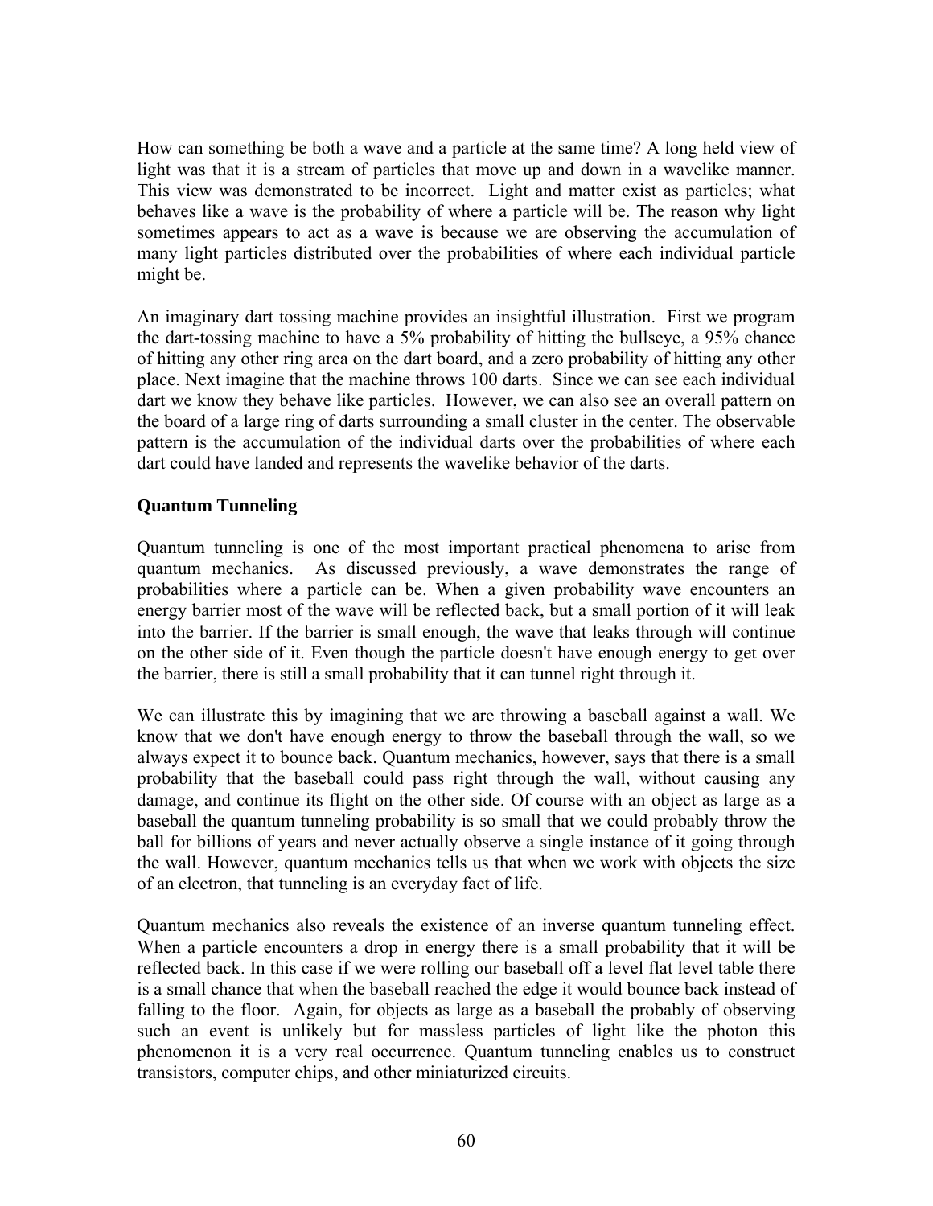How can something be both a wave and a particle at the same time? A long held view of light was that it is a stream of particles that move up and down in a wavelike manner. This view was demonstrated to be incorrect. Light and matter exist as particles; what behaves like a wave is the probability of where a particle will be. The reason why light sometimes appears to act as a wave is because we are observing the accumulation of many light particles distributed over the probabilities of where each individual particle might be.

An imaginary dart tossing machine provides an insightful illustration. First we program the dart-tossing machine to have a 5% probability of hitting the bullseye, a 95% chance of hitting any other ring area on the dart board, and a zero probability of hitting any other place. Next imagine that the machine throws 100 darts. Since we can see each individual dart we know they behave like particles. However, we can also see an overall pattern on the board of a large ring of darts surrounding a small cluster in the center. The observable pattern is the accumulation of the individual darts over the probabilities of where each dart could have landed and represents the wavelike behavior of the darts.

### Quantum Tunneling

Quantum tunneling is one of the most important practical phenomena to arise from quantum mechanics. As discussed previously, a wave demonstrates the range of probabilities where a particle can be. When a given probability wave encounters an energy barrier most of the wave will be reflected back, but a small portion of it will leak into the barrier. If the barrier is small enough, the wave that leaks through will continue on the other side of it. Even though the particle doesn't have enough energy to get over the barrier, there is still a small probability that it can tunnel right through it.

We can illustrate this by imagining that we are throwing a baseball against a wall. We know that we don't have enough energy to throw the baseball through the wall, so we always expect it to bounce back. Quantum mechanics, however, says that there is a small probability that the baseball could pass right through the wall, without causing any damage, and continue its flight on the other side. Of course with an object as large as a baseball the quantum tunneling probability is so small that we could probably throw the ball for billions of years and never actually observe a single instance of it going through the wall. However, quantum mechanics tells us that when we work with objects the size of an electron, that tunneling is an everyday fact of life.

Quantum mechanics also reveals the existence of an inverse quantum tunneling effect. When a particle encounters a drop in energy there is a small probability that it will be reflected back. In this case if we were rolling our baseball off a level flat level table there is a small chance that when the baseball reached the edge it would bounce back instead of falling to the floor. Again, for objects as large as a baseball the probably of observing such an event is unlikely but for massless particles of light like the photon this phenomenon it is a very real occurrence. Quantum tunneling enables us to construct transistors, computer chips, and other miniaturized circuits.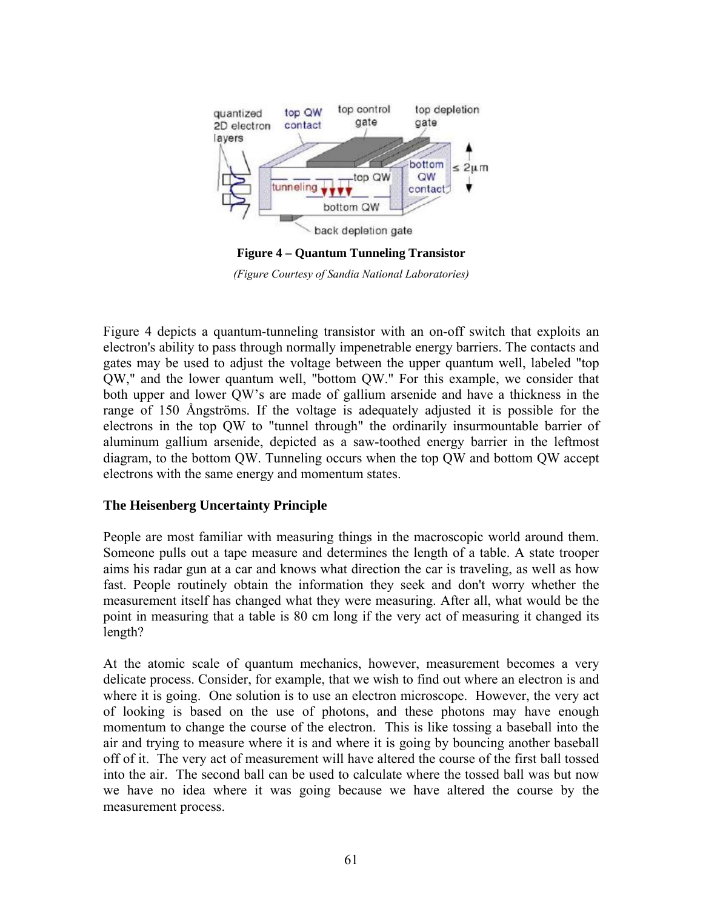**Figure 4 – Quantum Tunneling Transistor**

*(Figure Courtesy of Sandia National Laboratories)*

Figure 4 depicts a quantum-tunneling transistor with an on-off switch that exploits an electron's ability to pass through normally impenetrable energy barriers. The contacts and gates may be used to adjust the voltage between the upper quantum well, labeled "top QW," and the lower quantum well, "bottom QW." For this example, we consider that both upper and lower QW's are made of gallium arsenide and have a thickness in the range of 150 Ångströms. If the voltage is adequately adjusted it is possible for the electrons in the top QW to "tunnel through" the ordinarily insurmountable barrier of aluminum gallium arsenide, depicted as a saw-toothed energy barrier in the leftmost diagram, to the bottom QW. Tunneling occurs when the top QW and bottom QW accept electrons with the same energy and momentum states.

### The Heisenberg Uncertainty Principle

People are most familiar with measuring things in the macroscopic world around them. Someone pulls out a tape measure and determines the length of a table. A state trooper aims his radar gun at a car and knows what direction the car is traveling, as well as how fast. People routinely obtain the information they seek and don't worry whether the measurement itself has changed what they were measuring. After all, what would be the point in measuring that a table is 80 cm long if the very act of measuring it changed its length?

At the atomic scale of quantum mechanics, however, measurement becomes a very delicate process. Consider, for example, that we wish to find out where an electron is and where it is going. One solution is to use an electron microscope. However, the very act of looking is based on the use of photons, and these photons may have enough momentum to change the course of the electron. This is like tossing a baseball into the air and trying to measure where it is and where it is going by bouncing another baseball off of it. The very act of measurement will have altered the course of the first ball tossed into the air. The second ball can be used to calculate where the tossed ball was but now we have no idea where it was going because we have altered the course by the measurement process.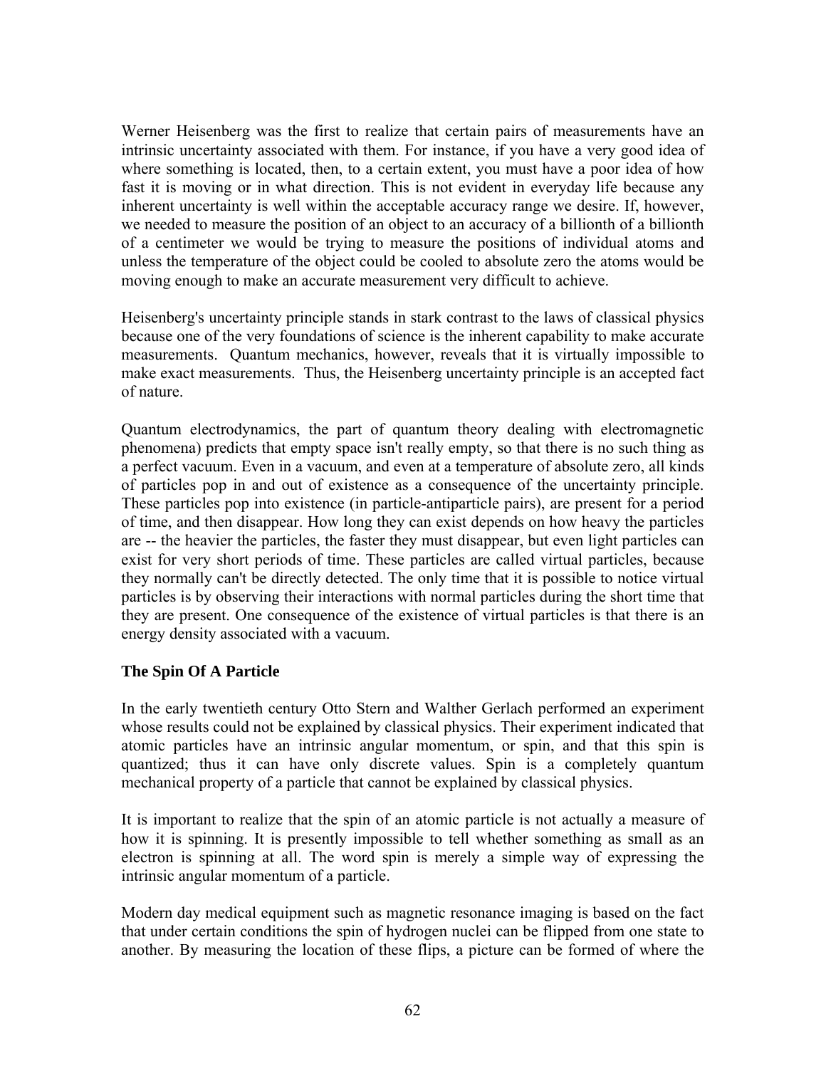Werner Heisenberg was the first to realize that certain pairs of measurements have an intrinsic uncertainty associated with them. For instance, if you have a very good idea of where something is located, then, to a certain extent, you must have a poor idea of how fast it is moving or in what direction. This is not evident in everyday life because any inherent uncertainty is well within the acceptable accuracy range we desire. If, however, we needed to measure the position of an object to an accuracy of a billionth of a billionth of a centimeter we would be trying to measure the positions of individual atoms and unless the temperature of the object could be cooled to absolute zero the atoms would be moving enough to make an accurate measurement very difficult to achieve.

Heisenberg's uncertainty principle stands in stark contrast to the laws of classical physics because one of the very foundations of science is the inherent capability to make accurate measurements. Quantum mechanics, however, reveals that it is virtually impossible to make exact measurements. Thus, the Heisenberg uncertainty principle is an accepted fact of nature.

Quantum electrodynamics, the part of quantum theory dealing with electromagnetic phenomena) predicts that empty space isn't really empty, so that there is no such thing as a perfect vacuum. Even in a vacuum, and even at a temperature of absolute zero, all kinds of particles pop in and out of existence as a consequence of the uncertainty principle. These particles pop into existence (in particle-antiparticle pairs), are present for a period of time, and then disappear. How long they can exist depends on how heavy the particles are -- the heavier the particles, the faster they must disappear, but even light particles can exist for very short periods of time. These particles are called virtual particles, because they normally can't be directly detected. The only time that it is possible to notice virtual particles is by observing their interactions with normal particles during the short time that they are present. One consequence of the existence of virtual particles is that there is an energy density associated with a vacuum.

### The Spin Of A Particle

In the early twentieth century Otto Stern and Walther Gerlach performed an experiment whose results could not be explained by classical physics. Their experiment indicated that atomic particles have an intrinsic angular momentum, or spin, and that this spin is quantized; thus it can have only discrete values. Spin is a completely quantum mechanical property of a particle that cannot be explained by classical physics.

It is important to realize that the spin of an atomic particle is not actually a measure of how it is spinning. It is presently impossible to tell whether something as small as an electron is spinning at all. The word spin is merely a simple way of expressing the intrinsic angular momentum of a particle.

Modern day medical equipment such as magnetic resonance imaging is based on the fact that under certain conditions the spin of hydrogen nuclei can be flipped from one state to another. By measuring the location of these flips, a picture can be formed of where the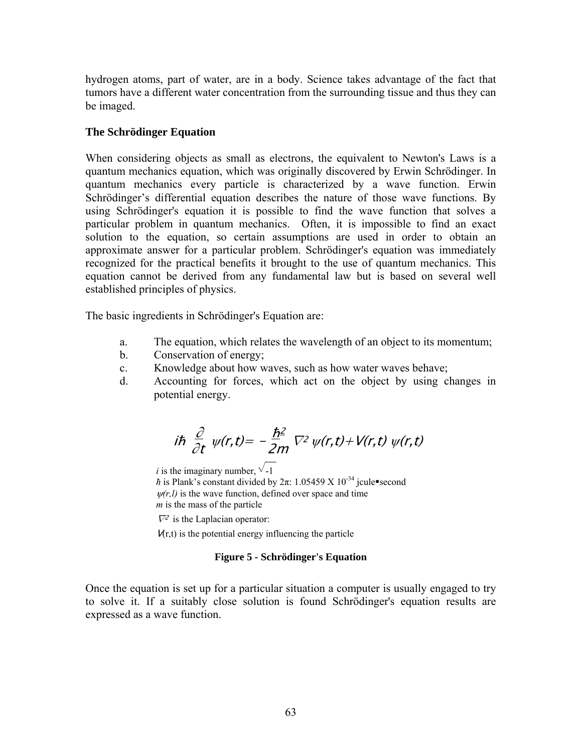hydrogen atoms, part of water, are in a body. Science takes advantage of the fact that tumors have a different water concentration from the surrounding tissue and thus they can be imaged.

**The Schrödinger Equation**

When considering objects as small as electrons, the equivalent to Newton's Laws is a quantum mechanics equation, which was originally discovered by Erwin Schrödinger. In quantum mechanics every particle is characterized by a wave function. Erwin Schrödinger's differential equation describes the nature of those wave functions. By using Schrödinger's equation it is possible to find the wave function that solves a particular problem in quantum mechanics. Often, it is impossible to find an exact solution to the equation, so certain assumptions are used in order to obtain an approximate answer for a particular problem. Schrödinger's equation was immediately recognized for the practical benefits it brought to the use of quantum mechanics. This equation cannot be derived from any fundamental law but is based on several well established principles of physics.

The basic ingredients in Schrödinger's Equation are:

a. The equation, which relates the wavelength of an object to its momentum;
b. Conservation of energy;
c. Knowledge about how waves, such as how water waves behave;
d. Accounting for forces, which act on the object by using changes in potential energy.

$$i\hbar \frac{\partial}{\partial t} \psi(r,t) = -\frac{\hbar^2}{2m} \nabla^2 \psi(r,t) + V(r,t)\,\psi(r,t)$$

*i* is the imaginary number, $\sqrt{-1}$
$\hbar$ is Plank's constant divided by $2\pi$: $1.05459 \times 10^{-34}$ jcule▪second
$\psi(r,l)$ is the wave function, defined over space and time
*m* is the mass of the particle
$\nabla^2$ is the Laplacian operator:
$V$(r,t) is the potential energy influencing the particle

**Figure 5 - Schrödinger's Equation**

Once the equation is set up for a particular situation a computer is usually engaged to try to solve it. If a suitably close solution is found Schrödinger's equation results are expressed as a wave function.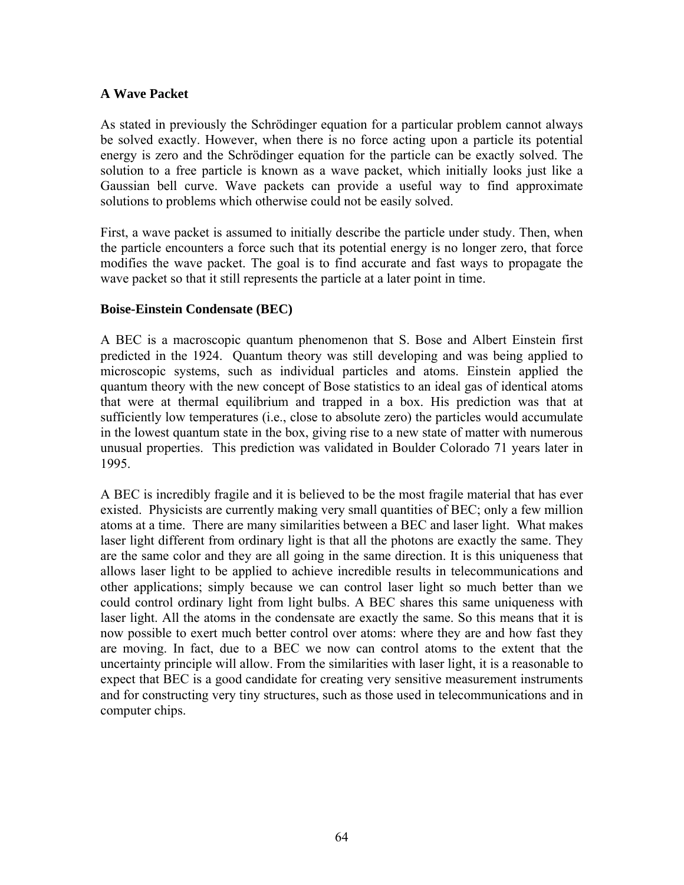### A Wave Packet

As stated in previously the Schrödinger equation for a particular problem cannot always be solved exactly. However, when there is no force acting upon a particle its potential energy is zero and the Schrödinger equation for the particle can be exactly solved. The solution to a free particle is known as a wave packet, which initially looks just like a Gaussian bell curve. Wave packets can provide a useful way to find approximate solutions to problems which otherwise could not be easily solved.

First, a wave packet is assumed to initially describe the particle under study. Then, when the particle encounters a force such that its potential energy is no longer zero, that force modifies the wave packet. The goal is to find accurate and fast ways to propagate the wave packet so that it still represents the particle at a later point in time.

### Boise-Einstein Condensate (BEC)

A BEC is a macroscopic quantum phenomenon that S. Bose and Albert Einstein first predicted in the 1924. Quantum theory was still developing and was being applied to microscopic systems, such as individual particles and atoms. Einstein applied the quantum theory with the new concept of Bose statistics to an ideal gas of identical atoms that were at thermal equilibrium and trapped in a box. His prediction was that at sufficiently low temperatures (i.e., close to absolute zero) the particles would accumulate in the lowest quantum state in the box, giving rise to a new state of matter with numerous unusual properties. This prediction was validated in Boulder Colorado 71 years later in 1995.

A BEC is incredibly fragile and it is believed to be the most fragile material that has ever existed. Physicists are currently making very small quantities of BEC; only a few million atoms at a time. There are many similarities between a BEC and laser light. What makes laser light different from ordinary light is that all the photons are exactly the same. They are the same color and they are all going in the same direction. It is this uniqueness that allows laser light to be applied to achieve incredible results in telecommunications and other applications; simply because we can control laser light so much better than we could control ordinary light from light bulbs. A BEC shares this same uniqueness with laser light. All the atoms in the condensate are exactly the same. So this means that it is now possible to exert much better control over atoms: where they are and how fast they are moving. In fact, due to a BEC we now can control atoms to the extent that the uncertainty principle will allow. From the similarities with laser light, it is a reasonable to expect that BEC is a good candidate for creating very sensitive measurement instruments and for constructing very tiny structures, such as those used in telecommunications and in computer chips.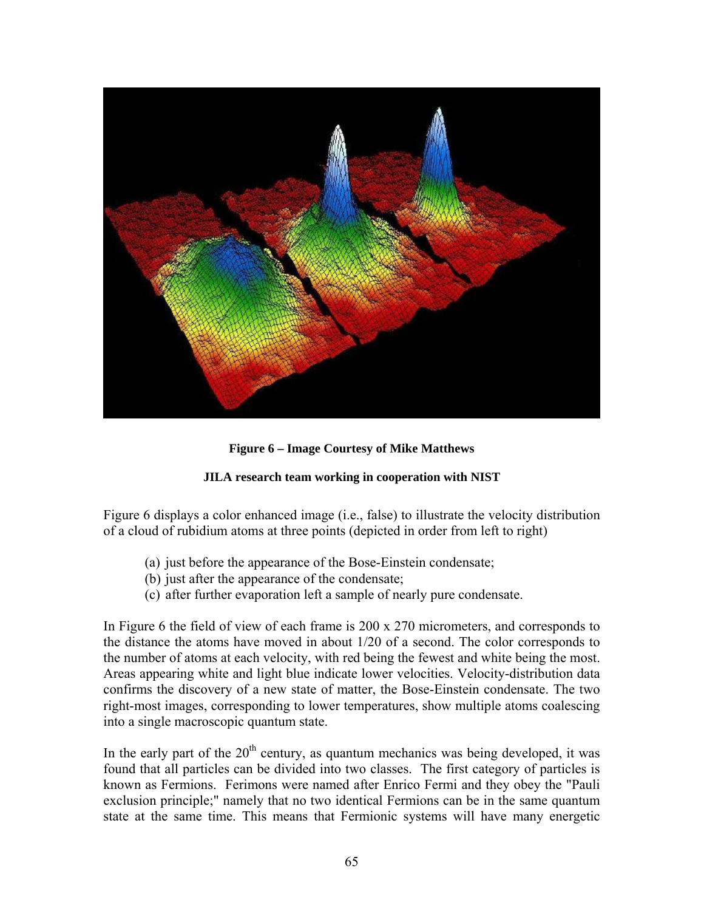**Figure 6 – Image Courtesy of Mike Matthews**

**JILA research team working in cooperation with NIST**

Figure 6 displays a color enhanced image (i.e., false) to illustrate the velocity distribution of a cloud of rubidium atoms at three points (depicted in order from left to right)

(a) just before the appearance of the Bose-Einstein condensate;
(b) just after the appearance of the condensate;
(c) after further evaporation left a sample of nearly pure condensate.

In Figure 6 the field of view of each frame is 200 x 270 micrometers, and corresponds to the distance the atoms have moved in about 1/20 of a second. The color corresponds to the number of atoms at each velocity, with red being the fewest and white being the most. Areas appearing white and light blue indicate lower velocities. Velocity-distribution data confirms the discovery of a new state of matter, the Bose-Einstein condensate. The two right-most images, corresponding to lower temperatures, show multiple atoms coalescing into a single macroscopic quantum state.

In the early part of the 20th century, as quantum mechanics was being developed, it was found that all particles can be divided into two classes. The first category of particles is known as Fermions. Ferimons were named after Enrico Fermi and they obey the "Pauli exclusion principle;" namely that no two identical Fermions can be in the same quantum state at the same time. This means that Fermionic systems will have many energetic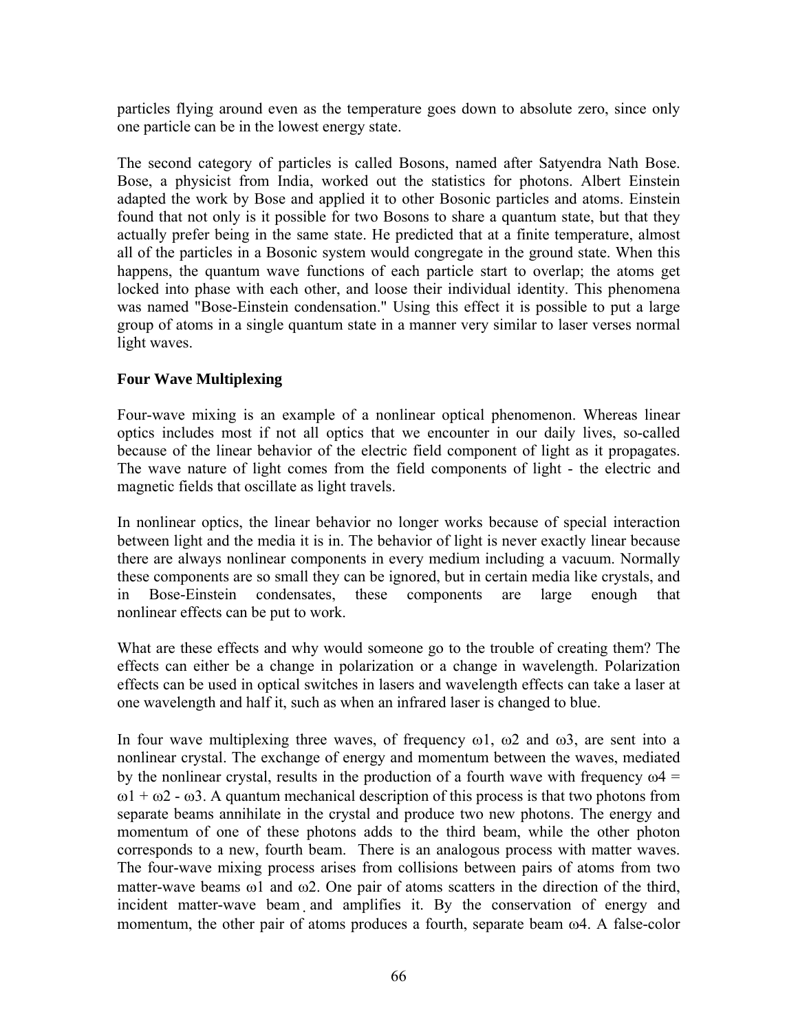particles flying around even as the temperature goes down to absolute zero, since only one particle can be in the lowest energy state.

The second category of particles is called Bosons, named after Satyendra Nath Bose. Bose, a physicist from India, worked out the statistics for photons. Albert Einstein adapted the work by Bose and applied it to other Bosonic particles and atoms. Einstein found that not only is it possible for two Bosons to share a quantum state, but that they actually prefer being in the same state. He predicted that at a finite temperature, almost all of the particles in a Bosonic system would congregate in the ground state. When this happens, the quantum wave functions of each particle start to overlap; the atoms get locked into phase with each other, and loose their individual identity. This phenomena was named "Bose-Einstein condensation." Using this effect it is possible to put a large group of atoms in a single quantum state in a manner very similar to laser verses normal light waves.

**Four Wave Multiplexing**

Four-wave mixing is an example of a nonlinear optical phenomenon. Whereas linear optics includes most if not all optics that we encounter in our daily lives, so-called because of the linear behavior of the electric field component of light as it propagates. The wave nature of light comes from the field components of light - the electric and magnetic fields that oscillate as light travels.

In nonlinear optics, the linear behavior no longer works because of special interaction between light and the media it is in. The behavior of light is never exactly linear because there are always nonlinear components in every medium including a vacuum. Normally these components are so small they can be ignored, but in certain media like crystals, and in Bose-Einstein condensates, these components are large enough that nonlinear effects can be put to work.

What are these effects and why would someone go to the trouble of creating them? The effects can either be a change in polarization or a change in wavelength. Polarization effects can be used in optical switches in lasers and wavelength effects can take a laser at one wavelength and half it, such as when an infrared laser is changed to blue.

In four wave multiplexing three waves, of frequency $\omega 1$, $\omega 2$ and $\omega 3$, are sent into a nonlinear crystal. The exchange of energy and momentum between the waves, mediated by the nonlinear crystal, results in the production of a fourth wave with frequency $\omega 4 = \omega 1 + \omega 2 - \omega 3$. A quantum mechanical description of this process is that two photons from separate beams annihilate in the crystal and produce two new photons. The energy and momentum of one of these photons adds to the third beam, while the other photon corresponds to a new, fourth beam. There is an analogous process with matter waves. The four-wave mixing process arises from collisions between pairs of atoms from two matter-wave beams $\omega 1$ and $\omega 2$. One pair of atoms scatters in the direction of the third, incident matter-wave beam and amplifies it. By the conservation of energy and momentum, the other pair of atoms produces a fourth, separate beam $\omega 4$. A false-color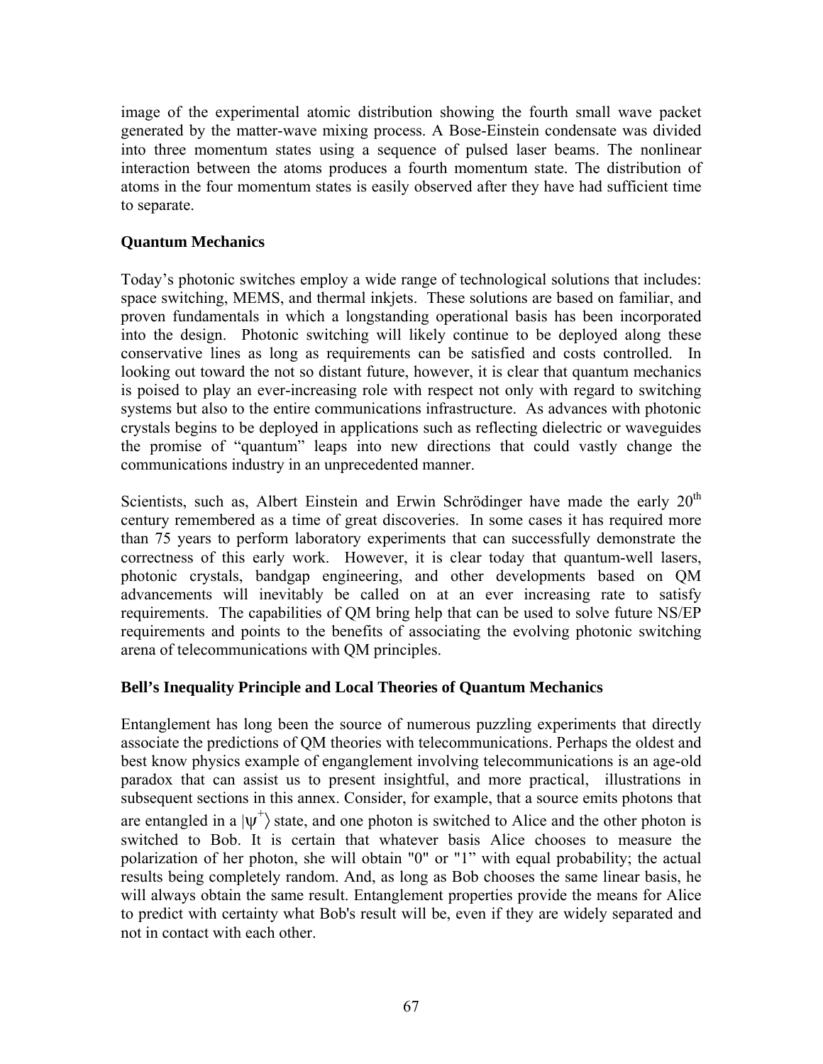image of the experimental atomic distribution showing the fourth small wave packet generated by the matter-wave mixing process. A Bose-Einstein condensate was divided into three momentum states using a sequence of pulsed laser beams. The nonlinear interaction between the atoms produces a fourth momentum state. The distribution of atoms in the four momentum states is easily observed after they have had sufficient time to separate.

**Quantum Mechanics**

Today's photonic switches employ a wide range of technological solutions that includes: space switching, MEMS, and thermal inkjets. These solutions are based on familiar, and proven fundamentals in which a longstanding operational basis has been incorporated into the design. Photonic switching will likely continue to be deployed along these conservative lines as long as requirements can be satisfied and costs controlled. In looking out toward the not so distant future, however, it is clear that quantum mechanics is poised to play an ever-increasing role with respect not only with regard to switching systems but also to the entire communications infrastructure. As advances with photonic crystals begins to be deployed in applications such as reflecting dielectric or waveguides the promise of "quantum" leaps into new directions that could vastly change the communications industry in an unprecedented manner.

Scientists, such as, Albert Einstein and Erwin Schrödinger have made the early 20th century remembered as a time of great discoveries. In some cases it has required more than 75 years to perform laboratory experiments that can successfully demonstrate the correctness of this early work. However, it is clear today that quantum-well lasers, photonic crystals, bandgap engineering, and other developments based on QM advancements will inevitably be called on at an ever increasing rate to satisfy requirements. The capabilities of QM bring help that can be used to solve future NS/EP requirements and points to the benefits of associating the evolving photonic switching arena of telecommunications with QM principles.

**Bell's Inequality Principle and Local Theories of Quantum Mechanics**

Entanglement has long been the source of numerous puzzling experiments that directly associate the predictions of QM theories with telecommunications. Perhaps the oldest and best know physics example of enganglement involving telecommunications is an age-old paradox that can assist us to present insightful, and more practical, illustrations in subsequent sections in this annex. Consider, for example, that a source emits photons that are entangled in a $|\psi^{+}\rangle$ state, and one photon is switched to Alice and the other photon is switched to Bob. It is certain that whatever basis Alice chooses to measure the polarization of her photon, she will obtain "0" or "1" with equal probability; the actual results being completely random. And, as long as Bob chooses the same linear basis, he will always obtain the same result. Entanglement properties provide the means for Alice to predict with certainty what Bob's result will be, even if they are widely separated and not in contact with each other.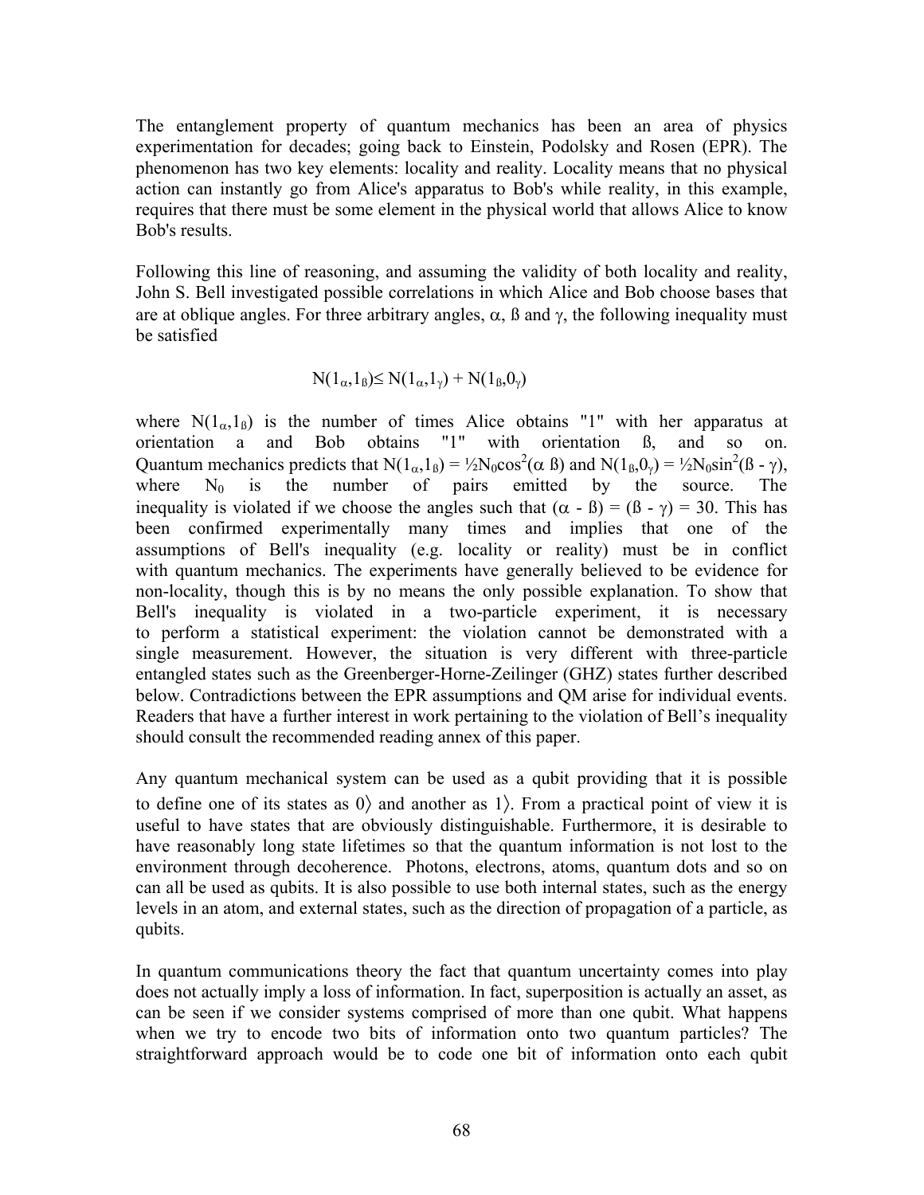The entanglement property of quantum mechanics has been an area of physics experimentation for decades; going back to Einstein, Podolsky and Rosen (EPR). The phenomenon has two key elements: locality and reality. Locality means that no physical action can instantly go from Alice's apparatus to Bob's while reality, in this example, requires that there must be some element in the physical world that allows Alice to know Bob's results.

Following this line of reasoning, and assuming the validity of both locality and reality, John S. Bell investigated possible correlations in which Alice and Bob choose bases that are at oblique angles. For three arbitrary angles, $\alpha$, $\beta$ and $\gamma$, the following inequality must be satisfied

$$N(1_\alpha, 1_\beta) \leq N(1_\alpha, 1_\gamma) + N(1_\beta, 0_\gamma)$$

where $N(1_\alpha, 1_\beta)$ is the number of times Alice obtains "1" with her apparatus at orientation a and Bob obtains "1" with orientation ß, and so on. Quantum mechanics predicts that $N(1_\alpha, 1_\beta) = \frac{1}{2}N_0\cos^2(\alpha\ \beta)$ and $N(1_\beta, 0_\gamma) = \frac{1}{2}N_0\sin^2(\beta - \gamma)$, where $N_0$ is the number of pairs emitted by the source. The inequality is violated if we choose the angles such that $(\alpha - \beta) = (\beta - \gamma) = 30$. This has been confirmed experimentally many times and implies that one of the assumptions of Bell's inequality (e.g. locality or reality) must be in conflict with quantum mechanics. The experiments have generally believed to be evidence for non-locality, though this is by no means the only possible explanation. To show that Bell's inequality is violated in a two-particle experiment, it is necessary to perform a statistical experiment: the violation cannot be demonstrated with a single measurement. However, the situation is very different with three-particle entangled states such as the Greenberger-Horne-Zeilinger (GHZ) states further described below. Contradictions between the EPR assumptions and QM arise for individual events. Readers that have a further interest in work pertaining to the violation of Bell's inequality should consult the recommended reading annex of this paper.

Any quantum mechanical system can be used as a qubit providing that it is possible to define one of its states as $0\rangle$ and another as $1\rangle$. From a practical point of view it is useful to have states that are obviously distinguishable. Furthermore, it is desirable to have reasonably long state lifetimes so that the quantum information is not lost to the environment through decoherence. Photons, electrons, atoms, quantum dots and so on can all be used as qubits. It is also possible to use both internal states, such as the energy levels in an atom, and external states, such as the direction of propagation of a particle, as qubits.

In quantum communications theory the fact that quantum uncertainty comes into play does not actually imply a loss of information. In fact, superposition is actually an asset, as can be seen if we consider systems comprised of more than one qubit. What happens when we try to encode two bits of information onto two quantum particles? The straightforward approach would be to code one bit of information onto each qubit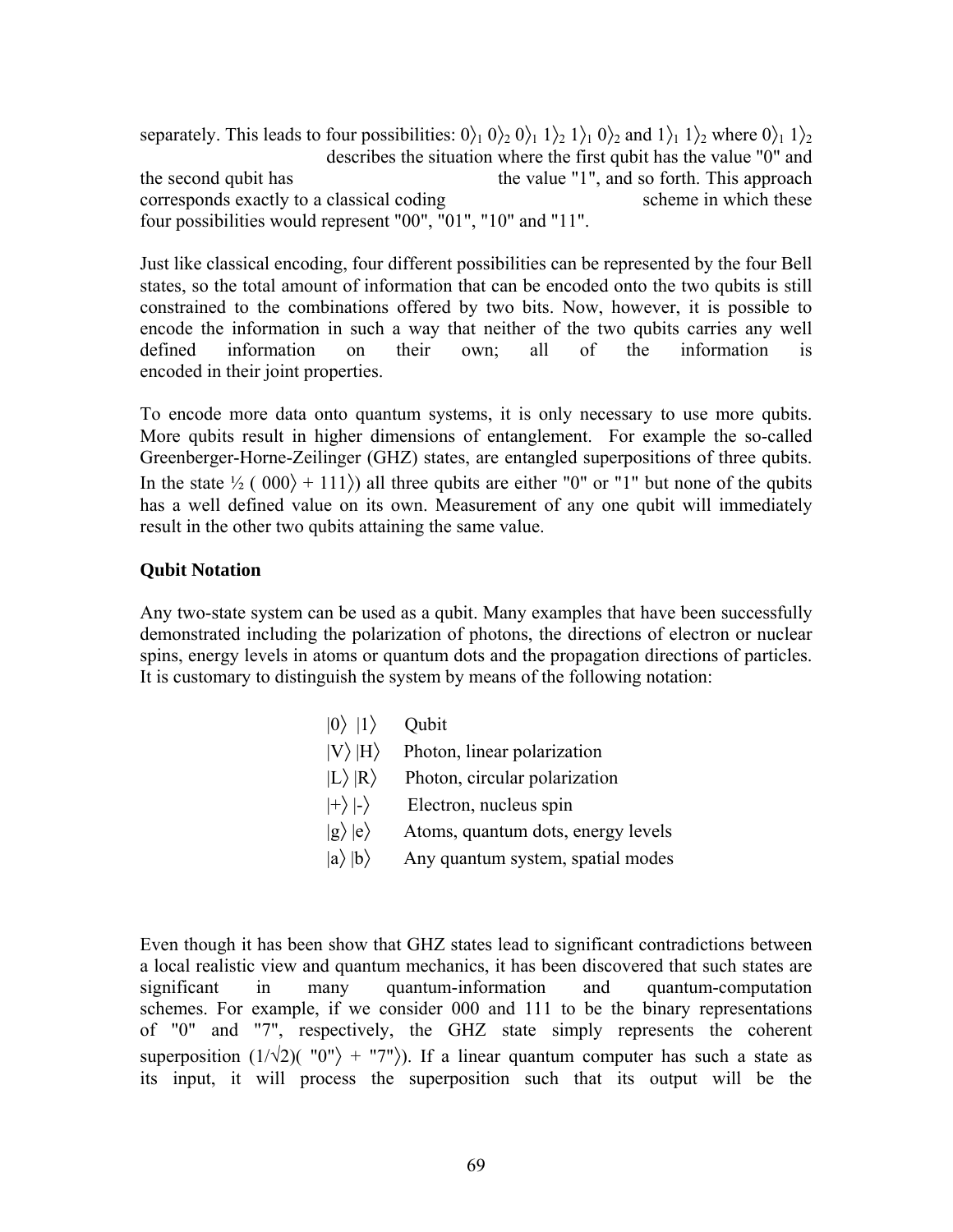separately. This leads to four possibilities: $0\rangle_1\, 0\rangle_2\; 0\rangle_1\, 1\rangle_2\; 1\rangle_1\, 0\rangle_2$ and $1\rangle_1\, 1\rangle_2$ where $0\rangle_1\, 1\rangle_2$ describes the situation where the first qubit has the value "0" and the second qubit has the value "1", and so forth. This approach corresponds exactly to a classical coding scheme in which these four possibilities would represent "00", "01", "10" and "11".

Just like classical encoding, four different possibilities can be represented by the four Bell states, so the total amount of information that can be encoded onto the two qubits is still constrained to the combinations offered by two bits. Now, however, it is possible to encode the information in such a way that neither of the two qubits carries any well defined information on their own; all of the information is encoded in their joint properties.

To encode more data onto quantum systems, it is only necessary to use more qubits. More qubits result in higher dimensions of entanglement. For example the so-called Greenberger-Horne-Zeilinger (GHZ) states, are entangled superpositions of three qubits. In the state ½ ( $000\rangle + 111\rangle$) all three qubits are either "0" or "1" but none of the qubits has a well defined value on its own. Measurement of any one qubit will immediately result in the other two qubits attaining the same value.

### Qubit Notation

Any two-state system can be used as a qubit. Many examples that have been successfully demonstrated including the polarization of photons, the directions of electron or nuclear spins, energy levels in atoms or quantum dots and the propagation directions of particles. It is customary to distinguish the system by means of the following notation:

| | |
|---|---|
| $\|0\rangle\ \|1\rangle$ | Qubit |
| $\|V\rangle\ \|H\rangle$ | Photon, linear polarization |
| $\|L\rangle\ \|R\rangle$ | Photon, circular polarization |
| $\|+\rangle\ \|-\rangle$ | Electron, nucleus spin |
| $\|g\rangle\ \|e\rangle$ | Atoms, quantum dots, energy levels |
| $\|a\rangle\ \|b\rangle$ | Any quantum system, spatial modes |

Even though it has been show that GHZ states lead to significant contradictions between a local realistic view and quantum mechanics, it has been discovered that such states are significant in many quantum-information and quantum-computation schemes. For example, if we consider 000 and 111 to be the binary representations of "0" and "7", respectively, the GHZ state simply represents the coherent superposition $(1/\sqrt{2})($ "0"$\rangle$ + "7"$\rangle)$. If a linear quantum computer has such a state as its input, it will process the superposition such that its output will be the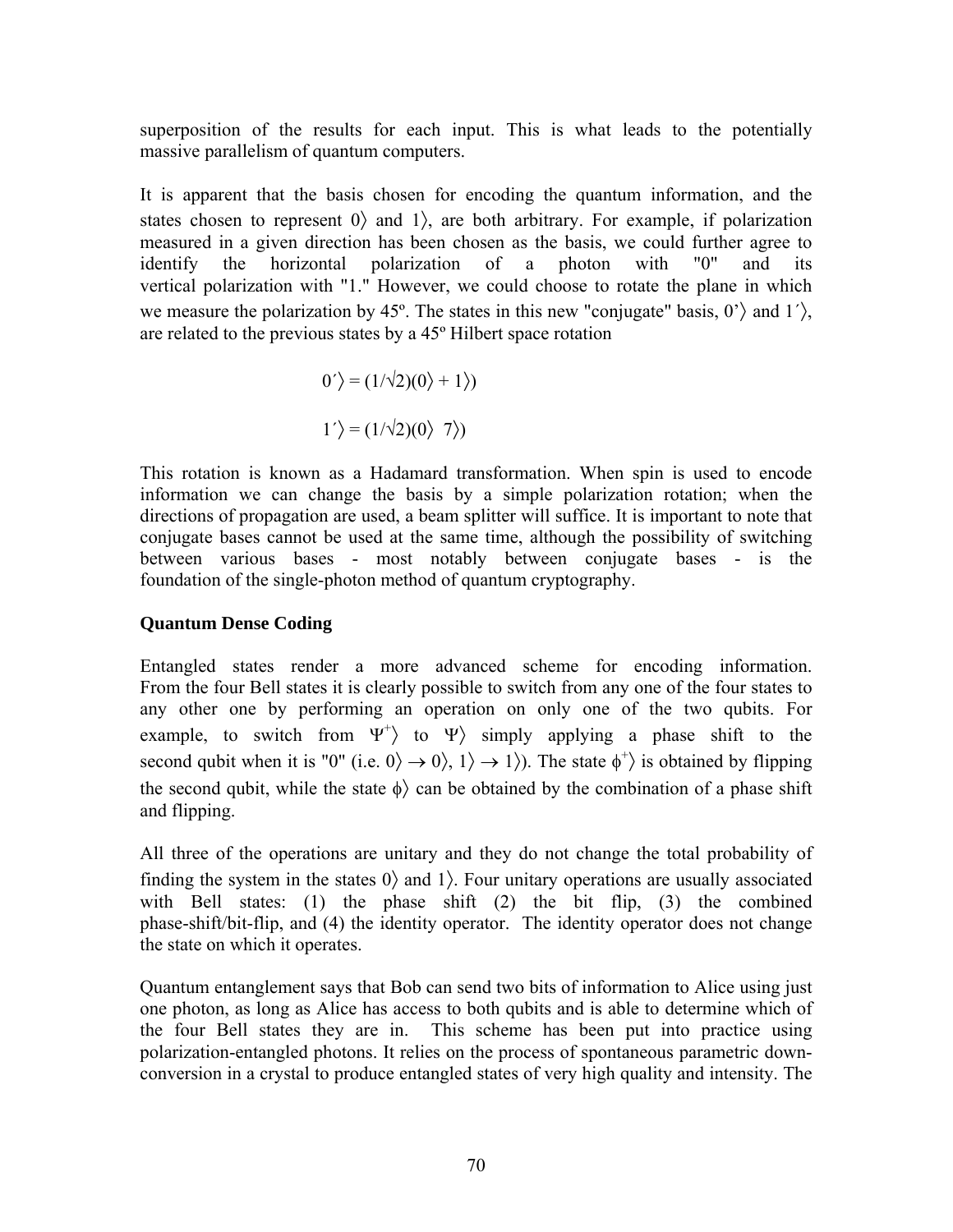superposition of the results for each input. This is what leads to the potentially massive parallelism of quantum computers.

It is apparent that the basis chosen for encoding the quantum information, and the states chosen to represent $0\rangle$ and $1\rangle$, are both arbitrary. For example, if polarization measured in a given direction has been chosen as the basis, we could further agree to identify the horizontal polarization of a photon with "0" and its vertical polarization with "1." However, we could choose to rotate the plane in which we measure the polarization by 45º. The states in this new "conjugate" basis, $0'\rangle$ and $1'\rangle$, are related to the previous states by a 45º Hilbert space rotation

$$0'\rangle = (1/\sqrt{2})(0\rangle + 1\rangle)$$

$$1'\rangle = (1/\sqrt{2})(0\rangle \;\; 7\rangle)$$

This rotation is known as a Hadamard transformation. When spin is used to encode information we can change the basis by a simple polarization rotation; when the directions of propagation are used, a beam splitter will suffice. It is important to note that conjugate bases cannot be used at the same time, although the possibility of switching between various bases - most notably between conjugate bases - is the foundation of the single-photon method of quantum cryptography.

**Quantum Dense Coding**

Entangled states render a more advanced scheme for encoding information. From the four Bell states it is clearly possible to switch from any one of the four states to any other one by performing an operation on only one of the two qubits. For example, to switch from $\Psi^{+}\rangle$ to $\Psi\rangle$ simply applying a phase shift to the second qubit when it is "0" (i.e. $0\rangle \rightarrow 0\rangle$, $1\rangle \rightarrow 1\rangle$). The state $\phi^{+}\rangle$ is obtained by flipping the second qubit, while the state $\phi\rangle$ can be obtained by the combination of a phase shift and flipping.

All three of the operations are unitary and they do not change the total probability of finding the system in the states $0\rangle$ and $1\rangle$. Four unitary operations are usually associated with Bell states: (1) the phase shift (2) the bit flip, (3) the combined phase-shift/bit-flip, and (4) the identity operator. The identity operator does not change the state on which it operates.

Quantum entanglement says that Bob can send two bits of information to Alice using just one photon, as long as Alice has access to both qubits and is able to determine which of the four Bell states they are in. This scheme has been put into practice using polarization-entangled photons. It relies on the process of spontaneous parametric down-conversion in a crystal to produce entangled states of very high quality and intensity. The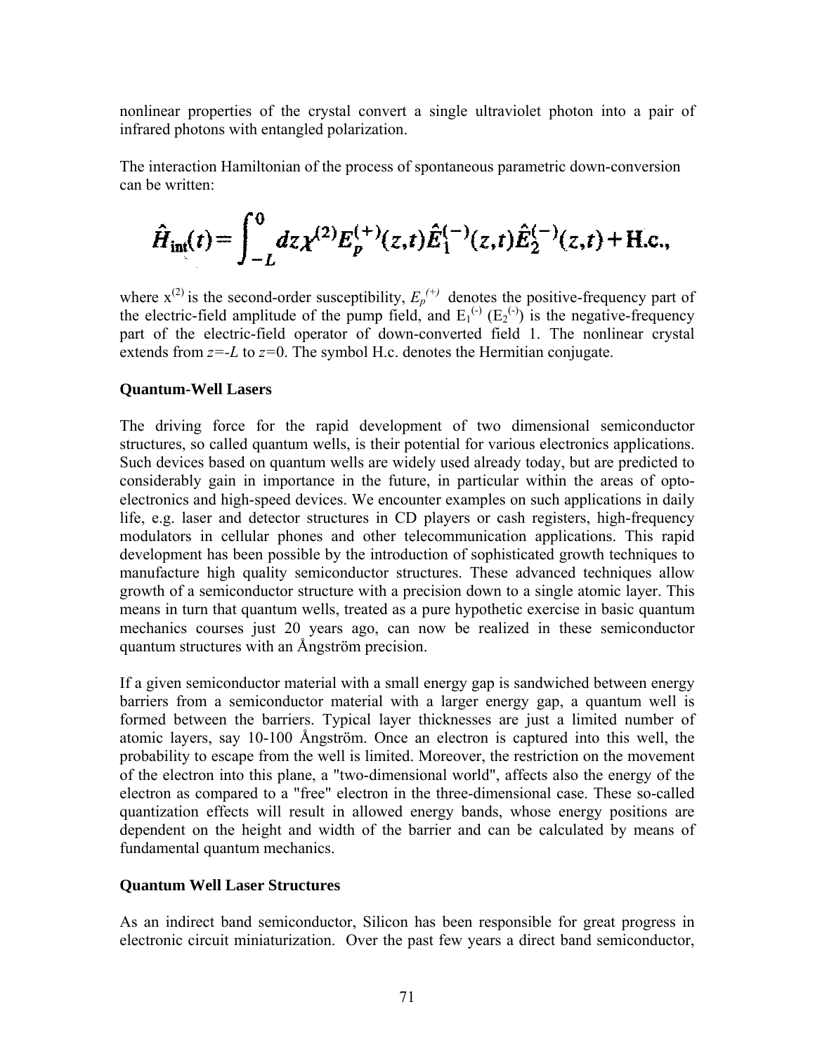nonlinear properties of the crystal convert a single ultraviolet photon into a pair of infrared photons with entangled polarization.

The interaction Hamiltonian of the process of spontaneous parametric down-conversion can be written:

$$\hat{H}_{\text{int}}(t) = \int_{-L}^{0} dz \chi^{(2)} E_p^{(+)}(z,t) \hat{E}_1^{(-)}(z,t) \hat{E}_2^{(-)}(z,t) + \text{H.c.},$$

where $x^{(2)}$ is the second-order susceptibility, $E_p^{(+)}$ denotes the positive-frequency part of the electric-field amplitude of the pump field, and $E_1^{(-)}$ ($E_2^{(-)}$) is the negative-frequency part of the electric-field operator of down-converted field 1. The nonlinear crystal extends from $z=-L$ to $z=0$. The symbol H.c. denotes the Hermitian conjugate.

**Quantum-Well Lasers**

The driving force for the rapid development of two dimensional semiconductor structures, so called quantum wells, is their potential for various electronics applications. Such devices based on quantum wells are widely used already today, but are predicted to considerably gain in importance in the future, in particular within the areas of opto-electronics and high-speed devices. We encounter examples on such applications in daily life, e.g. laser and detector structures in CD players or cash registers, high-frequency modulators in cellular phones and other telecommunication applications. This rapid development has been possible by the introduction of sophisticated growth techniques to manufacture high quality semiconductor structures. These advanced techniques allow growth of a semiconductor structure with a precision down to a single atomic layer. This means in turn that quantum wells, treated as a pure hypothetic exercise in basic quantum mechanics courses just 20 years ago, can now be realized in these semiconductor quantum structures with an Ångström precision.

If a given semiconductor material with a small energy gap is sandwiched between energy barriers from a semiconductor material with a larger energy gap, a quantum well is formed between the barriers. Typical layer thicknesses are just a limited number of atomic layers, say 10-100 Ångström. Once an electron is captured into this well, the probability to escape from the well is limited. Moreover, the restriction on the movement of the electron into this plane, a "two-dimensional world", affects also the energy of the electron as compared to a "free" electron in the three-dimensional case. These so-called quantization effects will result in allowed energy bands, whose energy positions are dependent on the height and width of the barrier and can be calculated by means of fundamental quantum mechanics.

**Quantum Well Laser Structures**

As an indirect band semiconductor, Silicon has been responsible for great progress in electronic circuit miniaturization. Over the past few years a direct band semiconductor,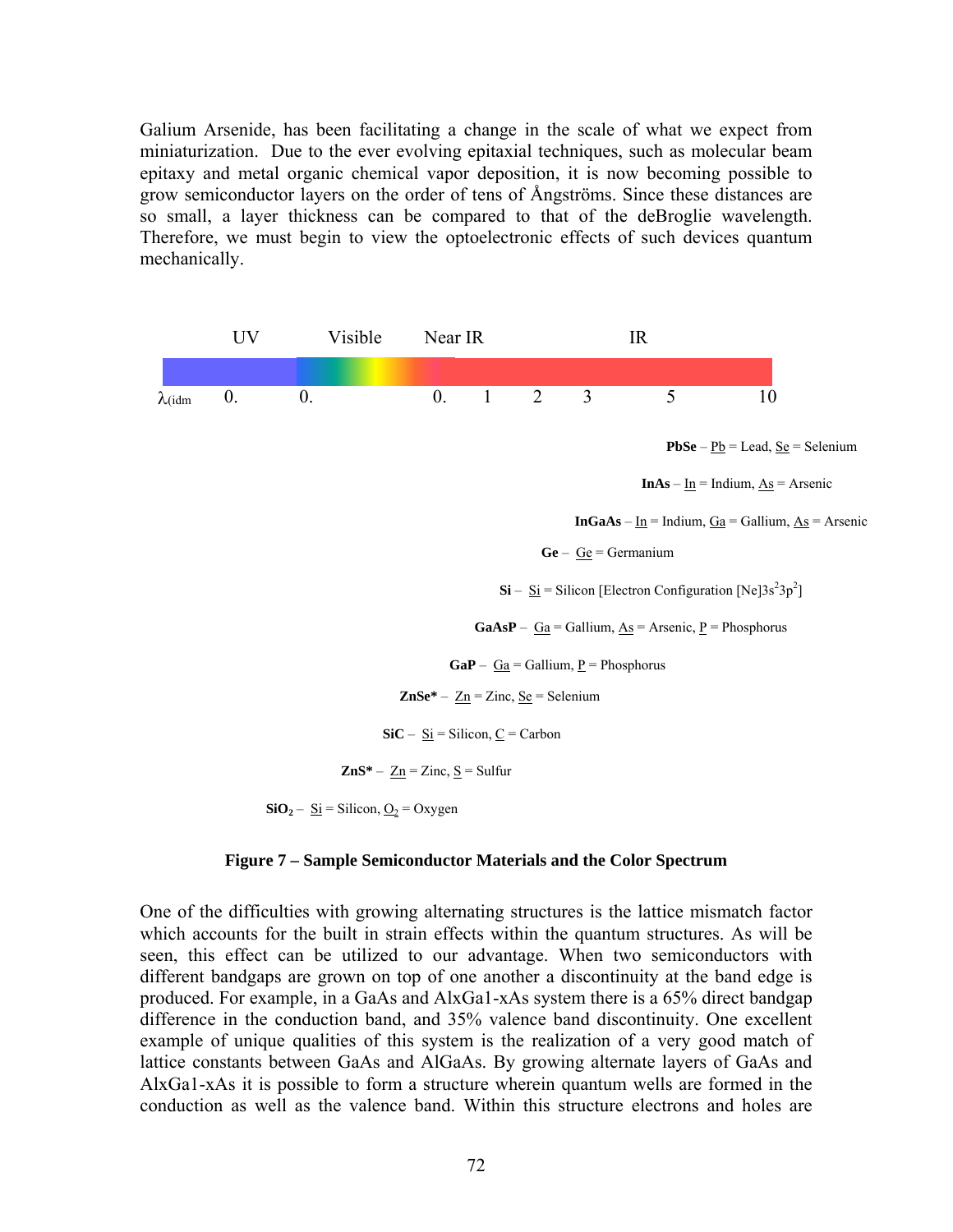Galium Arsenide, has been facilitating a change in the scale of what we expect from miniaturization. Due to the ever evolving epitaxial techniques, such as molecular beam epitaxy and metal organic chemical vapor deposition, it is now becoming possible to grow semiconductor layers on the order of tens of Ångströms. Since these distances are so small, a layer thickness can be compared to that of the deBroglie wavelength. Therefore, we must begin to view the optoelectronic effects of such devices quantum mechanically.

UV Visible Near IR IR

$\lambda_{(idm}$ 0. 0. 0. 1 2 3 5 10

**PbSe** – Pb = Lead, Se = Selenium

**InAs** – In = Indium, As = Arsenic

**InGaAs** – In = Indium, Ga = Gallium, As = Arsenic

**Ge** – Ge = Germanium

**Si** – Si = Silicon [Electron Configuration [Ne]$3s^2 3p^2$]

**GaAsP** – Ga = Gallium, As = Arsenic, P = Phosphorus

**GaP** – Ga = Gallium, P = Phosphorus

**ZnSe*** – Zn = Zinc, Se = Selenium

**SiC** – Si = Silicon, C = Carbon

**ZnS*** – Zn = Zinc, S = Sulfur

**$SiO_2$** – Si = Silicon, $O_2$ = Oxygen

**Figure 7 – Sample Semiconductor Materials and the Color Spectrum**

One of the difficulties with growing alternating structures is the lattice mismatch factor which accounts for the built in strain effects within the quantum structures. As will be seen, this effect can be utilized to our advantage. When two semiconductors with different bandgaps are grown on top of one another a discontinuity at the band edge is produced. For example, in a GaAs and $Al_xGa_{1-x}As$ system there is a 65% direct bandgap difference in the conduction band, and 35% valence band discontinuity. One excellent example of unique qualities of this system is the realization of a very good match of lattice constants between GaAs and AlGaAs. By growing alternate layers of GaAs and $Al_xGa_{1-x}As$ it is possible to form a structure wherein quantum wells are formed in the conduction as well as the valence band. Within this structure electrons and holes are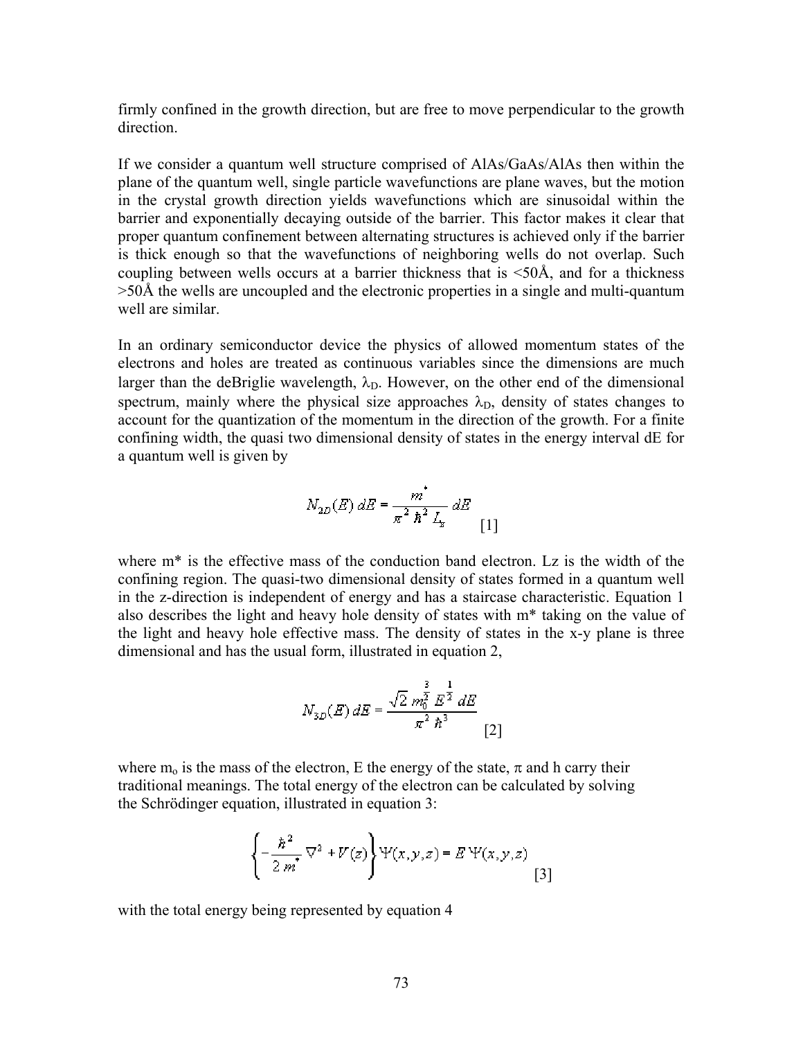firmly confined in the growth direction, but are free to move perpendicular to the growth direction.

If we consider a quantum well structure comprised of AlAs/GaAs/AlAs then within the plane of the quantum well, single particle wavefunctions are plane waves, but the motion in the crystal growth direction yields wavefunctions which are sinusoidal within the barrier and exponentially decaying outside of the barrier. This factor makes it clear that proper quantum confinement between alternating structures is achieved only if the barrier is thick enough so that the wavefunctions of neighboring wells do not overlap. Such coupling between wells occurs at a barrier thickness that is <50Å, and for a thickness >50Å the wells are uncoupled and the electronic properties in a single and multi-quantum well are similar.

In an ordinary semiconductor device the physics of allowed momentum states of the electrons and holes are treated as continuous variables since the dimensions are much larger than the deBriglie wavelength, $\lambda_D$. However, on the other end of the dimensional spectrum, mainly where the physical size approaches $\lambda_D$, density of states changes to account for the quantization of the momentum in the direction of the growth. For a finite confining width, the quasi two dimensional density of states in the energy interval dE for a quantum well is given by

$$N_{2D}(E)\,dE = \frac{m^*}{\pi^2\,\hbar^2\,L_z}\,dE \qquad [1]$$

where m* is the effective mass of the conduction band electron. Lz is the width of the confining region. The quasi-two dimensional density of states formed in a quantum well in the z-direction is independent of energy and has a staircase characteristic. Equation 1 also describes the light and heavy hole density of states with m* taking on the value of the light and heavy hole effective mass. The density of states in the x-y plane is three dimensional and has the usual form, illustrated in equation 2,

$$N_{3D}(E)\,dE = \frac{\sqrt{2}\,m_0^{\frac{3}{2}}\,E^{\frac{1}{2}}\,dE}{\pi^2\,\hbar^3} \qquad [2]$$

where $m_o$ is the mass of the electron, E the energy of the state, $\pi$ and h carry their traditional meanings. The total energy of the electron can be calculated by solving the Schrödinger equation, illustrated in equation 3:

$$\left\{-\frac{\hbar^2}{2\,m^*}\nabla^2 + V(z)\right\}\Psi(x,y,z) = E\,\Psi(x,y,z) \qquad [3]$$

with the total energy being represented by equation 4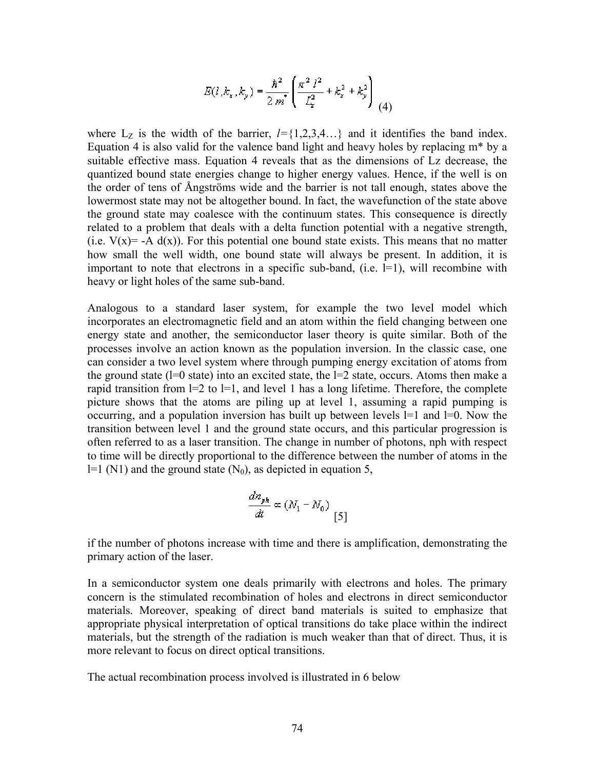$$E(l, k_x, k_y) = \frac{\hbar^2}{2m^*}\left(\frac{\pi^2 l^2}{L_z^2} + k_x^2 + k_y^2\right) \quad (4)$$

where $L_Z$ is the width of the barrier, $l=\{1,2,3,4\ldots\}$ and it identifies the band index. Equation 4 is also valid for the valence band light and heavy holes by replacing m* by a suitable effective mass. Equation 4 reveals that as the dimensions of Lz decrease, the quantized bound state energies change to higher energy values. Hence, if the well is on the order of tens of Ångströms wide and the barrier is not tall enough, states above the lowermost state may not be altogether bound. In fact, the wavefunction of the state above the ground state may coalesce with the continuum states. This consequence is directly related to a problem that deals with a delta function potential with a negative strength, (i.e. V(x)= -A d(x)). For this potential one bound state exists. This means that no matter how small the well width, one bound state will always be present. In addition, it is important to note that electrons in a specific sub-band, (i.e. l=1), will recombine with heavy or light holes of the same sub-band.

Analogous to a standard laser system, for example the two level model which incorporates an electromagnetic field and an atom within the field changing between one energy state and another, the semiconductor laser theory is quite similar. Both of the processes involve an action known as the population inversion. In the classic case, one can consider a two level system where through pumping energy excitation of atoms from the ground state (l=0 state) into an excited state, the l=2 state, occurs. Atoms then make a rapid transition from l=2 to l=1, and level 1 has a long lifetime. Therefore, the complete picture shows that the atoms are piling up at level 1, assuming a rapid pumping is occurring, and a population inversion has built up between levels l=1 and l=0. Now the transition between level 1 and the ground state occurs, and this particular progression is often referred to as a laser transition. The change in number of photons, nph with respect to time will be directly proportional to the difference between the number of atoms in the l=1 (N1) and the ground state ($N_0$), as depicted in equation 5,

$$\frac{dn_{ph}}{dt} \propto (N_1 - N_0) \quad [5]$$

if the number of photons increase with time and there is amplification, demonstrating the primary action of the laser.

In a semiconductor system one deals primarily with electrons and holes. The primary concern is the stimulated recombination of holes and electrons in direct semiconductor materials. Moreover, speaking of direct band materials is suited to emphasize that appropriate physical interpretation of optical transitions do take place within the indirect materials, but the strength of the radiation is much weaker than that of direct. Thus, it is more relevant to focus on direct optical transitions.

The actual recombination process involved is illustrated in 6 below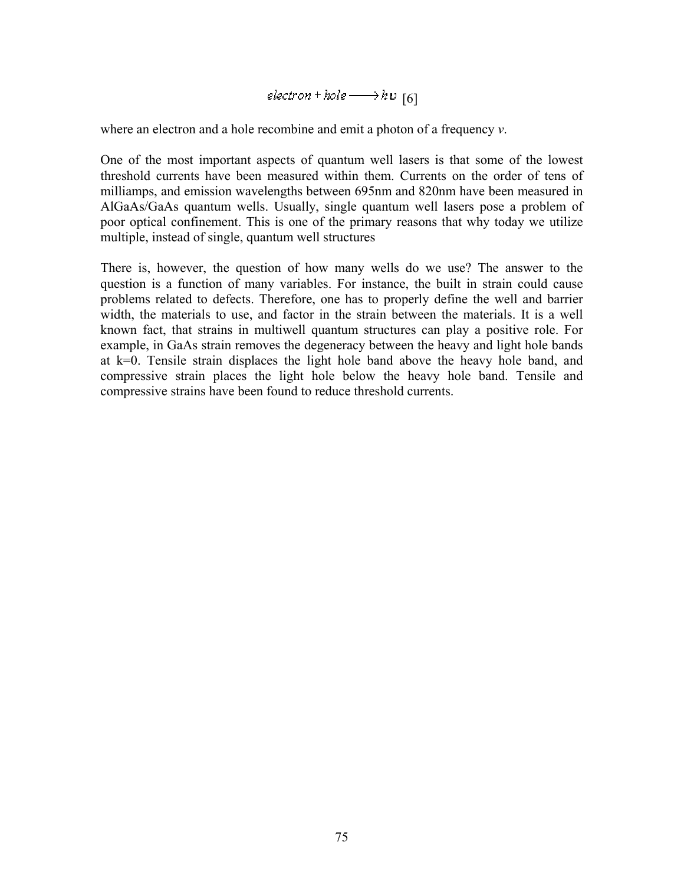$$electron + hole \longrightarrow h\upsilon \quad [6]$$

where an electron and a hole recombine and emit a photon of a frequency *v*.

One of the most important aspects of quantum well lasers is that some of the lowest threshold currents have been measured within them. Currents on the order of tens of milliamps, and emission wavelengths between 695nm and 820nm have been measured in AlGaAs/GaAs quantum wells. Usually, single quantum well lasers pose a problem of poor optical confinement. This is one of the primary reasons that why today we utilize multiple, instead of single, quantum well structures

There is, however, the question of how many wells do we use? The answer to the question is a function of many variables. For instance, the built in strain could cause problems related to defects. Therefore, one has to properly define the well and barrier width, the materials to use, and factor in the strain between the materials. It is a well known fact, that strains in multiwell quantum structures can play a positive role. For example, in GaAs strain removes the degeneracy between the heavy and light hole bands at k=0. Tensile strain displaces the light hole band above the heavy hole band, and compressive strain places the light hole below the heavy hole band. Tensile and compressive strains have been found to reduce threshold currents.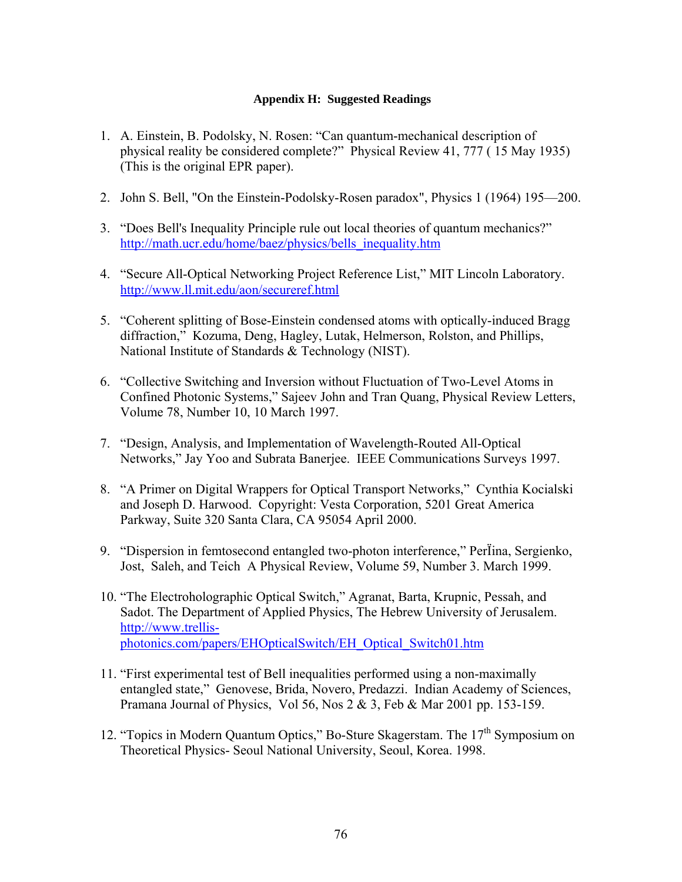**Appendix H: Suggested Readings**

1. A. Einstein, B. Podolsky, N. Rosen: "Can quantum-mechanical description of physical reality be considered complete?" Physical Review 41, 777 ( 15 May 1935) (This is the original EPR paper).

2. John S. Bell, "On the Einstein-Podolsky-Rosen paradox", Physics 1 (1964) 195—200.

3. "Does Bell's Inequality Principle rule out local theories of quantum mechanics?" http://math.ucr.edu/home/baez/physics/bells_inequality.htm

4. "Secure All-Optical Networking Project Reference List," MIT Lincoln Laboratory. http://www.ll.mit.edu/aon/secureref.html

5. "Coherent splitting of Bose-Einstein condensed atoms with optically-induced Bragg diffraction," Kozuma, Deng, Hagley, Lutak, Helmerson, Rolston, and Phillips, National Institute of Standards & Technology (NIST).

6. "Collective Switching and Inversion without Fluctuation of Two-Level Atoms in Confined Photonic Systems," Sajeev John and Tran Quang, Physical Review Letters, Volume 78, Number 10, 10 March 1997.

7. "Design, Analysis, and Implementation of Wavelength-Routed All-Optical Networks," Jay Yoo and Subrata Banerjee. IEEE Communications Surveys 1997.

8. "A Primer on Digital Wrappers for Optical Transport Networks," Cynthia Kocialski and Joseph D. Harwood. Copyright: Vesta Corporation, 5201 Great America Parkway, Suite 320 Santa Clara, CA 95054 April 2000.

9. "Dispersion in femtosecond entangled two-photon interference," PerÏina, Sergienko, Jost, Saleh, and Teich A Physical Review, Volume 59, Number 3. March 1999.

10. "The Electroholographic Optical Switch," Agranat, Barta, Krupnic, Pessah, and Sadot. The Department of Applied Physics, The Hebrew University of Jerusalem. http://www.trellis-photonics.com/papers/EHOpticalSwitch/EH_Optical_Switch01.htm

11. "First experimental test of Bell inequalities performed using a non-maximally entangled state," Genovese, Brida, Novero, Predazzi. Indian Academy of Sciences, Pramana Journal of Physics, Vol 56, Nos 2 & 3, Feb & Mar 2001 pp. 153-159.

12. "Topics in Modern Quantum Optics," Bo-Sture Skagerstam. The 17th Symposium on Theoretical Physics- Seoul National University, Seoul, Korea. 1998.